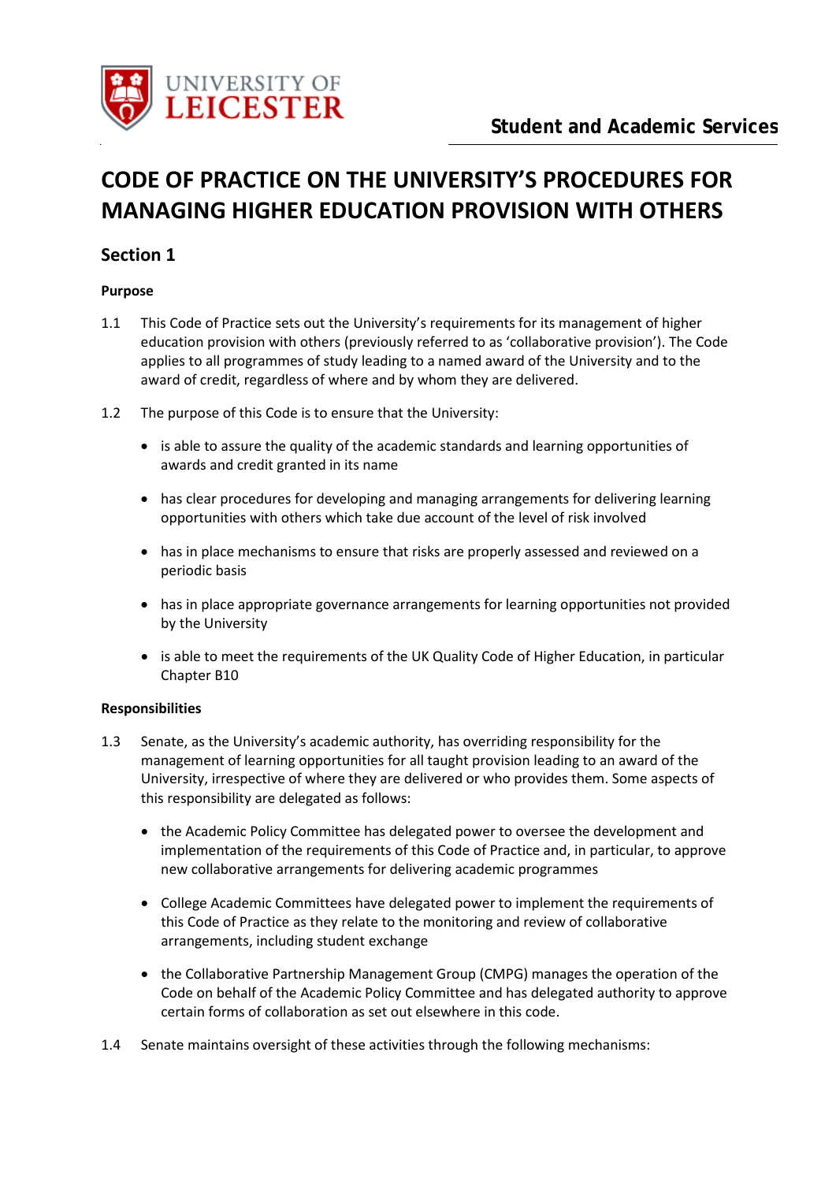Student and Academic Services

# CODE OF PRACTICE ON THE UNIVERSITY'S PROCEDURES FOR MANAGING HIGHER EDUCATION PROVISION WITH OTHERS

## Section 1

**Purpose**

1.1 This Code of Practice sets out the University's requirements for its management of higher education provision with others (previously referred to as 'collaborative provision'). The Code applies to all programmes of study leading to a named award of the University and to the award of credit, regardless of where and by whom they are delivered.

1.2 The purpose of this Code is to ensure that the University:

- is able to assure the quality of the academic standards and learning opportunities of awards and credit granted in its name
- has clear procedures for developing and managing arrangements for delivering learning opportunities with others which take due account of the level of risk involved
- has in place mechanisms to ensure that risks are properly assessed and reviewed on a periodic basis
- has in place appropriate governance arrangements for learning opportunities not provided by the University
- is able to meet the requirements of the UK Quality Code of Higher Education, in particular Chapter B10

**Responsibilities**

1.3 Senate, as the University's academic authority, has overriding responsibility for the management of learning opportunities for all taught provision leading to an award of the University, irrespective of where they are delivered or who provides them. Some aspects of this responsibility are delegated as follows:

- the Academic Policy Committee has delegated power to oversee the development and implementation of the requirements of this Code of Practice and, in particular, to approve new collaborative arrangements for delivering academic programmes
- College Academic Committees have delegated power to implement the requirements of this Code of Practice as they relate to the monitoring and review of collaborative arrangements, including student exchange
- the Collaborative Partnership Management Group (CMPG) manages the operation of the Code on behalf of the Academic Policy Committee and has delegated authority to approve certain forms of collaboration as set out elsewhere in this code.

1.4 Senate maintains oversight of these activities through the following mechanisms: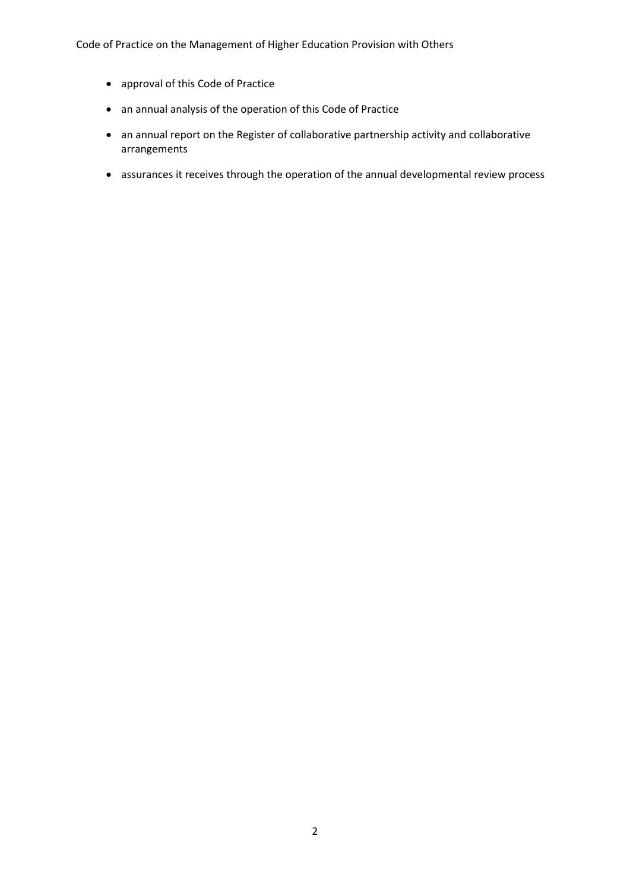- approval of this Code of Practice
- an annual analysis of the operation of this Code of Practice
- an annual report on the Register of collaborative partnership activity and collaborative arrangements
- assurances it receives through the operation of the annual developmental review process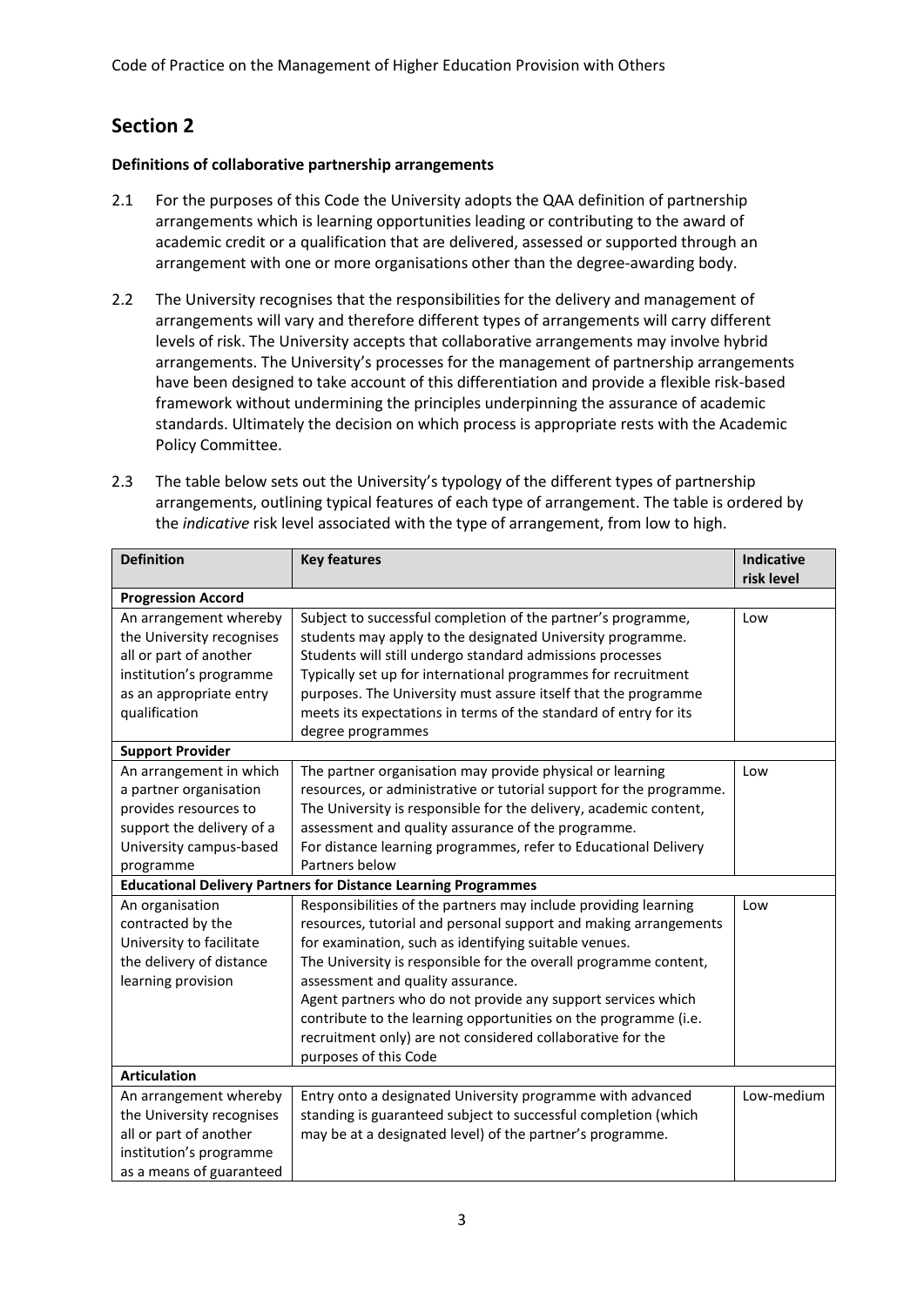## Section 2

**Definitions of collaborative partnership arrangements**

2.1 For the purposes of this Code the University adopts the QAA definition of partnership arrangements which is learning opportunities leading or contributing to the award of academic credit or a qualification that are delivered, assessed or supported through an arrangement with one or more organisations other than the degree-awarding body.

2.2 The University recognises that the responsibilities for the delivery and management of arrangements will vary and therefore different types of arrangements will carry different levels of risk. The University accepts that collaborative arrangements may involve hybrid arrangements. The University's processes for the management of partnership arrangements have been designed to take account of this differentiation and provide a flexible risk-based framework without undermining the principles underpinning the assurance of academic standards. Ultimately the decision on which process is appropriate rests with the Academic Policy Committee.

2.3 The table below sets out the University's typology of the different types of partnership arrangements, outlining typical features of each type of arrangement. The table is ordered by the *indicative* risk level associated with the type of arrangement, from low to high.

| Definition | Key features | Indicative risk level |
|---|---|---|
| **Progression Accord** | | |
| An arrangement whereby the University recognises all or part of another institution's programme as an appropriate entry qualification | Subject to successful completion of the partner's programme, students may apply to the designated University programme. Students will still undergo standard admissions processes Typically set up for international programmes for recruitment purposes. The University must assure itself that the programme meets its expectations in terms of the standard of entry for its degree programmes | Low |
| **Support Provider** | | |
| An arrangement in which a partner organisation provides resources to support the delivery of a University campus-based programme | The partner organisation may provide physical or learning resources, or administrative or tutorial support for the programme. The University is responsible for the delivery, academic content, assessment and quality assurance of the programme. For distance learning programmes, refer to Educational Delivery Partners below | Low |
| **Educational Delivery Partners for Distance Learning Programmes** | | |
| An organisation contracted by the University to facilitate the delivery of distance learning provision | Responsibilities of the partners may include providing learning resources, tutorial and personal support and making arrangements for examination, such as identifying suitable venues. The University is responsible for the overall programme content, assessment and quality assurance. Agent partners who do not provide any support services which contribute to the learning opportunities on the programme (i.e. recruitment only) are not considered collaborative for the purposes of this Code | Low |
| **Articulation** | | |
| An arrangement whereby the University recognises all or part of another institution's programme as a means of guaranteed | Entry onto a designated University programme with advanced standing is guaranteed subject to successful completion (which may be at a designated level) of the partner's programme. | Low-medium |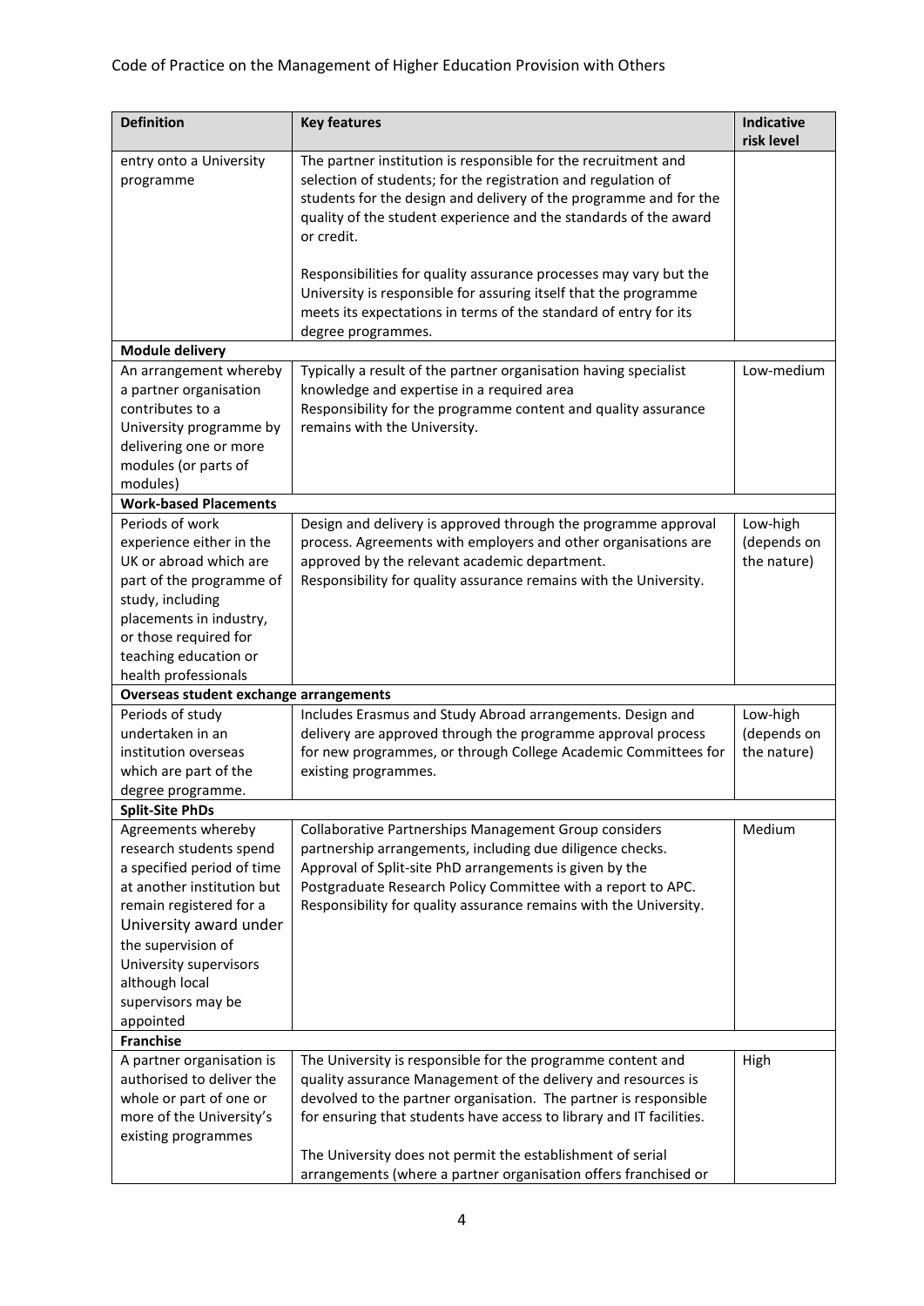| Definition | Key features | Indicative risk level |
|---|---|---|
| entry onto a University programme | The partner institution is responsible for the recruitment and selection of students; for the registration and regulation of students for the design and delivery of the programme and for the quality of the student experience and the standards of the award or credit.<br><br>Responsibilities for quality assurance processes may vary but the University is responsible for assuring itself that the programme meets its expectations in terms of the standard of entry for its degree programmes. | |
| **Module delivery** | | |
| An arrangement whereby a partner organisation contributes to a University programme by delivering one or more modules (or parts of modules) | Typically a result of the partner organisation having specialist knowledge and expertise in a required area<br>Responsibility for the programme content and quality assurance remains with the University. | Low-medium |
| **Work-based Placements** | | |
| Periods of work experience either in the UK or abroad which are part of the programme of study, including placements in industry, or those required for teaching education or health professionals | Design and delivery is approved through the programme approval process. Agreements with employers and other organisations are approved by the relevant academic department.<br>Responsibility for quality assurance remains with the University. | Low-high (depends on the nature) |
| **Overseas student exchange arrangements** | | |
| Periods of study undertaken in an institution overseas which are part of the degree programme. | Includes Erasmus and Study Abroad arrangements. Design and delivery are approved through the programme approval process for new programmes, or through College Academic Committees for existing programmes. | Low-high (depends on the nature) |
| **Split-Site PhDs** | | |
| Agreements whereby research students spend a specified period of time at another institution but remain registered for a University award under the supervision of University supervisors although local supervisors may be appointed | Collaborative Partnerships Management Group considers partnership arrangements, including due diligence checks.<br>Approval of Split-site PhD arrangements is given by the Postgraduate Research Policy Committee with a report to APC.<br>Responsibility for quality assurance remains with the University. | Medium |
| **Franchise** | | |
| A partner organisation is authorised to deliver the whole or part of one or more of the University's existing programmes | The University is responsible for the programme content and quality assurance Management of the delivery and resources is devolved to the partner organisation. The partner is responsible for ensuring that students have access to library and IT facilities.<br><br>The University does not permit the establishment of serial arrangements (where a partner organisation offers franchised or | High |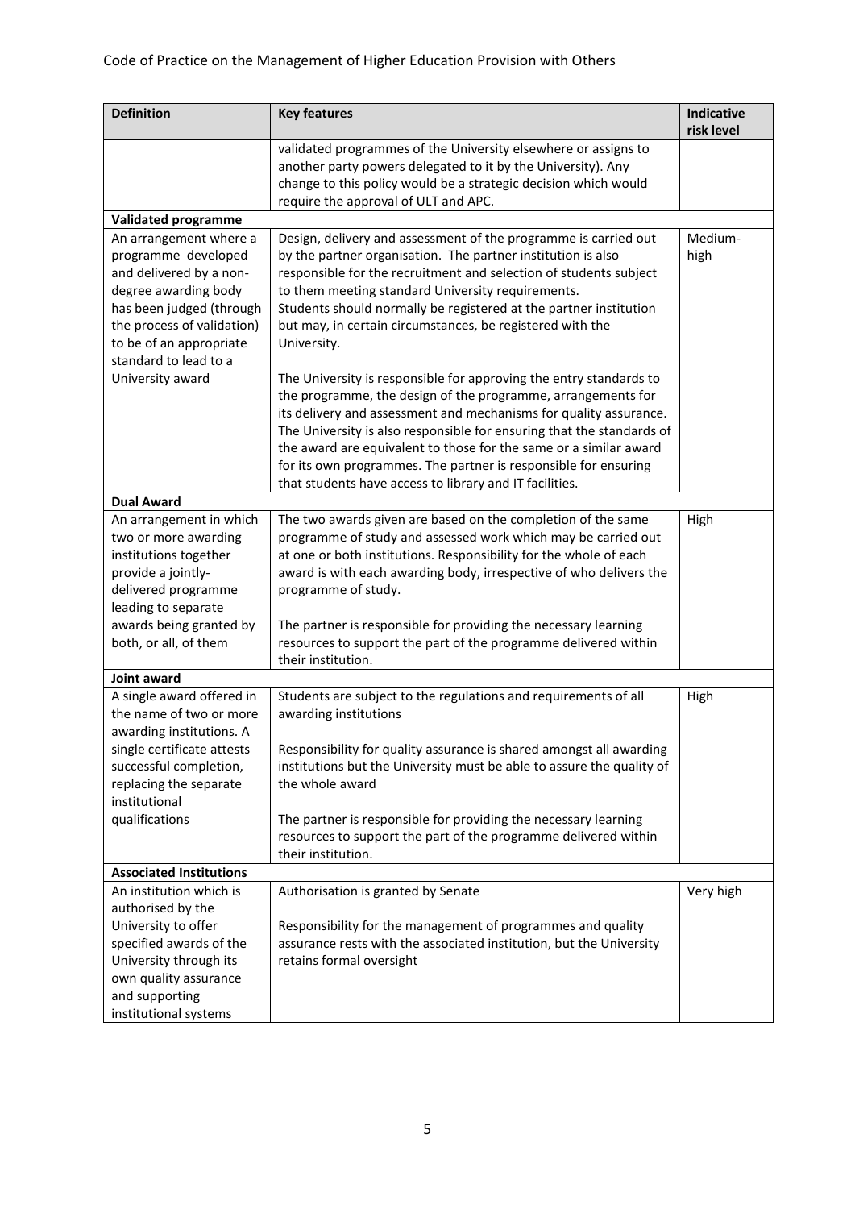| Definition | Key features | Indicative risk level |
|---|---|---|
| | validated programmes of the University elsewhere or assigns to another party powers delegated to it by the University). Any change to this policy would be a strategic decision which would require the approval of ULT and APC. | |
| **Validated programme** | | |
| An arrangement where a programme developed and delivered by a non-degree awarding body has been judged (through the process of validation) to be of an appropriate standard to lead to a University award | Design, delivery and assessment of the programme is carried out by the partner organisation. The partner institution is also responsible for the recruitment and selection of students subject to them meeting standard University requirements. Students should normally be registered at the partner institution but may, in certain circumstances, be registered with the University.<br><br>The University is responsible for approving the entry standards to the programme, the design of the programme, arrangements for its delivery and assessment and mechanisms for quality assurance. The University is also responsible for ensuring that the standards of the award are equivalent to those for the same or a similar award for its own programmes. The partner is responsible for ensuring that students have access to library and IT facilities. | Medium-high |
| **Dual Award** | | |
| An arrangement in which two or more awarding institutions together provide a jointly-delivered programme leading to separate awards being granted by both, or all, of them | The two awards given are based on the completion of the same programme of study and assessed work which may be carried out at one or both institutions. Responsibility for the whole of each award is with each awarding body, irrespective of who delivers the programme of study.<br><br>The partner is responsible for providing the necessary learning resources to support the part of the programme delivered within their institution. | High |
| **Joint award** | | |
| A single award offered in the name of two or more awarding institutions. A single certificate attests successful completion, replacing the separate institutional qualifications | Students are subject to the regulations and requirements of all awarding institutions<br><br>Responsibility for quality assurance is shared amongst all awarding institutions but the University must be able to assure the quality of the whole award<br><br>The partner is responsible for providing the necessary learning resources to support the part of the programme delivered within their institution. | High |
| **Associated Institutions** | | |
| An institution which is authorised by the University to offer specified awards of the University through its own quality assurance and supporting institutional systems | Authorisation is granted by Senate<br><br>Responsibility for the management of programmes and quality assurance rests with the associated institution, but the University retains formal oversight | Very high |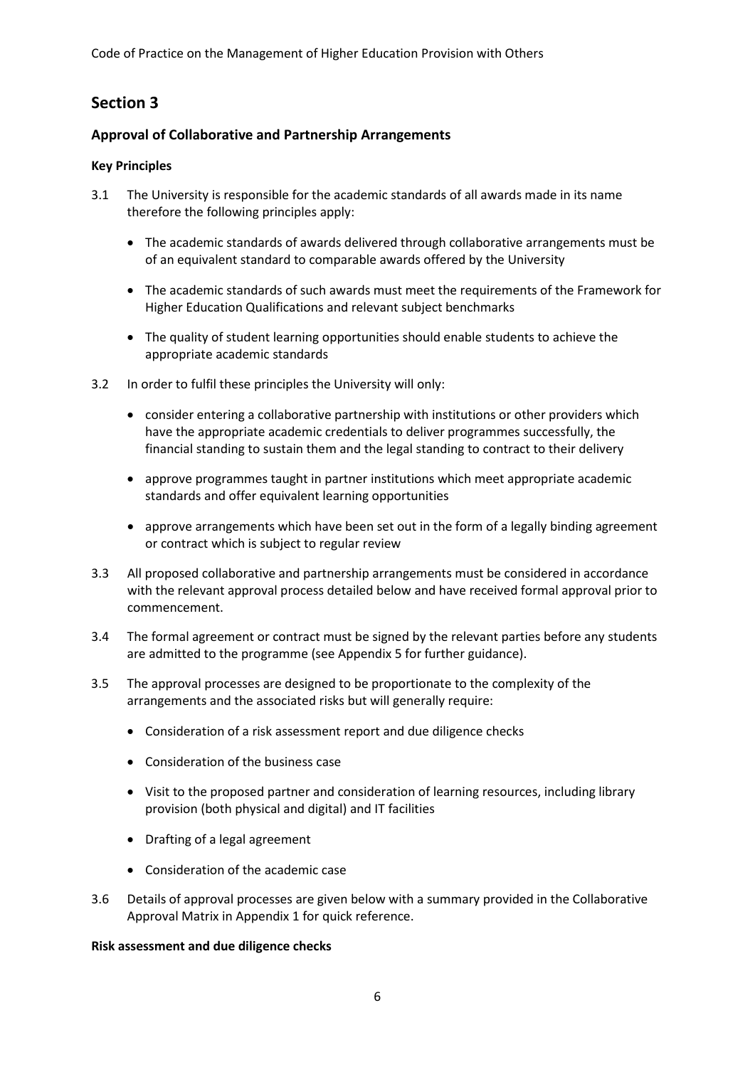## Section 3

### Approval of Collaborative and Partnership Arrangements

#### Key Principles

3.1 The University is responsible for the academic standards of all awards made in its name therefore the following principles apply:

- The academic standards of awards delivered through collaborative arrangements must be of an equivalent standard to comparable awards offered by the University
- The academic standards of such awards must meet the requirements of the Framework for Higher Education Qualifications and relevant subject benchmarks
- The quality of student learning opportunities should enable students to achieve the appropriate academic standards

3.2 In order to fulfil these principles the University will only:

- consider entering a collaborative partnership with institutions or other providers which have the appropriate academic credentials to deliver programmes successfully, the financial standing to sustain them and the legal standing to contract to their delivery
- approve programmes taught in partner institutions which meet appropriate academic standards and offer equivalent learning opportunities
- approve arrangements which have been set out in the form of a legally binding agreement or contract which is subject to regular review

3.3 All proposed collaborative and partnership arrangements must be considered in accordance with the relevant approval process detailed below and have received formal approval prior to commencement.

3.4 The formal agreement or contract must be signed by the relevant parties before any students are admitted to the programme (see Appendix 5 for further guidance).

3.5 The approval processes are designed to be proportionate to the complexity of the arrangements and the associated risks but will generally require:

- Consideration of a risk assessment report and due diligence checks
- Consideration of the business case
- Visit to the proposed partner and consideration of learning resources, including library provision (both physical and digital) and IT facilities
- Drafting of a legal agreement
- Consideration of the academic case

3.6 Details of approval processes are given below with a summary provided in the Collaborative Approval Matrix in Appendix 1 for quick reference.

#### Risk assessment and due diligence checks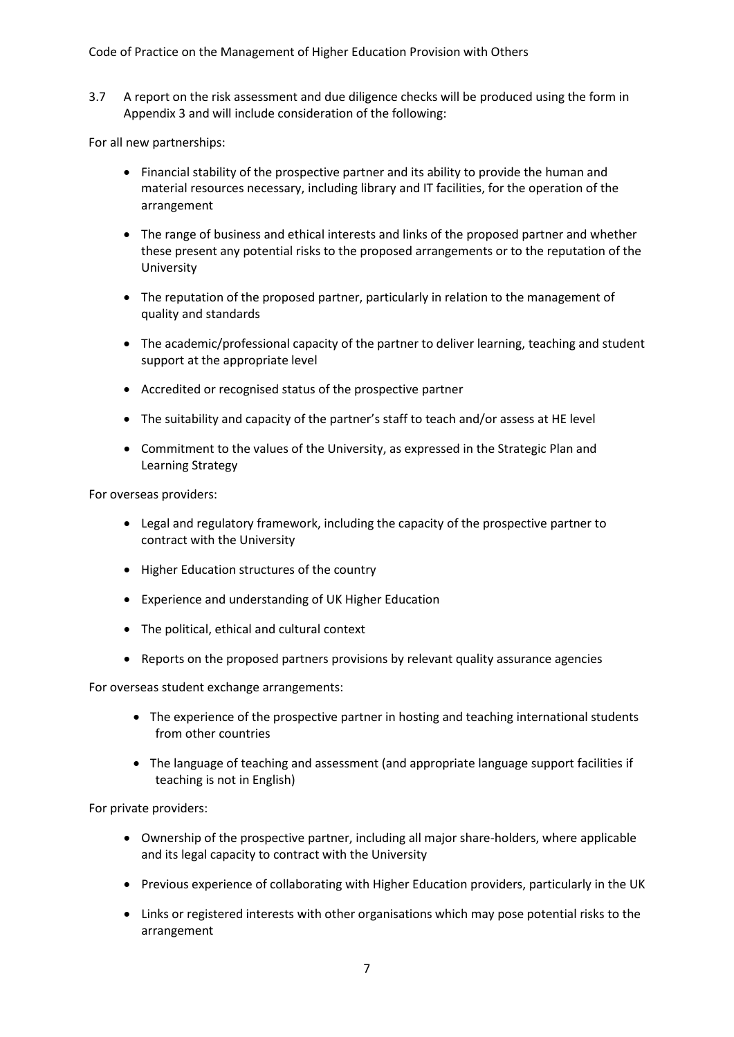3.7 A report on the risk assessment and due diligence checks will be produced using the form in Appendix 3 and will include consideration of the following:

For all new partnerships:

- Financial stability of the prospective partner and its ability to provide the human and material resources necessary, including library and IT facilities, for the operation of the arrangement
- The range of business and ethical interests and links of the proposed partner and whether these present any potential risks to the proposed arrangements or to the reputation of the University
- The reputation of the proposed partner, particularly in relation to the management of quality and standards
- The academic/professional capacity of the partner to deliver learning, teaching and student support at the appropriate level
- Accredited or recognised status of the prospective partner
- The suitability and capacity of the partner's staff to teach and/or assess at HE level
- Commitment to the values of the University, as expressed in the Strategic Plan and Learning Strategy

For overseas providers:

- Legal and regulatory framework, including the capacity of the prospective partner to contract with the University
- Higher Education structures of the country
- Experience and understanding of UK Higher Education
- The political, ethical and cultural context
- Reports on the proposed partners provisions by relevant quality assurance agencies

For overseas student exchange arrangements:

- The experience of the prospective partner in hosting and teaching international students from other countries
- The language of teaching and assessment (and appropriate language support facilities if teaching is not in English)

For private providers:

- Ownership of the prospective partner, including all major share-holders, where applicable and its legal capacity to contract with the University
- Previous experience of collaborating with Higher Education providers, particularly in the UK
- Links or registered interests with other organisations which may pose potential risks to the arrangement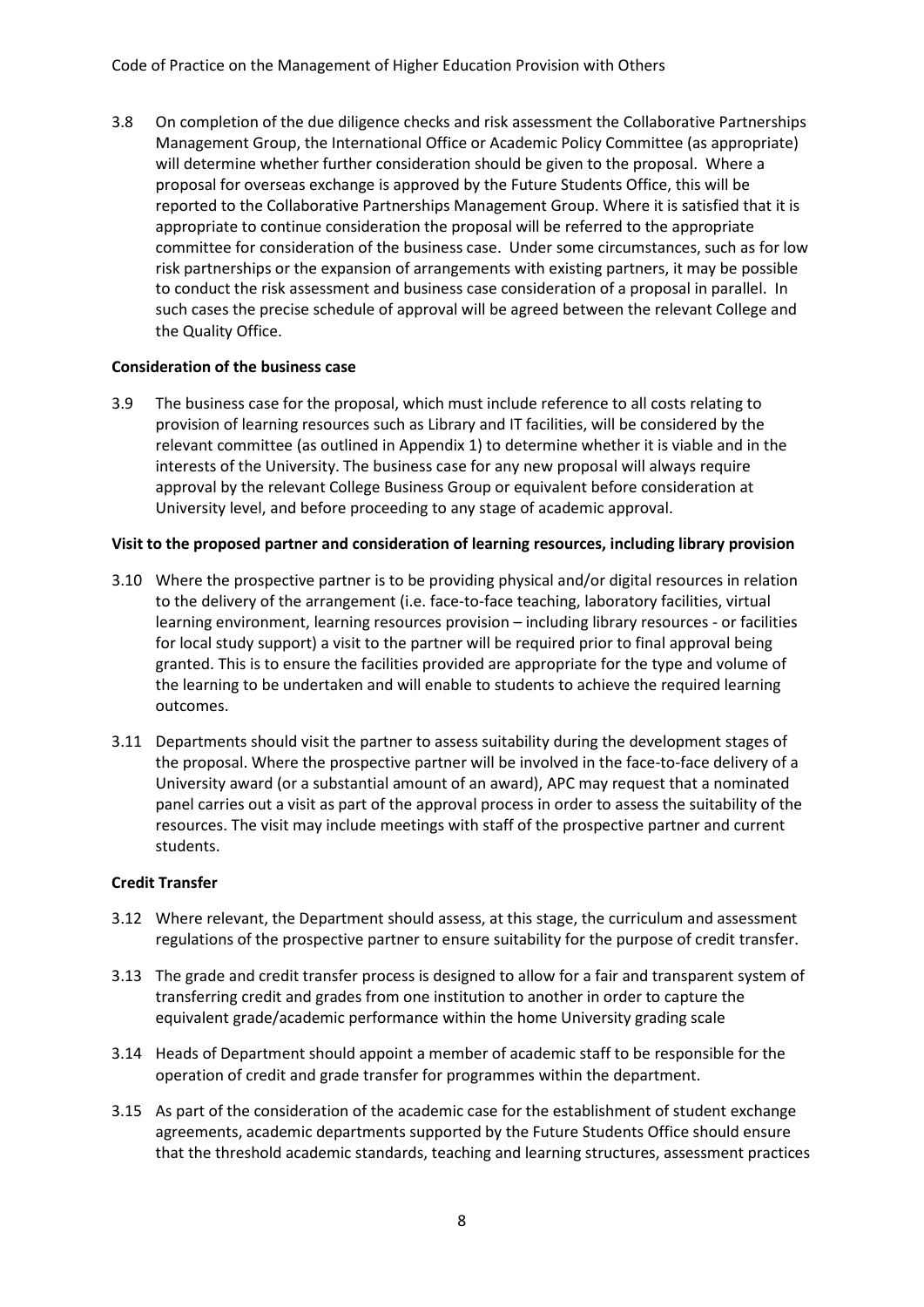3.8 On completion of the due diligence checks and risk assessment the Collaborative Partnerships Management Group, the International Office or Academic Policy Committee (as appropriate) will determine whether further consideration should be given to the proposal. Where a proposal for overseas exchange is approved by the Future Students Office, this will be reported to the Collaborative Partnerships Management Group. Where it is satisfied that it is appropriate to continue consideration the proposal will be referred to the appropriate committee for consideration of the business case. Under some circumstances, such as for low risk partnerships or the expansion of arrangements with existing partners, it may be possible to conduct the risk assessment and business case consideration of a proposal in parallel. In such cases the precise schedule of approval will be agreed between the relevant College and the Quality Office.

**Consideration of the business case**

3.9 The business case for the proposal, which must include reference to all costs relating to provision of learning resources such as Library and IT facilities, will be considered by the relevant committee (as outlined in Appendix 1) to determine whether it is viable and in the interests of the University. The business case for any new proposal will always require approval by the relevant College Business Group or equivalent before consideration at University level, and before proceeding to any stage of academic approval.

**Visit to the proposed partner and consideration of learning resources, including library provision**

3.10 Where the prospective partner is to be providing physical and/or digital resources in relation to the delivery of the arrangement (i.e. face-to-face teaching, laboratory facilities, virtual learning environment, learning resources provision – including library resources - or facilities for local study support) a visit to the partner will be required prior to final approval being granted. This is to ensure the facilities provided are appropriate for the type and volume of the learning to be undertaken and will enable to students to achieve the required learning outcomes.

3.11 Departments should visit the partner to assess suitability during the development stages of the proposal. Where the prospective partner will be involved in the face-to-face delivery of a University award (or a substantial amount of an award), APC may request that a nominated panel carries out a visit as part of the approval process in order to assess the suitability of the resources. The visit may include meetings with staff of the prospective partner and current students.

**Credit Transfer**

3.12 Where relevant, the Department should assess, at this stage, the curriculum and assessment regulations of the prospective partner to ensure suitability for the purpose of credit transfer.

3.13 The grade and credit transfer process is designed to allow for a fair and transparent system of transferring credit and grades from one institution to another in order to capture the equivalent grade/academic performance within the home University grading scale

3.14 Heads of Department should appoint a member of academic staff to be responsible for the operation of credit and grade transfer for programmes within the department.

3.15 As part of the consideration of the academic case for the establishment of student exchange agreements, academic departments supported by the Future Students Office should ensure that the threshold academic standards, teaching and learning structures, assessment practices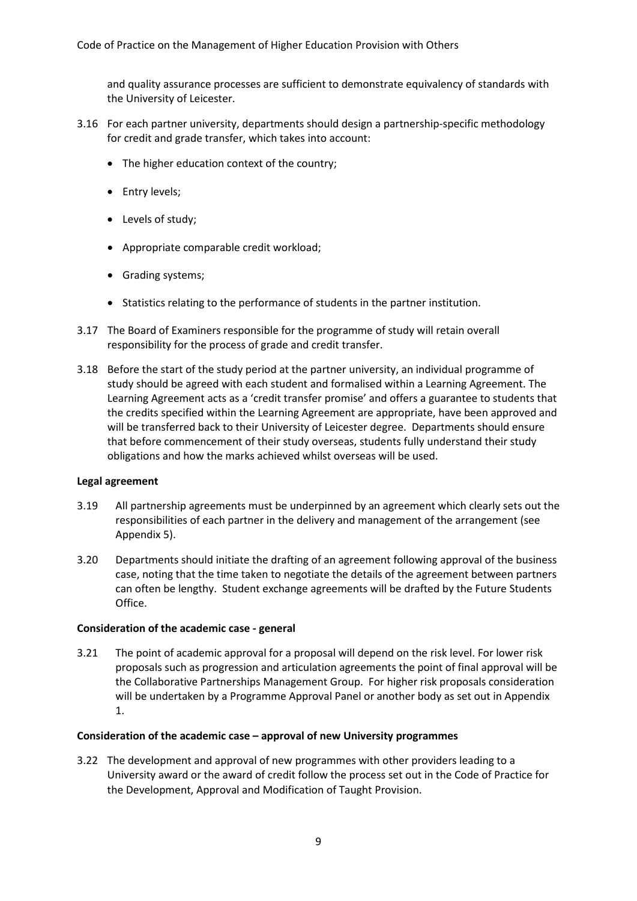and quality assurance processes are sufficient to demonstrate equivalency of standards with the University of Leicester.

3.16 For each partner university, departments should design a partnership-specific methodology for credit and grade transfer, which takes into account:

- The higher education context of the country;
- Entry levels;
- Levels of study;
- Appropriate comparable credit workload;
- Grading systems;
- Statistics relating to the performance of students in the partner institution.

3.17 The Board of Examiners responsible for the programme of study will retain overall responsibility for the process of grade and credit transfer.

3.18 Before the start of the study period at the partner university, an individual programme of study should be agreed with each student and formalised within a Learning Agreement. The Learning Agreement acts as a 'credit transfer promise' and offers a guarantee to students that the credits specified within the Learning Agreement are appropriate, have been approved and will be transferred back to their University of Leicester degree. Departments should ensure that before commencement of their study overseas, students fully understand their study obligations and how the marks achieved whilst overseas will be used.

**Legal agreement**

3.19 All partnership agreements must be underpinned by an agreement which clearly sets out the responsibilities of each partner in the delivery and management of the arrangement (see Appendix 5).

3.20 Departments should initiate the drafting of an agreement following approval of the business case, noting that the time taken to negotiate the details of the agreement between partners can often be lengthy. Student exchange agreements will be drafted by the Future Students Office.

**Consideration of the academic case - general**

3.21 The point of academic approval for a proposal will depend on the risk level. For lower risk proposals such as progression and articulation agreements the point of final approval will be the Collaborative Partnerships Management Group. For higher risk proposals consideration will be undertaken by a Programme Approval Panel or another body as set out in Appendix 1.

**Consideration of the academic case – approval of new University programmes**

3.22 The development and approval of new programmes with other providers leading to a University award or the award of credit follow the process set out in the Code of Practice for the Development, Approval and Modification of Taught Provision.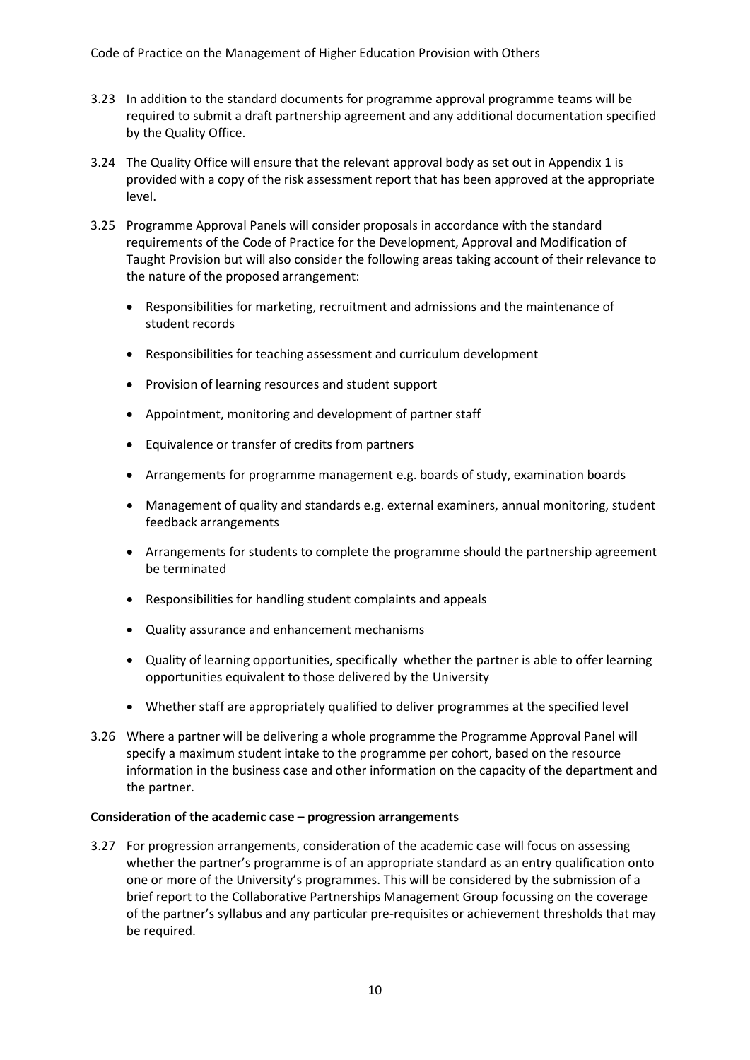3.23 In addition to the standard documents for programme approval programme teams will be required to submit a draft partnership agreement and any additional documentation specified by the Quality Office.

3.24 The Quality Office will ensure that the relevant approval body as set out in Appendix 1 is provided with a copy of the risk assessment report that has been approved at the appropriate level.

3.25 Programme Approval Panels will consider proposals in accordance with the standard requirements of the Code of Practice for the Development, Approval and Modification of Taught Provision but will also consider the following areas taking account of their relevance to the nature of the proposed arrangement:

- Responsibilities for marketing, recruitment and admissions and the maintenance of student records
- Responsibilities for teaching assessment and curriculum development
- Provision of learning resources and student support
- Appointment, monitoring and development of partner staff
- Equivalence or transfer of credits from partners
- Arrangements for programme management e.g. boards of study, examination boards
- Management of quality and standards e.g. external examiners, annual monitoring, student feedback arrangements
- Arrangements for students to complete the programme should the partnership agreement be terminated
- Responsibilities for handling student complaints and appeals
- Quality assurance and enhancement mechanisms
- Quality of learning opportunities, specifically whether the partner is able to offer learning opportunities equivalent to those delivered by the University
- Whether staff are appropriately qualified to deliver programmes at the specified level

3.26 Where a partner will be delivering a whole programme the Programme Approval Panel will specify a maximum student intake to the programme per cohort, based on the resource information in the business case and other information on the capacity of the department and the partner.

**Consideration of the academic case – progression arrangements**

3.27 For progression arrangements, consideration of the academic case will focus on assessing whether the partner's programme is of an appropriate standard as an entry qualification onto one or more of the University's programmes. This will be considered by the submission of a brief report to the Collaborative Partnerships Management Group focussing on the coverage of the partner's syllabus and any particular pre-requisites or achievement thresholds that may be required.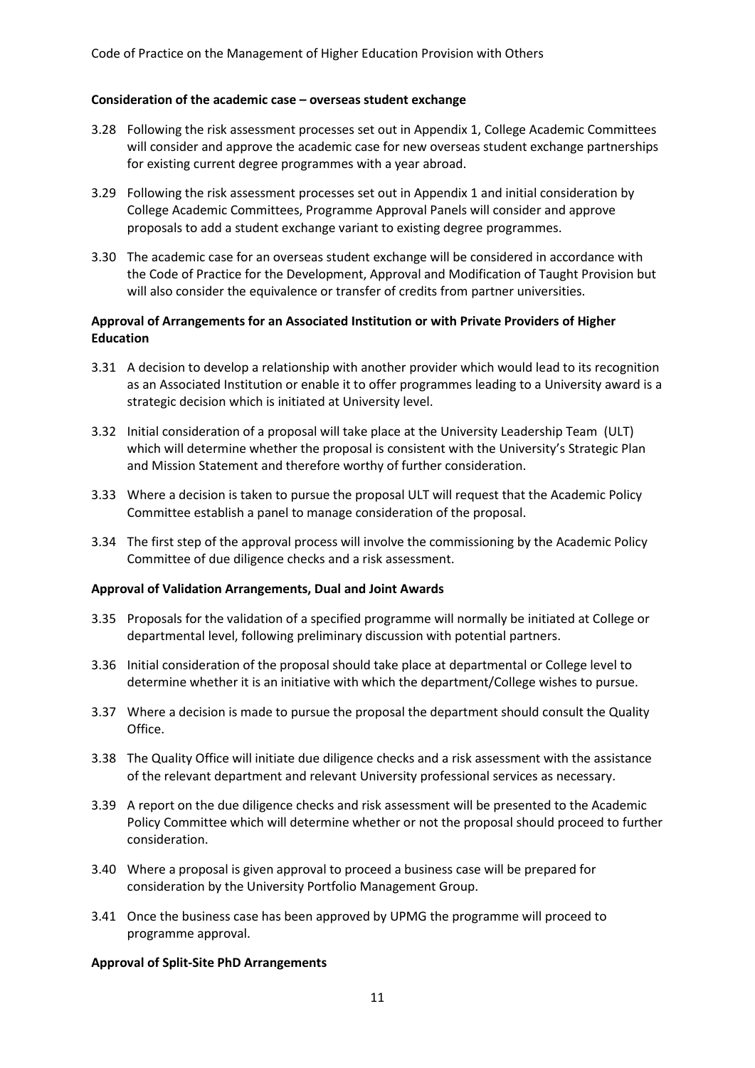**Consideration of the academic case – overseas student exchange**

3.28 Following the risk assessment processes set out in Appendix 1, College Academic Committees will consider and approve the academic case for new overseas student exchange partnerships for existing current degree programmes with a year abroad.

3.29 Following the risk assessment processes set out in Appendix 1 and initial consideration by College Academic Committees, Programme Approval Panels will consider and approve proposals to add a student exchange variant to existing degree programmes.

3.30 The academic case for an overseas student exchange will be considered in accordance with the Code of Practice for the Development, Approval and Modification of Taught Provision but will also consider the equivalence or transfer of credits from partner universities.

**Approval of Arrangements for an Associated Institution or with Private Providers of Higher Education**

3.31 A decision to develop a relationship with another provider which would lead to its recognition as an Associated Institution or enable it to offer programmes leading to a University award is a strategic decision which is initiated at University level.

3.32 Initial consideration of a proposal will take place at the University Leadership Team (ULT) which will determine whether the proposal is consistent with the University's Strategic Plan and Mission Statement and therefore worthy of further consideration.

3.33 Where a decision is taken to pursue the proposal ULT will request that the Academic Policy Committee establish a panel to manage consideration of the proposal.

3.34 The first step of the approval process will involve the commissioning by the Academic Policy Committee of due diligence checks and a risk assessment.

**Approval of Validation Arrangements, Dual and Joint Awards**

3.35 Proposals for the validation of a specified programme will normally be initiated at College or departmental level, following preliminary discussion with potential partners.

3.36 Initial consideration of the proposal should take place at departmental or College level to determine whether it is an initiative with which the department/College wishes to pursue.

3.37 Where a decision is made to pursue the proposal the department should consult the Quality Office.

3.38 The Quality Office will initiate due diligence checks and a risk assessment with the assistance of the relevant department and relevant University professional services as necessary.

3.39 A report on the due diligence checks and risk assessment will be presented to the Academic Policy Committee which will determine whether or not the proposal should proceed to further consideration.

3.40 Where a proposal is given approval to proceed a business case will be prepared for consideration by the University Portfolio Management Group.

3.41 Once the business case has been approved by UPMG the programme will proceed to programme approval.

**Approval of Split-Site PhD Arrangements**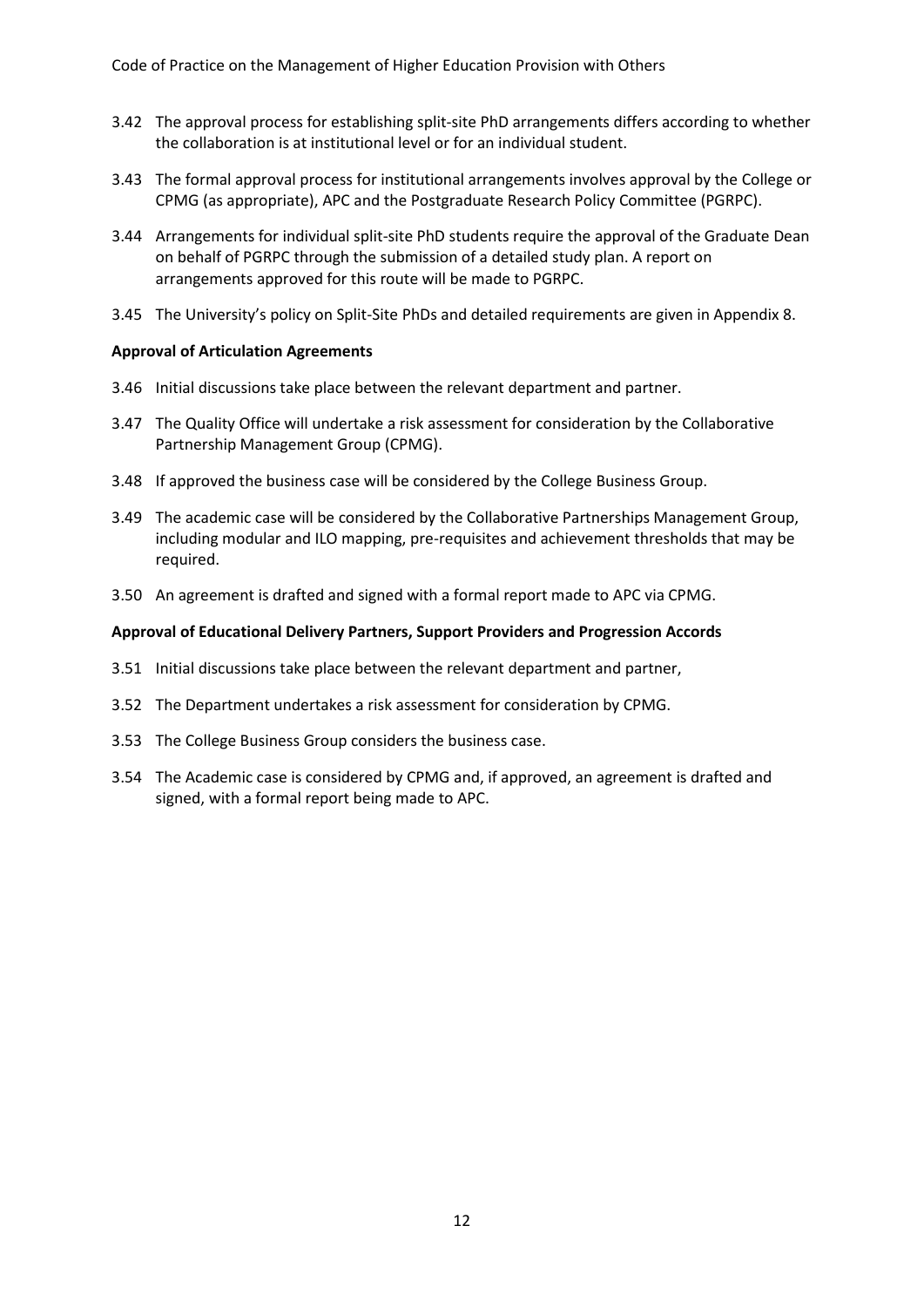3.42 The approval process for establishing split-site PhD arrangements differs according to whether the collaboration is at institutional level or for an individual student.

3.43 The formal approval process for institutional arrangements involves approval by the College or CPMG (as appropriate), APC and the Postgraduate Research Policy Committee (PGRPC).

3.44 Arrangements for individual split-site PhD students require the approval of the Graduate Dean on behalf of PGRPC through the submission of a detailed study plan. A report on arrangements approved for this route will be made to PGRPC.

3.45 The University's policy on Split-Site PhDs and detailed requirements are given in Appendix 8.

**Approval of Articulation Agreements**

3.46 Initial discussions take place between the relevant department and partner.

3.47 The Quality Office will undertake a risk assessment for consideration by the Collaborative Partnership Management Group (CPMG).

3.48 If approved the business case will be considered by the College Business Group.

3.49 The academic case will be considered by the Collaborative Partnerships Management Group, including modular and ILO mapping, pre-requisites and achievement thresholds that may be required.

3.50 An agreement is drafted and signed with a formal report made to APC via CPMG.

**Approval of Educational Delivery Partners, Support Providers and Progression Accords**

3.51 Initial discussions take place between the relevant department and partner,

3.52 The Department undertakes a risk assessment for consideration by CPMG.

3.53 The College Business Group considers the business case.

3.54 The Academic case is considered by CPMG and, if approved, an agreement is drafted and signed, with a formal report being made to APC.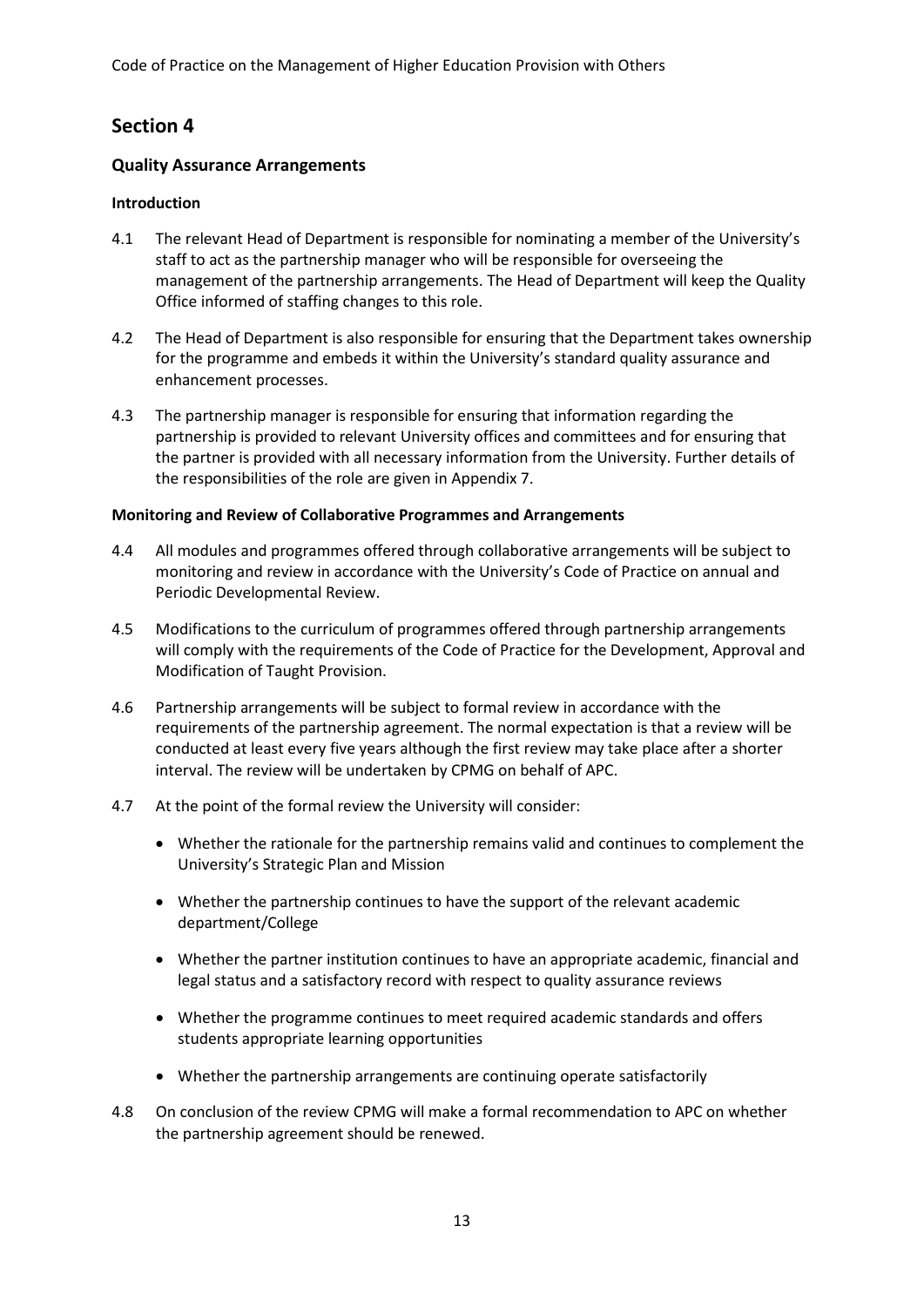## Section 4

### Quality Assurance Arrangements

#### Introduction

4.1 The relevant Head of Department is responsible for nominating a member of the University's staff to act as the partnership manager who will be responsible for overseeing the management of the partnership arrangements. The Head of Department will keep the Quality Office informed of staffing changes to this role.

4.2 The Head of Department is also responsible for ensuring that the Department takes ownership for the programme and embeds it within the University's standard quality assurance and enhancement processes.

4.3 The partnership manager is responsible for ensuring that information regarding the partnership is provided to relevant University offices and committees and for ensuring that the partner is provided with all necessary information from the University. Further details of the responsibilities of the role are given in Appendix 7.

#### Monitoring and Review of Collaborative Programmes and Arrangements

4.4 All modules and programmes offered through collaborative arrangements will be subject to monitoring and review in accordance with the University's Code of Practice on annual and Periodic Developmental Review.

4.5 Modifications to the curriculum of programmes offered through partnership arrangements will comply with the requirements of the Code of Practice for the Development, Approval and Modification of Taught Provision.

4.6 Partnership arrangements will be subject to formal review in accordance with the requirements of the partnership agreement. The normal expectation is that a review will be conducted at least every five years although the first review may take place after a shorter interval. The review will be undertaken by CPMG on behalf of APC.

4.7 At the point of the formal review the University will consider:

- Whether the rationale for the partnership remains valid and continues to complement the University's Strategic Plan and Mission
- Whether the partnership continues to have the support of the relevant academic department/College
- Whether the partner institution continues to have an appropriate academic, financial and legal status and a satisfactory record with respect to quality assurance reviews
- Whether the programme continues to meet required academic standards and offers students appropriate learning opportunities
- Whether the partnership arrangements are continuing operate satisfactorily

4.8 On conclusion of the review CPMG will make a formal recommendation to APC on whether the partnership agreement should be renewed.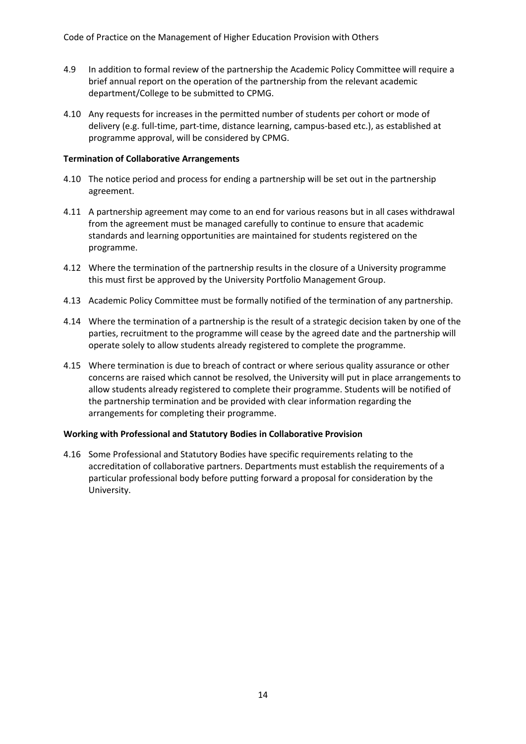4.9 In addition to formal review of the partnership the Academic Policy Committee will require a brief annual report on the operation of the partnership from the relevant academic department/College to be submitted to CPMG.

4.10 Any requests for increases in the permitted number of students per cohort or mode of delivery (e.g. full-time, part-time, distance learning, campus-based etc.), as established at programme approval, will be considered by CPMG.

**Termination of Collaborative Arrangements**

4.10 The notice period and process for ending a partnership will be set out in the partnership agreement.

4.11 A partnership agreement may come to an end for various reasons but in all cases withdrawal from the agreement must be managed carefully to continue to ensure that academic standards and learning opportunities are maintained for students registered on the programme.

4.12 Where the termination of the partnership results in the closure of a University programme this must first be approved by the University Portfolio Management Group.

4.13 Academic Policy Committee must be formally notified of the termination of any partnership.

4.14 Where the termination of a partnership is the result of a strategic decision taken by one of the parties, recruitment to the programme will cease by the agreed date and the partnership will operate solely to allow students already registered to complete the programme.

4.15 Where termination is due to breach of contract or where serious quality assurance or other concerns are raised which cannot be resolved, the University will put in place arrangements to allow students already registered to complete their programme. Students will be notified of the partnership termination and be provided with clear information regarding the arrangements for completing their programme.

**Working with Professional and Statutory Bodies in Collaborative Provision**

4.16 Some Professional and Statutory Bodies have specific requirements relating to the accreditation of collaborative partners. Departments must establish the requirements of a particular professional body before putting forward a proposal for consideration by the University.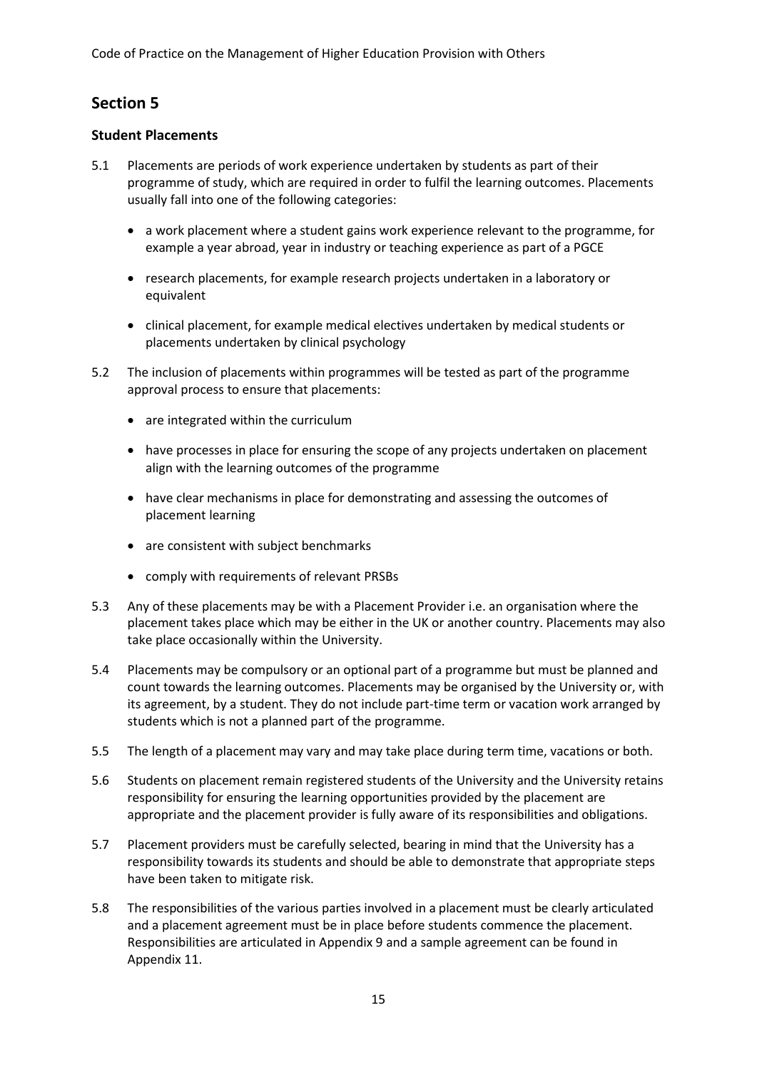## Section 5

### Student Placements

5.1 Placements are periods of work experience undertaken by students as part of their programme of study, which are required in order to fulfil the learning outcomes. Placements usually fall into one of the following categories:

- a work placement where a student gains work experience relevant to the programme, for example a year abroad, year in industry or teaching experience as part of a PGCE
- research placements, for example research projects undertaken in a laboratory or equivalent
- clinical placement, for example medical electives undertaken by medical students or placements undertaken by clinical psychology

5.2 The inclusion of placements within programmes will be tested as part of the programme approval process to ensure that placements:

- are integrated within the curriculum
- have processes in place for ensuring the scope of any projects undertaken on placement align with the learning outcomes of the programme
- have clear mechanisms in place for demonstrating and assessing the outcomes of placement learning
- are consistent with subject benchmarks
- comply with requirements of relevant PRSBs

5.3 Any of these placements may be with a Placement Provider i.e. an organisation where the placement takes place which may be either in the UK or another country. Placements may also take place occasionally within the University.

5.4 Placements may be compulsory or an optional part of a programme but must be planned and count towards the learning outcomes. Placements may be organised by the University or, with its agreement, by a student. They do not include part-time term or vacation work arranged by students which is not a planned part of the programme.

5.5 The length of a placement may vary and may take place during term time, vacations or both.

5.6 Students on placement remain registered students of the University and the University retains responsibility for ensuring the learning opportunities provided by the placement are appropriate and the placement provider is fully aware of its responsibilities and obligations.

5.7 Placement providers must be carefully selected, bearing in mind that the University has a responsibility towards its students and should be able to demonstrate that appropriate steps have been taken to mitigate risk.

5.8 The responsibilities of the various parties involved in a placement must be clearly articulated and a placement agreement must be in place before students commence the placement. Responsibilities are articulated in Appendix 9 and a sample agreement can be found in Appendix 11.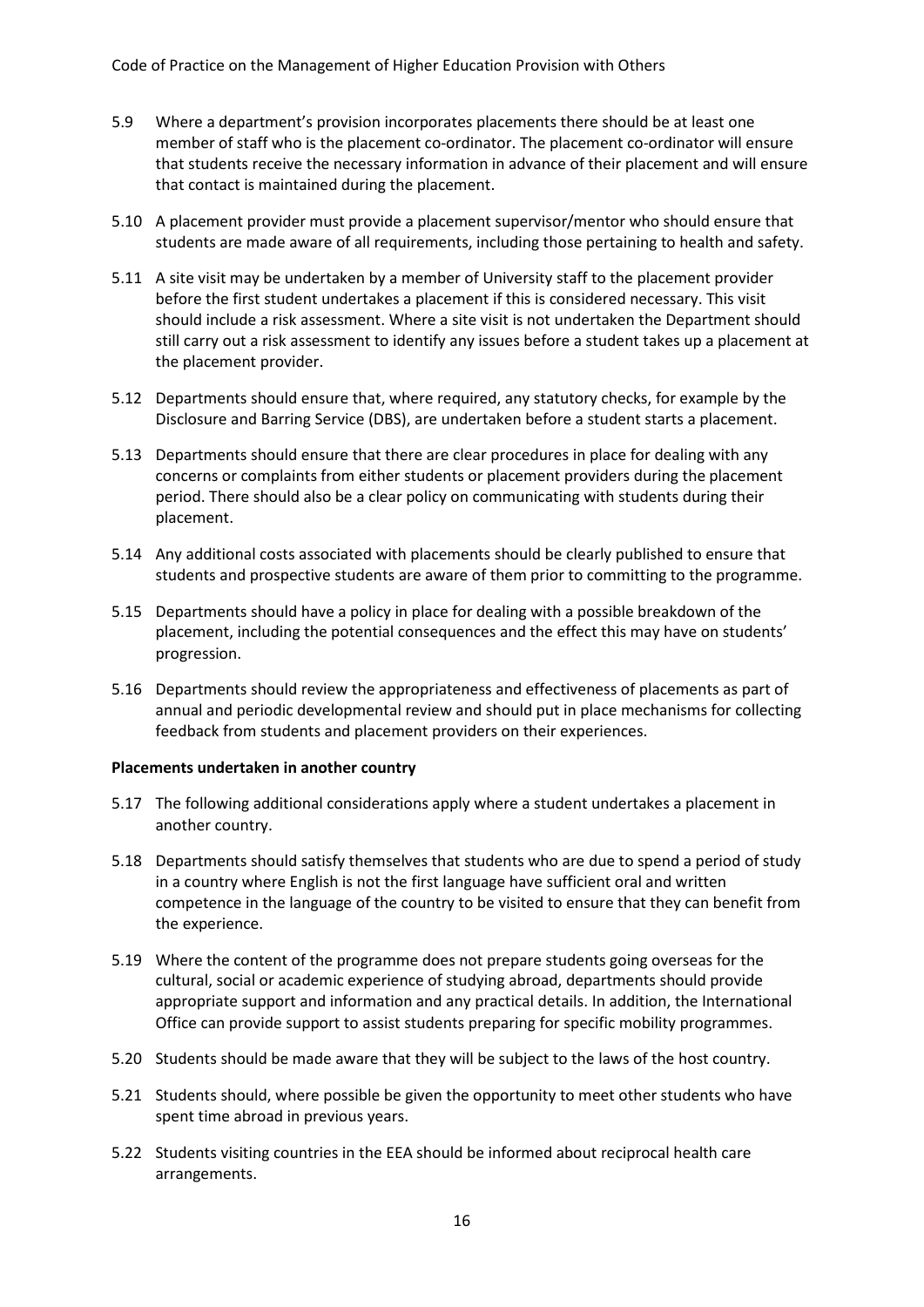5.9 Where a department's provision incorporates placements there should be at least one member of staff who is the placement co-ordinator. The placement co-ordinator will ensure that students receive the necessary information in advance of their placement and will ensure that contact is maintained during the placement.

5.10 A placement provider must provide a placement supervisor/mentor who should ensure that students are made aware of all requirements, including those pertaining to health and safety.

5.11 A site visit may be undertaken by a member of University staff to the placement provider before the first student undertakes a placement if this is considered necessary. This visit should include a risk assessment. Where a site visit is not undertaken the Department should still carry out a risk assessment to identify any issues before a student takes up a placement at the placement provider.

5.12 Departments should ensure that, where required, any statutory checks, for example by the Disclosure and Barring Service (DBS), are undertaken before a student starts a placement.

5.13 Departments should ensure that there are clear procedures in place for dealing with any concerns or complaints from either students or placement providers during the placement period. There should also be a clear policy on communicating with students during their placement.

5.14 Any additional costs associated with placements should be clearly published to ensure that students and prospective students are aware of them prior to committing to the programme.

5.15 Departments should have a policy in place for dealing with a possible breakdown of the placement, including the potential consequences and the effect this may have on students' progression.

5.16 Departments should review the appropriateness and effectiveness of placements as part of annual and periodic developmental review and should put in place mechanisms for collecting feedback from students and placement providers on their experiences.

**Placements undertaken in another country**

5.17 The following additional considerations apply where a student undertakes a placement in another country.

5.18 Departments should satisfy themselves that students who are due to spend a period of study in a country where English is not the first language have sufficient oral and written competence in the language of the country to be visited to ensure that they can benefit from the experience.

5.19 Where the content of the programme does not prepare students going overseas for the cultural, social or academic experience of studying abroad, departments should provide appropriate support and information and any practical details. In addition, the International Office can provide support to assist students preparing for specific mobility programmes.

5.20 Students should be made aware that they will be subject to the laws of the host country.

5.21 Students should, where possible be given the opportunity to meet other students who have spent time abroad in previous years.

5.22 Students visiting countries in the EEA should be informed about reciprocal health care arrangements.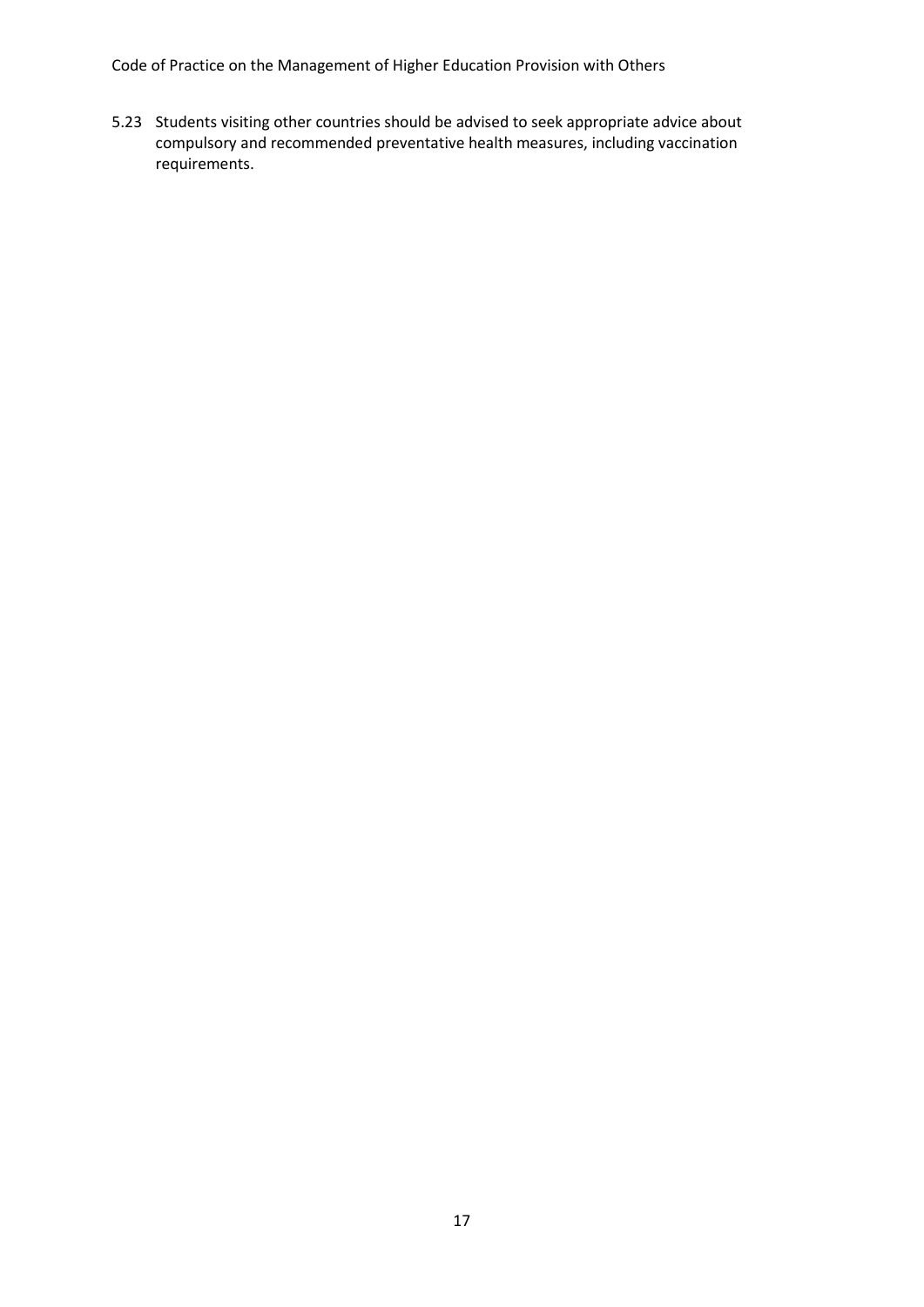5.23 Students visiting other countries should be advised to seek appropriate advice about compulsory and recommended preventative health measures, including vaccination requirements.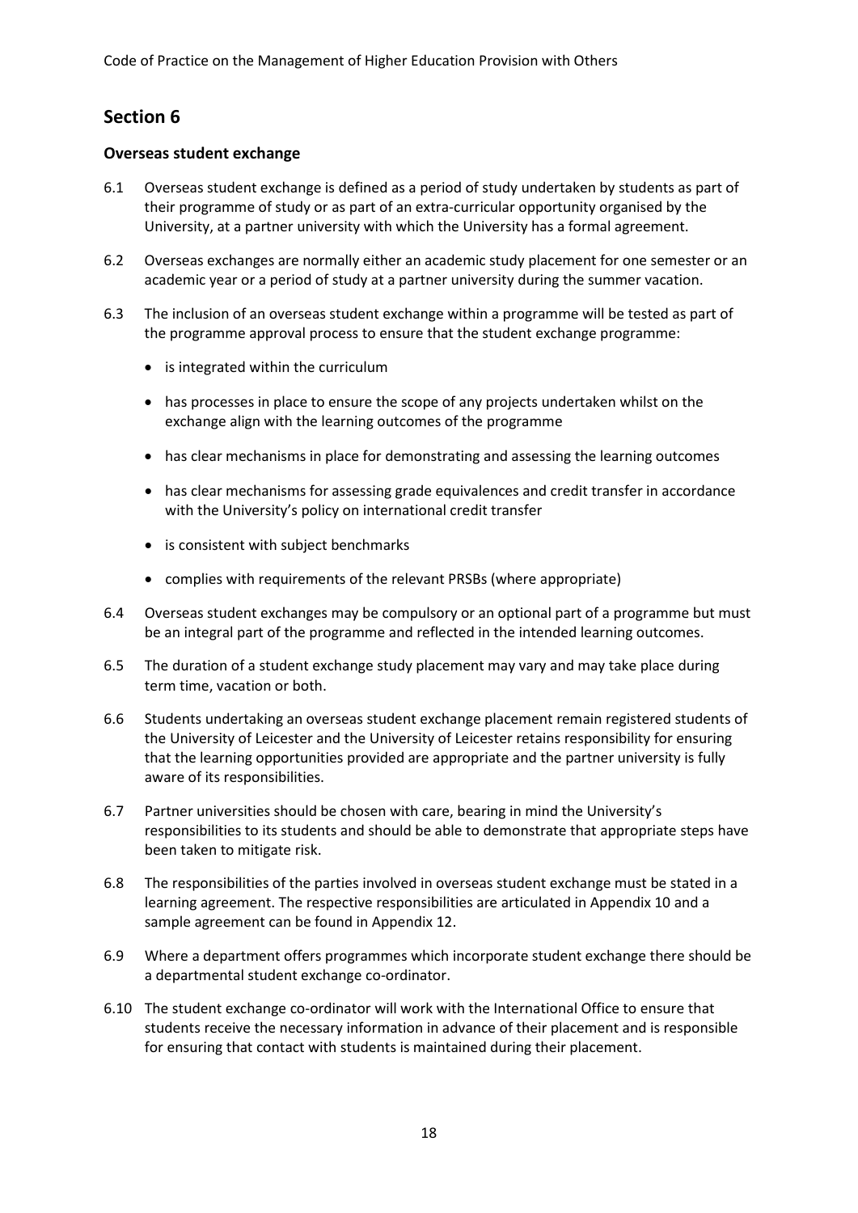## Section 6

### Overseas student exchange

6.1 Overseas student exchange is defined as a period of study undertaken by students as part of their programme of study or as part of an extra-curricular opportunity organised by the University, at a partner university with which the University has a formal agreement.

6.2 Overseas exchanges are normally either an academic study placement for one semester or an academic year or a period of study at a partner university during the summer vacation.

6.3 The inclusion of an overseas student exchange within a programme will be tested as part of the programme approval process to ensure that the student exchange programme:

- is integrated within the curriculum
- has processes in place to ensure the scope of any projects undertaken whilst on the exchange align with the learning outcomes of the programme
- has clear mechanisms in place for demonstrating and assessing the learning outcomes
- has clear mechanisms for assessing grade equivalences and credit transfer in accordance with the University's policy on international credit transfer
- is consistent with subject benchmarks
- complies with requirements of the relevant PRSBs (where appropriate)

6.4 Overseas student exchanges may be compulsory or an optional part of a programme but must be an integral part of the programme and reflected in the intended learning outcomes.

6.5 The duration of a student exchange study placement may vary and may take place during term time, vacation or both.

6.6 Students undertaking an overseas student exchange placement remain registered students of the University of Leicester and the University of Leicester retains responsibility for ensuring that the learning opportunities provided are appropriate and the partner university is fully aware of its responsibilities.

6.7 Partner universities should be chosen with care, bearing in mind the University's responsibilities to its students and should be able to demonstrate that appropriate steps have been taken to mitigate risk.

6.8 The responsibilities of the parties involved in overseas student exchange must be stated in a learning agreement. The respective responsibilities are articulated in Appendix 10 and a sample agreement can be found in Appendix 12.

6.9 Where a department offers programmes which incorporate student exchange there should be a departmental student exchange co-ordinator.

6.10 The student exchange co-ordinator will work with the International Office to ensure that students receive the necessary information in advance of their placement and is responsible for ensuring that contact with students is maintained during their placement.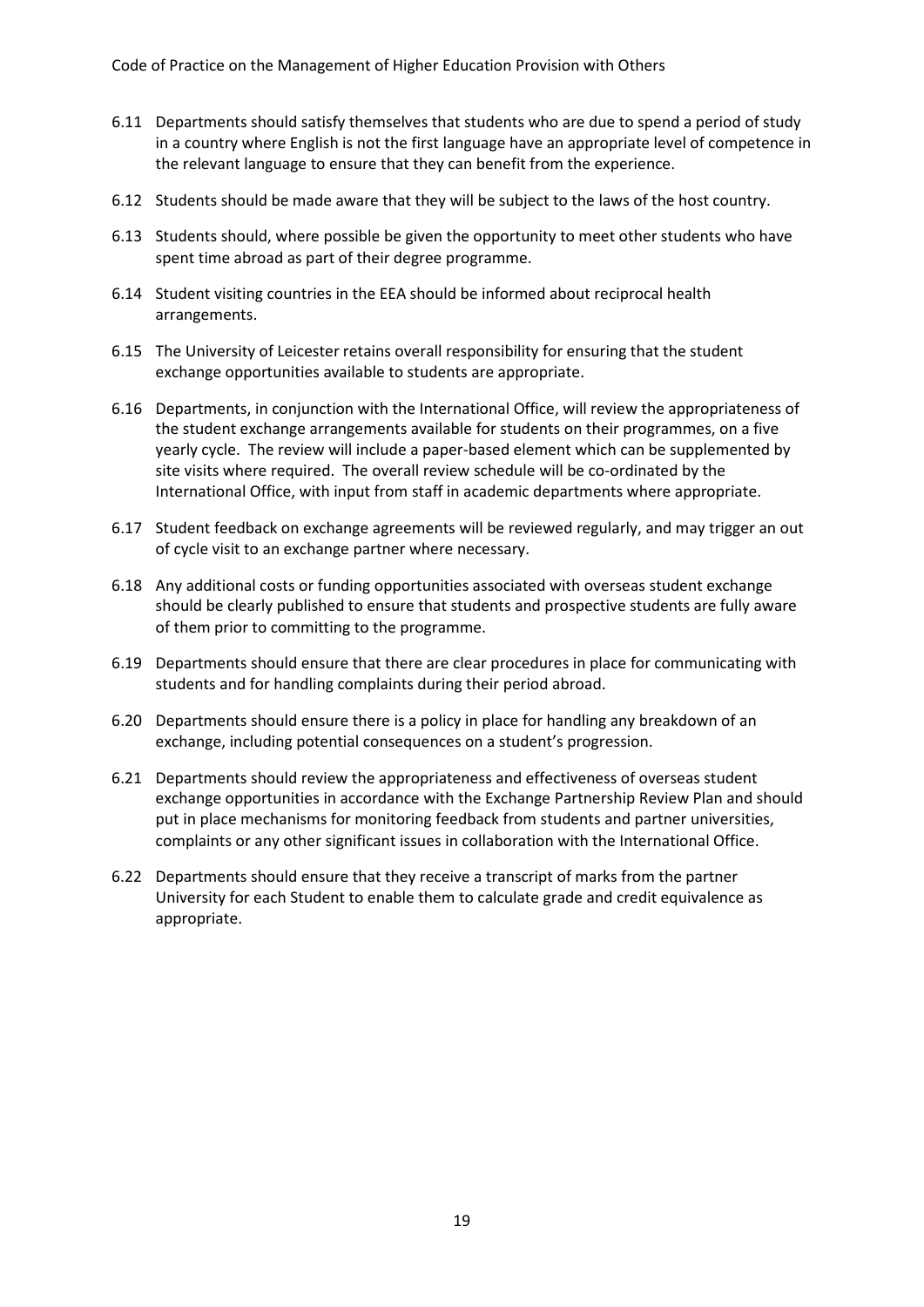6.11 Departments should satisfy themselves that students who are due to spend a period of study in a country where English is not the first language have an appropriate level of competence in the relevant language to ensure that they can benefit from the experience.

6.12 Students should be made aware that they will be subject to the laws of the host country.

6.13 Students should, where possible be given the opportunity to meet other students who have spent time abroad as part of their degree programme.

6.14 Student visiting countries in the EEA should be informed about reciprocal health arrangements.

6.15 The University of Leicester retains overall responsibility for ensuring that the student exchange opportunities available to students are appropriate.

6.16 Departments, in conjunction with the International Office, will review the appropriateness of the student exchange arrangements available for students on their programmes, on a five yearly cycle. The review will include a paper-based element which can be supplemented by site visits where required. The overall review schedule will be co-ordinated by the International Office, with input from staff in academic departments where appropriate.

6.17 Student feedback on exchange agreements will be reviewed regularly, and may trigger an out of cycle visit to an exchange partner where necessary.

6.18 Any additional costs or funding opportunities associated with overseas student exchange should be clearly published to ensure that students and prospective students are fully aware of them prior to committing to the programme.

6.19 Departments should ensure that there are clear procedures in place for communicating with students and for handling complaints during their period abroad.

6.20 Departments should ensure there is a policy in place for handling any breakdown of an exchange, including potential consequences on a student's progression.

6.21 Departments should review the appropriateness and effectiveness of overseas student exchange opportunities in accordance with the Exchange Partnership Review Plan and should put in place mechanisms for monitoring feedback from students and partner universities, complaints or any other significant issues in collaboration with the International Office.

6.22 Departments should ensure that they receive a transcript of marks from the partner University for each Student to enable them to calculate grade and credit equivalence as appropriate.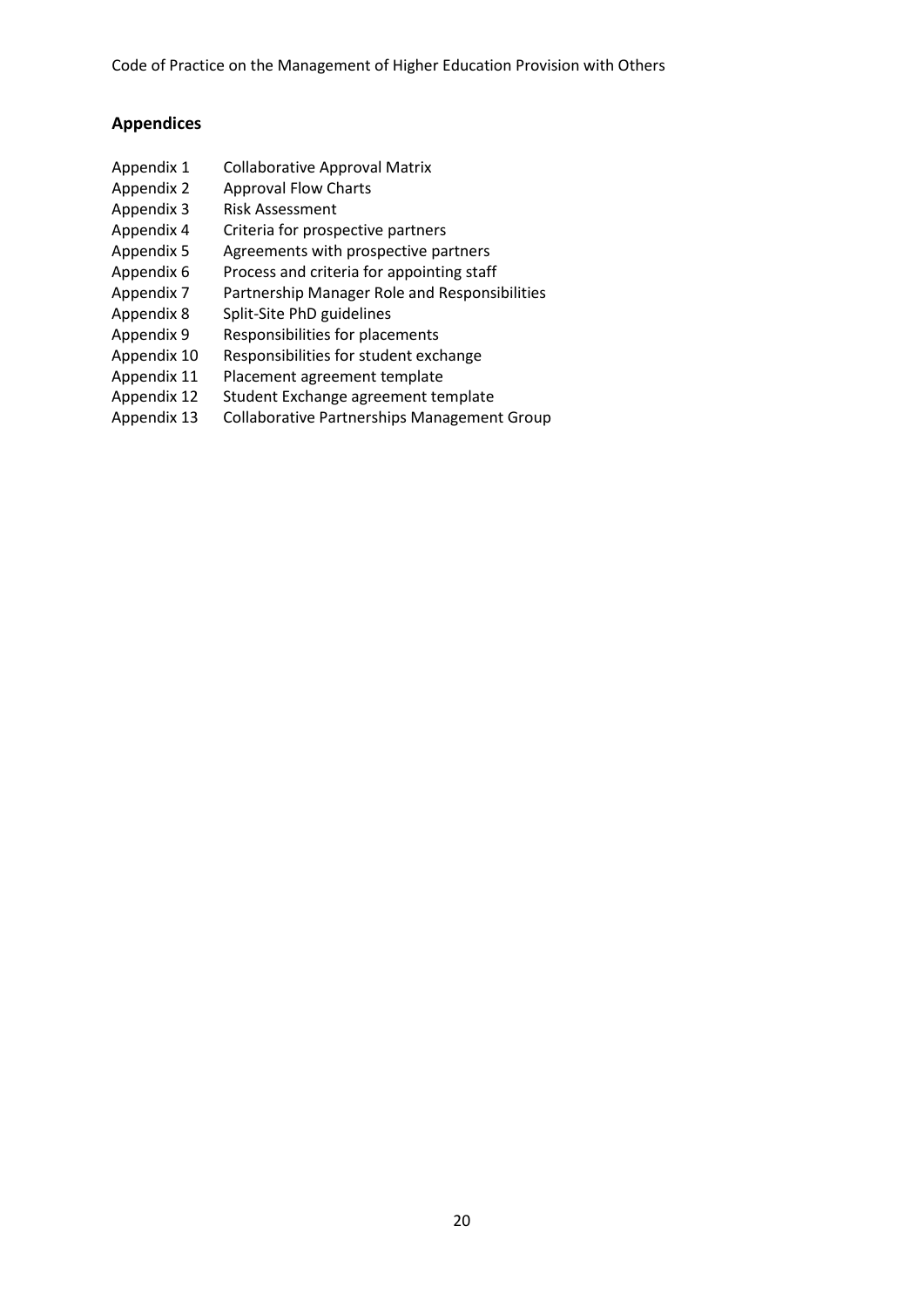## Appendices

| | |
|---|---|
| Appendix 1 | Collaborative Approval Matrix |
| Appendix 2 | Approval Flow Charts |
| Appendix 3 | Risk Assessment |
| Appendix 4 | Criteria for prospective partners |
| Appendix 5 | Agreements with prospective partners |
| Appendix 6 | Process and criteria for appointing staff |
| Appendix 7 | Partnership Manager Role and Responsibilities |
| Appendix 8 | Split-Site PhD guidelines |
| Appendix 9 | Responsibilities for placements |
| Appendix 10 | Responsibilities for student exchange |
| Appendix 11 | Placement agreement template |
| Appendix 12 | Student Exchange agreement template |
| Appendix 13 | Collaborative Partnerships Management Group |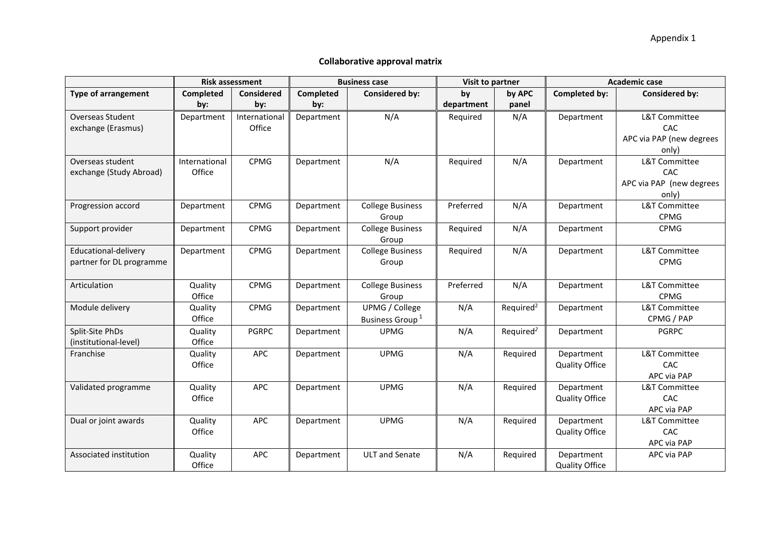Appendix 1

## Collaborative approval matrix

| | Risk assessment | | Business case | | Visit to partner | | Academic case | |
|---|---|---|---|---|---|---|---|---|
| **Type of arrangement** | **Completed by:** | **Considered by:** | **Completed by:** | **Considered by:** | **by department** | **by APC panel** | **Completed by:** | **Considered by:** |
| Overseas Student exchange (Erasmus) | Department | International Office | Department | N/A | Required | N/A | Department | L&T Committee<br>CAC<br>APC via PAP (new degrees only) |
| Overseas student exchange (Study Abroad) | International Office | CPMG | Department | N/A | Required | N/A | Department | L&T Committee<br>CAC<br>APC via PAP (new degrees only) |
| Progression accord | Department | CPMG | Department | College Business Group | Preferred | N/A | Department | L&T Committee<br>CPMG |
| Support provider | Department | CPMG | Department | College Business Group | Required | N/A | Department | CPMG |
| Educational-delivery partner for DL programme | Department | CPMG | Department | College Business Group | Required | N/A | Department | L&T Committee<br>CPMG |
| Articulation | Quality Office | CPMG | Department | College Business Group | Preferred | N/A | Department | L&T Committee<br>CPMG |
| Module delivery | Quality Office | CPMG | Department | UPMG / College Business Group[1] | N/A | Required[2] | Department | L&T Committee<br>CPMG / PAP |
| Split-Site PhDs (institutional-level) | Quality Office | PGRPC | Department | UPMG | N/A | Required[2] | Department | PGRPC |
| Franchise | Quality Office | APC | Department | UPMG | N/A | Required | Department<br>Quality Office | L&T Committee<br>CAC<br>APC via PAP |
| Validated programme | Quality Office | APC | Department | UPMG | N/A | Required | Department<br>Quality Office | L&T Committee<br>CAC<br>APC via PAP |
| Dual or joint awards | Quality Office | APC | Department | UPMG | N/A | Required | Department<br>Quality Office | L&T Committee<br>CAC<br>APC via PAP |
| Associated institution | Quality Office | APC | Department | ULT and Senate | N/A | Required | Department<br>Quality Office | APC via PAP |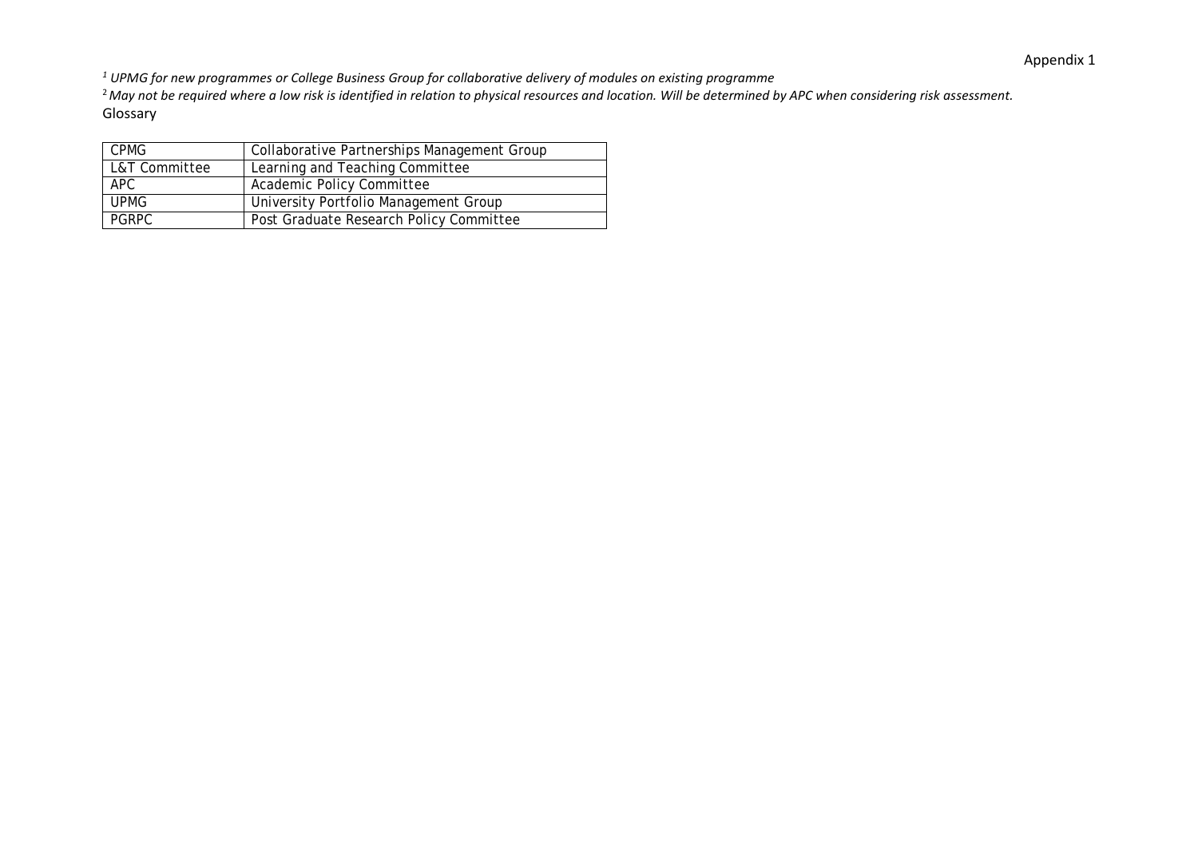Appendix 1

[1] *UPMG for new programmes or College Business Group for collaborative delivery of modules on existing programme*

[2] *May not be required where a low risk is identified in relation to physical resources and location. Will be determined by APC when considering risk assessment.*

Glossary

| | |
|---|---|
| CPMG | Collaborative Partnerships Management Group |
| L&T Committee | Learning and Teaching Committee |
| APC | Academic Policy Committee |
| UPMG | University Portfolio Management Group |
| PGRPC | Post Graduate Research Policy Committee |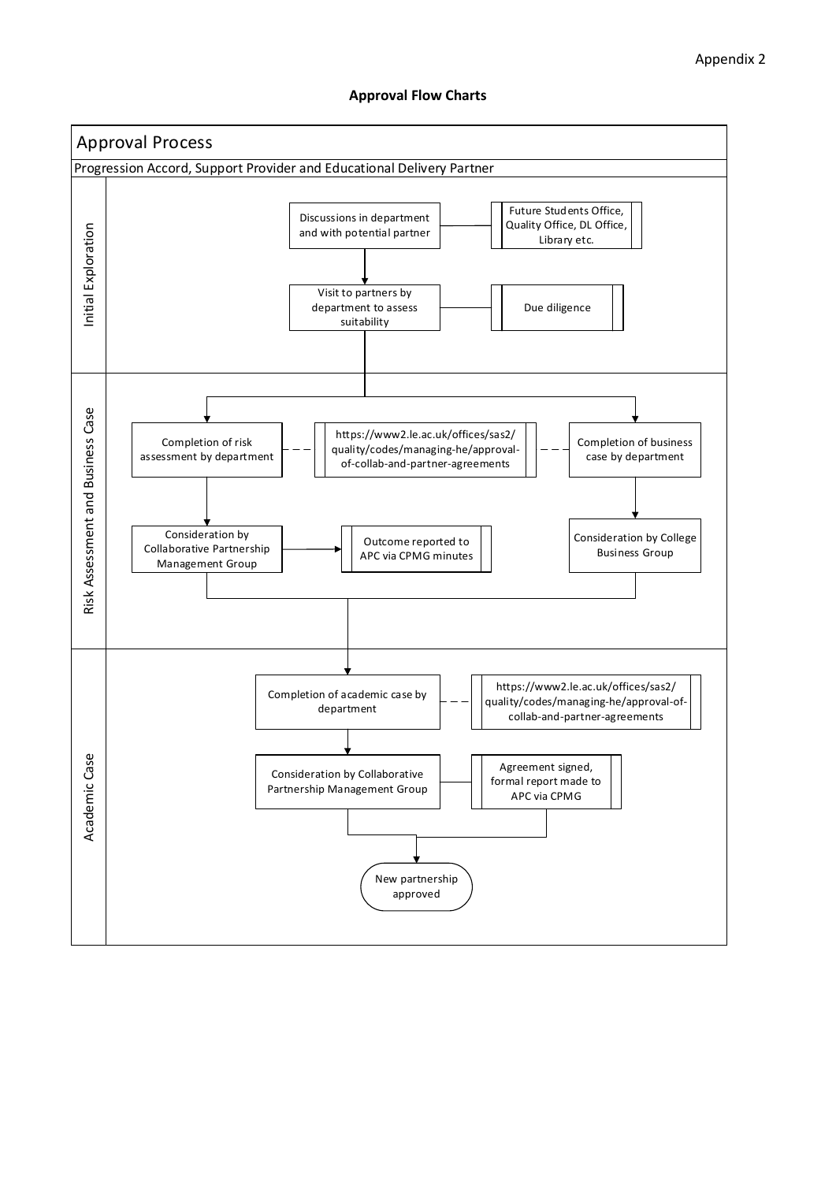Appendix 2

**Approval Flow Charts**

## Approval Process

Progression Accord, Support Provider and Educational Delivery Partner

### Initial Exploration

- Discussions in department and with potential partner — Future Students Office, Quality Office, DL Office, Library etc.
- Visit to partners by department to assess suitability — Due diligence

### Risk Assessment and Business Case

- Completion of risk assessment by department — https://www2.le.ac.uk/offices/sas2/quality/codes/managing-he/approval-of-collab-and-partner-agreements
  - Consideration by Collaborative Partnership Management Group → Outcome reported to APC via CPMG minutes
- Completion of business case by department — https://www2.le.ac.uk/offices/sas2/quality/codes/managing-he/approval-of-collab-and-partner-agreements
  - Consideration by College Business Group

### Academic Case

- Completion of academic case by department — https://www2.le.ac.uk/offices/sas2/quality/codes/managing-he/approval-of-collab-and-partner-agreements
- Consideration by Collaborative Partnership Management Group — Agreement signed, formal report made to APC via CPMG
- New partnership approved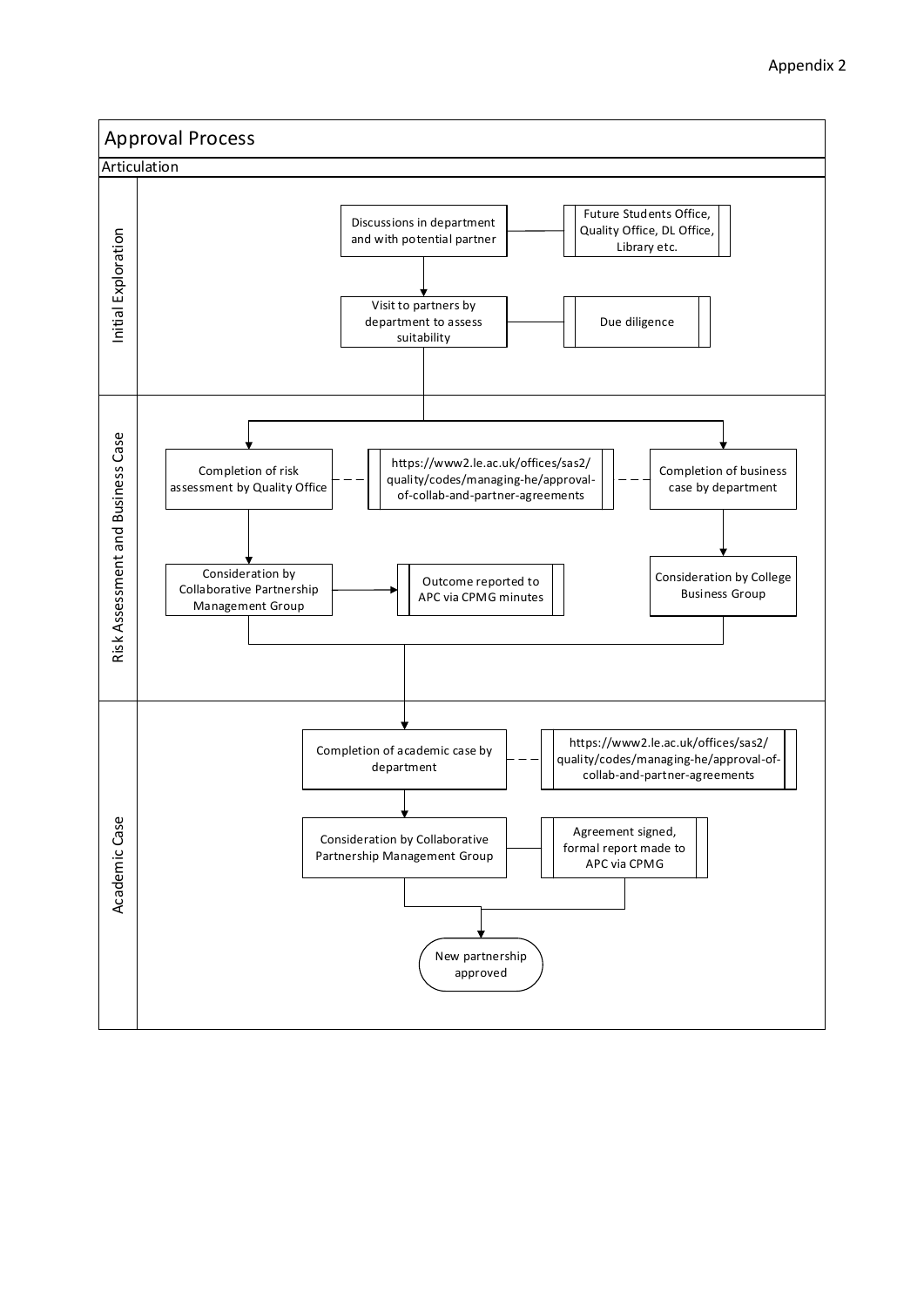Appendix 2

# Approval Process

## Articulation

### Initial Exploration

- Discussions in department and with potential partner — Future Students Office, Quality Office, DL Office, Library etc.
- Visit to partners by department to assess suitability — Due diligence

### Risk Assessment and Business Case

- Completion of risk assessment by Quality Office — https://www2.le.ac.uk/offices/sas2/quality/codes/managing-he/approval-of-collab-and-partner-agreements
- Consideration by Collaborative Partnership Management Group → Outcome reported to APC via CPMG minutes
- Completion of business case by department — https://www2.le.ac.uk/offices/sas2/quality/codes/managing-he/approval-of-collab-and-partner-agreements
- Consideration by College Business Group

### Academic Case

- Completion of academic case by department — https://www2.le.ac.uk/offices/sas2/quality/codes/managing-he/approval-of-collab-and-partner-agreements
- Consideration by Collaborative Partnership Management Group — Agreement signed, formal report made to APC via CPMG
- New partnership approved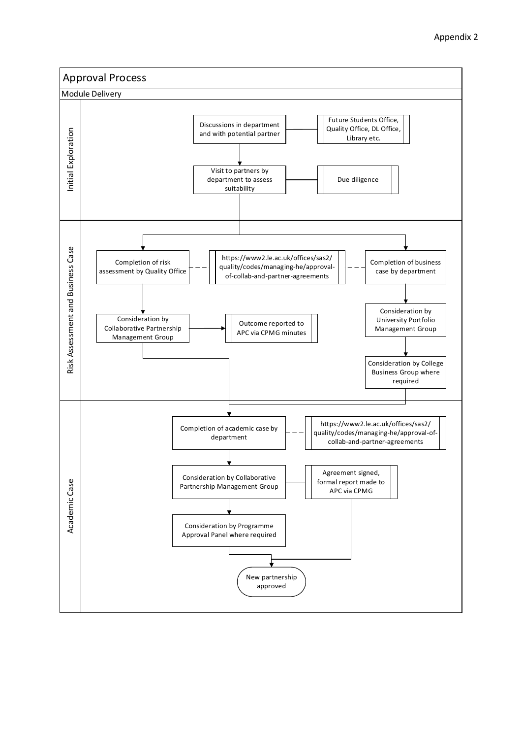Appendix 2

# Approval Process

## Module Delivery

### Initial Exploration

- Discussions in department and with potential partner — Future Students Office, Quality Office, DL Office, Library etc.
- Visit to partners by department to assess suitability — Due diligence

### Risk Assessment and Business Case

- Completion of risk assessment by Quality Office — https://www2.le.ac.uk/offices/sas2/quality/codes/managing-he/approval-of-collab-and-partner-agreements
  - Consideration by Collaborative Partnership Management Group → Outcome reported to APC via CPMG minutes
- Completion of business case by department — https://www2.le.ac.uk/offices/sas2/quality/codes/managing-he/approval-of-collab-and-partner-agreements
  - Consideration by University Portfolio Management Group
  - Consideration by College Business Group where required

### Academic Case

- Completion of academic case by department — https://www2.le.ac.uk/offices/sas2/quality/codes/managing-he/approval-of-collab-and-partner-agreements
- Consideration by Collaborative Partnership Management Group — Agreement signed, formal report made to APC via CPMG
- Consideration by Programme Approval Panel where required
- New partnership approved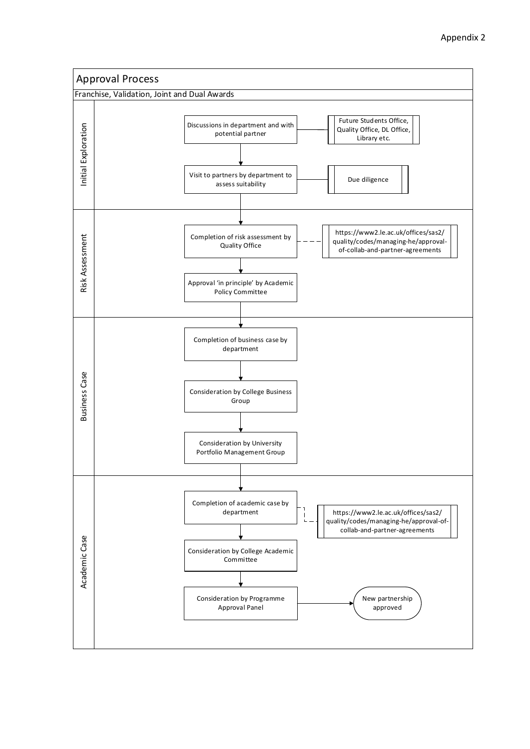Appendix 2

# Approval Process

## Franchise, Validation, Joint and Dual Awards

### Initial Exploration

- Discussions in department and with potential partner
  - Future Students Office, Quality Office, DL Office, Library etc.
- Visit to partners by department to assess suitability
  - Due diligence

### Risk Assessment

- Completion of risk assessment by Quality Office
  - https://www2.le.ac.uk/offices/sas2/quality/codes/managing-he/approval-of-collab-and-partner-agreements
- Approval 'in principle' by Academic Policy Committee

### Business Case

- Completion of business case by department
- Consideration by College Business Group
- Consideration by University Portfolio Management Group

### Academic Case

- Completion of academic case by department
  - https://www2.le.ac.uk/offices/sas2/quality/codes/managing-he/approval-of-collab-and-partner-agreements
- Consideration by College Academic Committee
- Consideration by Programme Approval Panel → New partnership approved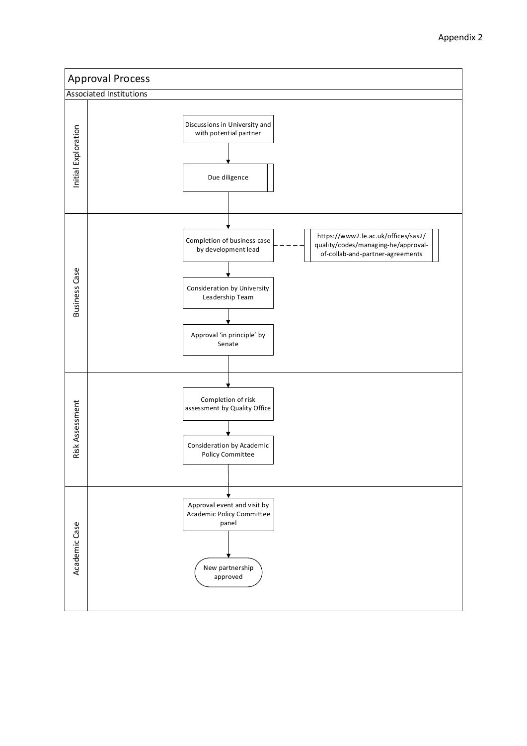Appendix 2

# Approval Process

## Associated Institutions

### Initial Exploration

1. Discussions in University and with potential partner
2. Due diligence

### Business Case

3. Completion of business case by development lead — https://www2.le.ac.uk/offices/sas2/quality/codes/managing-he/approval-of-collab-and-partner-agreements
4. Consideration by University Leadership Team
5. Approval 'in principle' by Senate

### Risk Assessment

6. Completion of risk assessment by Quality Office
7. Consideration by Academic Policy Committee

### Academic Case

8. Approval event and visit by Academic Policy Committee panel
9. New partnership approved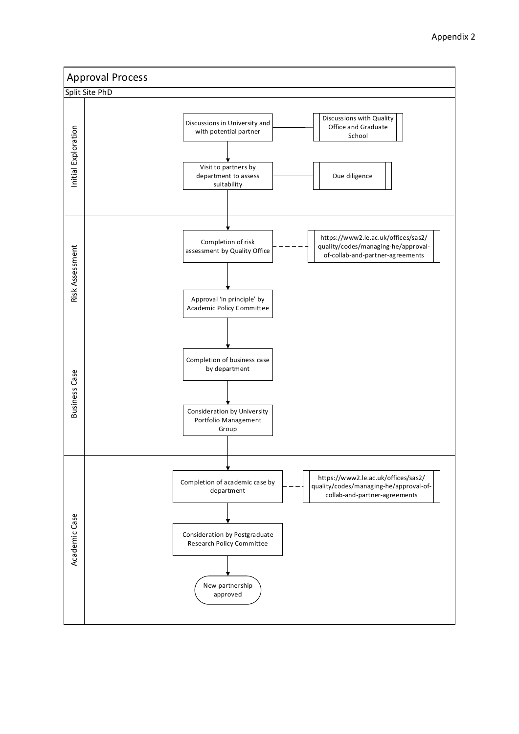Appendix 2

# Approval Process

## Split Site PhD

### Initial Exploration

- Discussions in University and with potential partner — Discussions with Quality Office and Graduate School
- ↓
- Visit to partners by department to assess suitability — Due diligence

### Risk Assessment

- ↓
- Completion of risk assessment by Quality Office - - - https://www2.le.ac.uk/offices/sas2/quality/codes/managing-he/approval-of-collab-and-partner-agreements
- ↓
- Approval 'in principle' by Academic Policy Committee

### Business Case

- ↓
- Completion of business case by department
- ↓
- Consideration by University Portfolio Management Group

### Academic Case

- ↓
- Completion of academic case by department - - - https://www2.le.ac.uk/offices/sas2/quality/codes/managing-he/approval-of-collab-and-partner-agreements
- ↓
- Consideration by Postgraduate Research Policy Committee
- ↓
- New partnership approved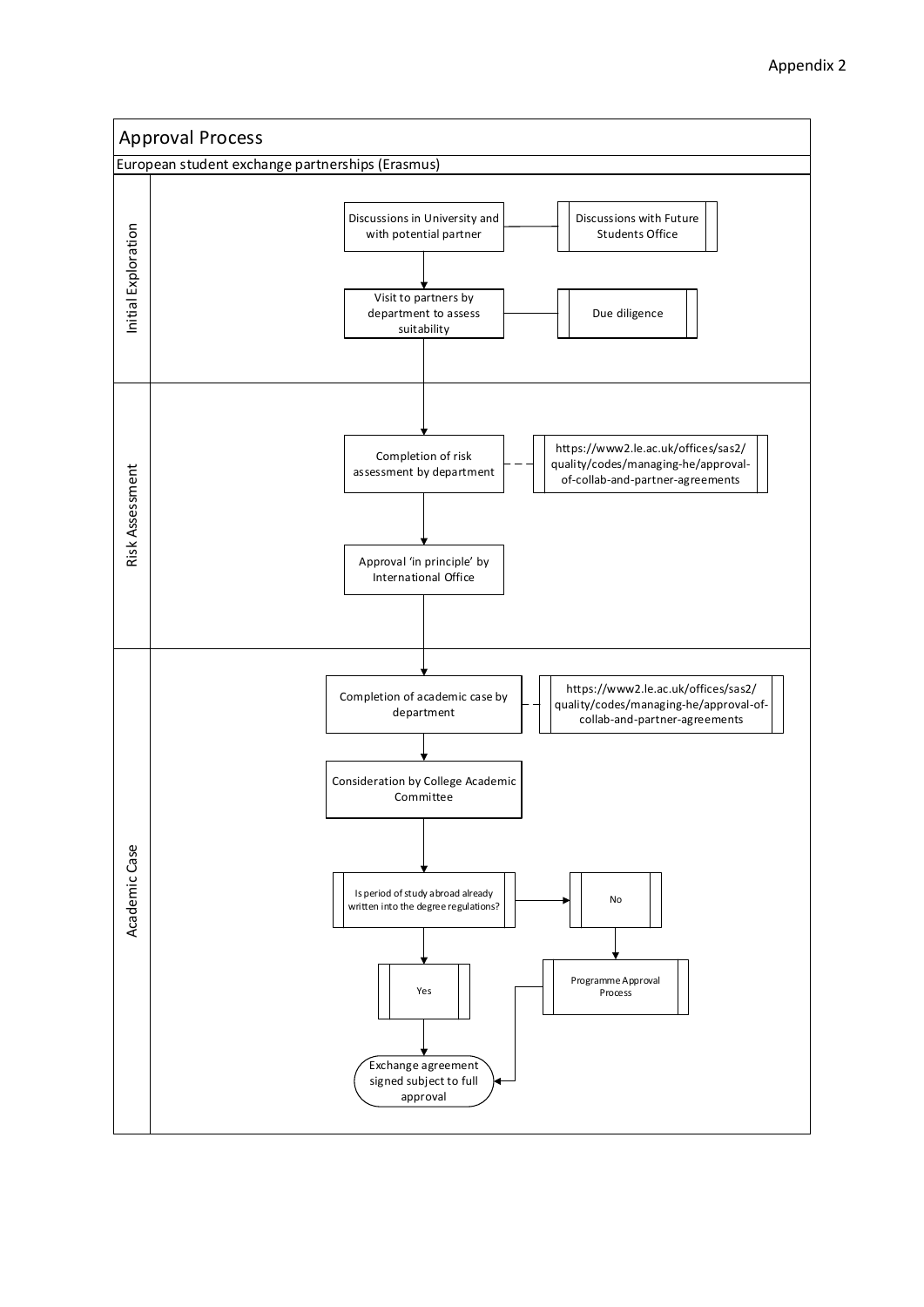Appendix 2

# Approval Process

## European student exchange partnerships (Erasmus)

### Initial Exploration

- Discussions in University and with potential partner — Discussions with Future Students Office
- Visit to partners by department to assess suitability — Due diligence

### Risk Assessment

- Completion of risk assessment by department — https://www2.le.ac.uk/offices/sas2/quality/codes/managing-he/approval-of-collab-and-partner-agreements
- Approval 'in principle' by International Office

### Academic Case

- Completion of academic case by department — https://www2.le.ac.uk/offices/sas2/quality/codes/managing-he/approval-of-collab-and-partner-agreements
- Consideration by College Academic Committee
- Is period of study abroad already written into the degree regulations?
  - Yes → Exchange agreement signed subject to full approval
  - No → Programme Approval Process → Exchange agreement signed subject to full approval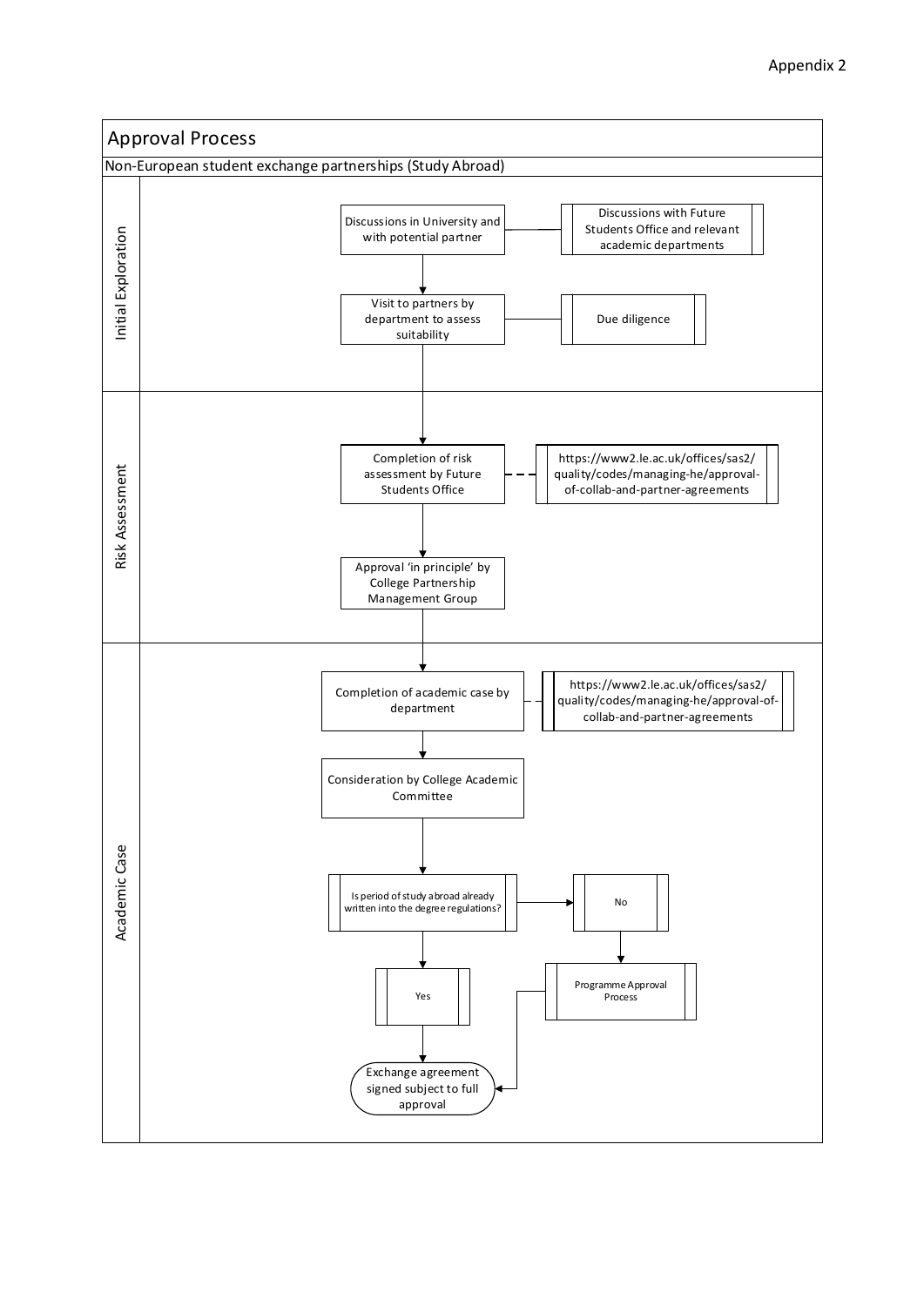Appendix 2

# Approval Process

## Non-European student exchange partnerships (Study Abroad)

### Initial Exploration

- Discussions in University and with potential partner
  - Discussions with Future Students Office and relevant academic departments
- Visit to partners by department to assess suitability
  - Due diligence

### Risk Assessment

- Completion of risk assessment by Future Students Office
  - https://www2.le.ac.uk/offices/sas2/quality/codes/managing-he/approval-of-collab-and-partner-agreements
- Approval 'in principle' by College Partnership Management Group

### Academic Case

- Completion of academic case by department
  - https://www2.le.ac.uk/offices/sas2/quality/codes/managing-he/approval-of-collab-and-partner-agreements
- Consideration by College Academic Committee
- Is period of study abroad already written into the degree regulations?
  - Yes → Exchange agreement signed subject to full approval
  - No → Programme Approval Process → Exchange agreement signed subject to full approval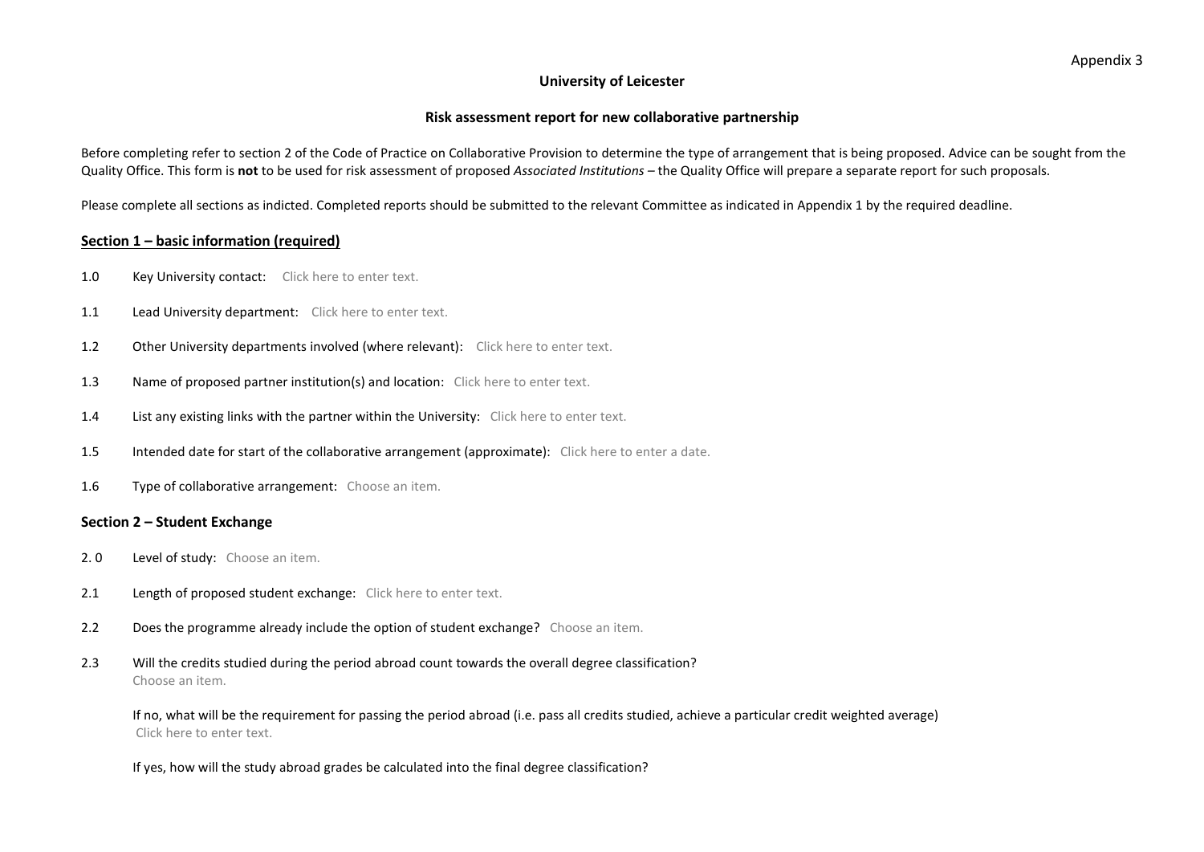Appendix 3

**University of Leicester**

**Risk assessment report for new collaborative partnership**

Before completing refer to section 2 of the Code of Practice on Collaborative Provision to determine the type of arrangement that is being proposed. Advice can be sought from the Quality Office. This form is **not** to be used for risk assessment of proposed *Associated Institutions* – the Quality Office will prepare a separate report for such proposals.

Please complete all sections as indicted. Completed reports should be submitted to the relevant Committee as indicated in Appendix 1 by the required deadline.

## Section 1 – basic information (required)

1.0 Key University contact: Click here to enter text.

1.1 Lead University department: Click here to enter text.

1.2 Other University departments involved (where relevant): Click here to enter text.

1.3 Name of proposed partner institution(s) and location: Click here to enter text.

1.4 List any existing links with the partner within the University: Click here to enter text.

1.5 Intended date for start of the collaborative arrangement (approximate): Click here to enter a date.

1.6 Type of collaborative arrangement: Choose an item.

## Section 2 – Student Exchange

2. 0 Level of study: Choose an item.

2.1 Length of proposed student exchange: Click here to enter text.

2.2 Does the programme already include the option of student exchange? Choose an item.

2.3 Will the credits studied during the period abroad count towards the overall degree classification?
Choose an item.

If no, what will be the requirement for passing the period abroad (i.e. pass all credits studied, achieve a particular credit weighted average)
Click here to enter text.

If yes, how will the study abroad grades be calculated into the final degree classification?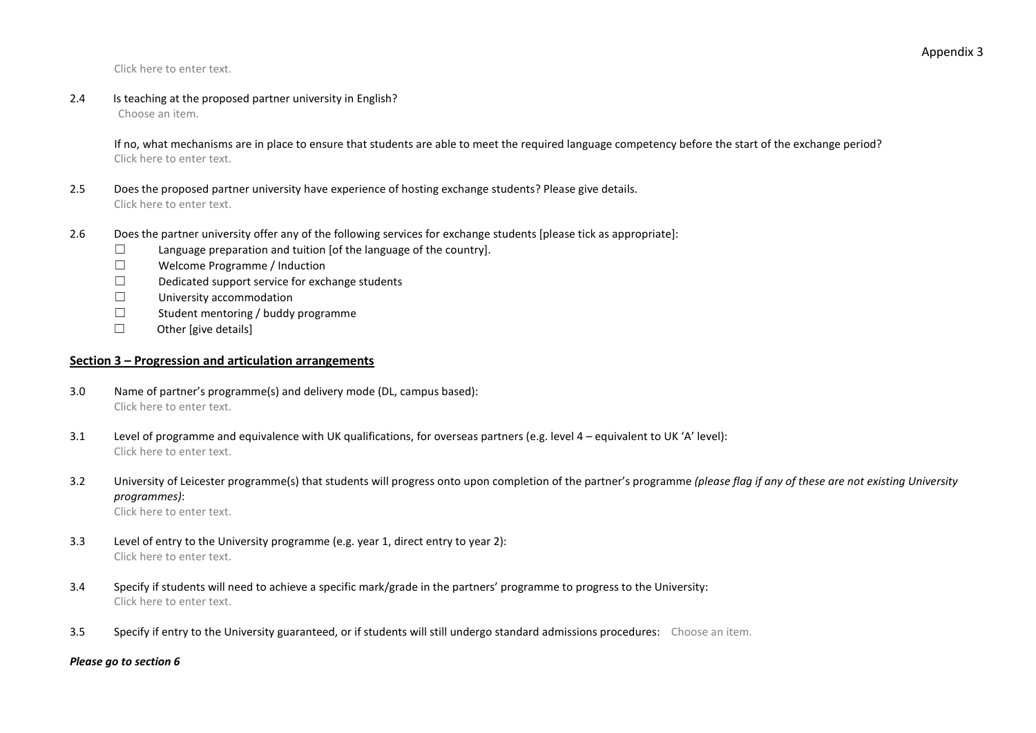Click here to enter text.

2.4 Is teaching at the proposed partner university in English?
Choose an item.

If no, what mechanisms are in place to ensure that students are able to meet the required language competency before the start of the exchange period?
Click here to enter text.

2.5 Does the proposed partner university have experience of hosting exchange students? Please give details.
Click here to enter text.

2.6 Does the partner university offer any of the following services for exchange students [please tick as appropriate]:

- ☐ Language preparation and tuition [of the language of the country].
- ☐ Welcome Programme / Induction
- ☐ Dedicated support service for exchange students
- ☐ University accommodation
- ☐ Student mentoring / buddy programme
- ☐ Other [give details]

## Section 3 – Progression and articulation arrangements

3.0 Name of partner's programme(s) and delivery mode (DL, campus based):
Click here to enter text.

3.1 Level of programme and equivalence with UK qualifications, for overseas partners (e.g. level 4 – equivalent to UK 'A' level):
Click here to enter text.

3.2 University of Leicester programme(s) that students will progress onto upon completion of the partner's programme *(please flag if any of these are not existing University programmes)*:
Click here to enter text.

3.3 Level of entry to the University programme (e.g. year 1, direct entry to year 2):
Click here to enter text.

3.4 Specify if students will need to achieve a specific mark/grade in the partners' programme to progress to the University:
Click here to enter text.

3.5 Specify if entry to the University guaranteed, or if students will still undergo standard admissions procedures: Choose an item.

***Please go to section 6***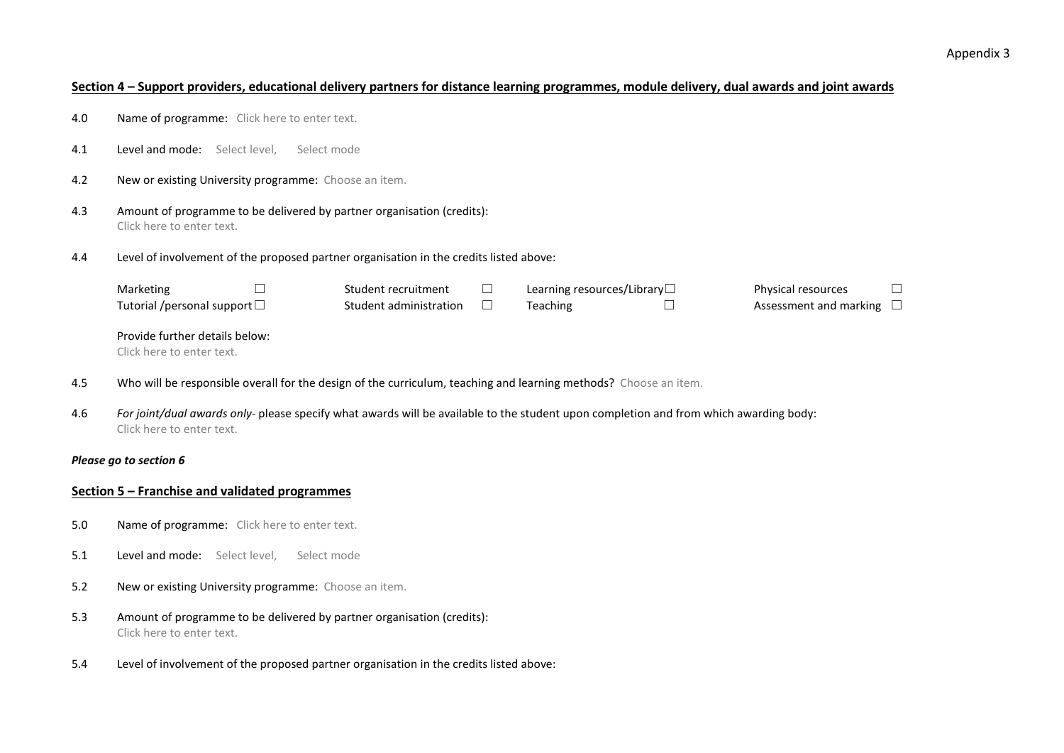Appendix 3

## Section 4 – Support providers, educational delivery partners for distance learning programmes, module delivery, dual awards and joint awards

4.0 Name of programme: Click here to enter text.

4.1 Level and mode: Select level, Select mode

4.2 New or existing University programme: Choose an item.

4.3 Amount of programme to be delivered by partner organisation (credits):
Click here to enter text.

4.4 Level of involvement of the proposed partner organisation in the credits listed above:

| | | | | | | | |
|---|---|---|---|---|---|---|---|
| Marketing | ☐ | Student recruitment | ☐ | Learning resources/Library | ☐ | Physical resources | ☐ |
| Tutorial /personal support | ☐ | Student administration | ☐ | Teaching | ☐ | Assessment and marking | ☐ |

Provide further details below:
Click here to enter text.

4.5 Who will be responsible overall for the design of the curriculum, teaching and learning methods? Choose an item.

4.6 *For joint/dual awards only*- please specify what awards will be available to the student upon completion and from which awarding body:
Click here to enter text.

***Please go to section 6***

## Section 5 – Franchise and validated programmes

5.0 Name of programme: Click here to enter text.

5.1 Level and mode: Select level, Select mode

5.2 New or existing University programme: Choose an item.

5.3 Amount of programme to be delivered by partner organisation (credits):
Click here to enter text.

5.4 Level of involvement of the proposed partner organisation in the credits listed above: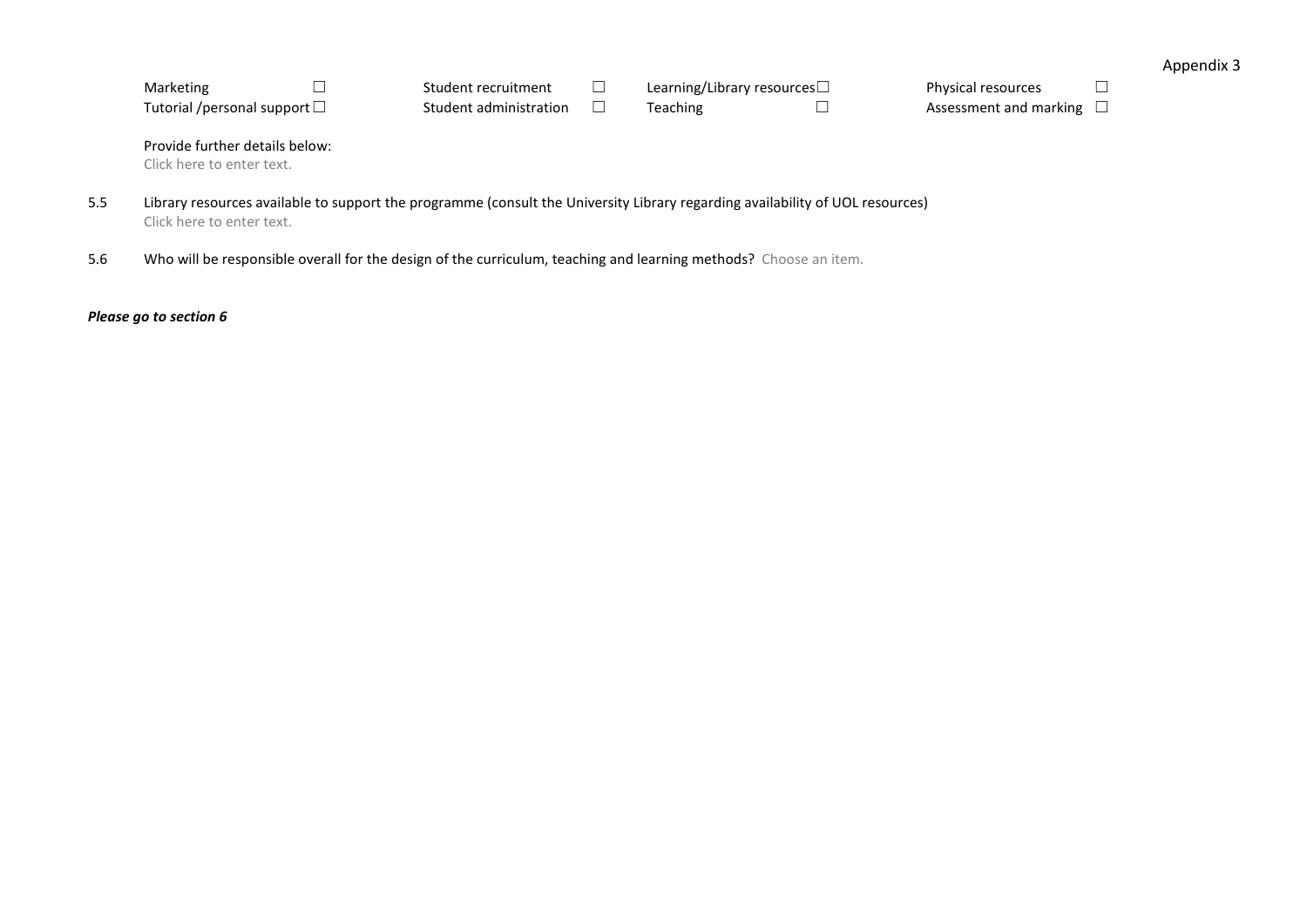| | | | | | | | |
|---|---|---|---|---|---|---|---|
| Marketing | ☐ | Student recruitment | ☐ | Learning/Library resources | ☐ | Physical resources | ☐ |
| Tutorial /personal support | ☐ | Student administration | ☐ | Teaching | ☐ | Assessment and marking | ☐ |

Provide further details below:
Click here to enter text.

5.5 Library resources available to support the programme (consult the University Library regarding availability of UOL resources)
Click here to enter text.

5.6 Who will be responsible overall for the design of the curriculum, teaching and learning methods? Choose an item.

***Please go to section 6***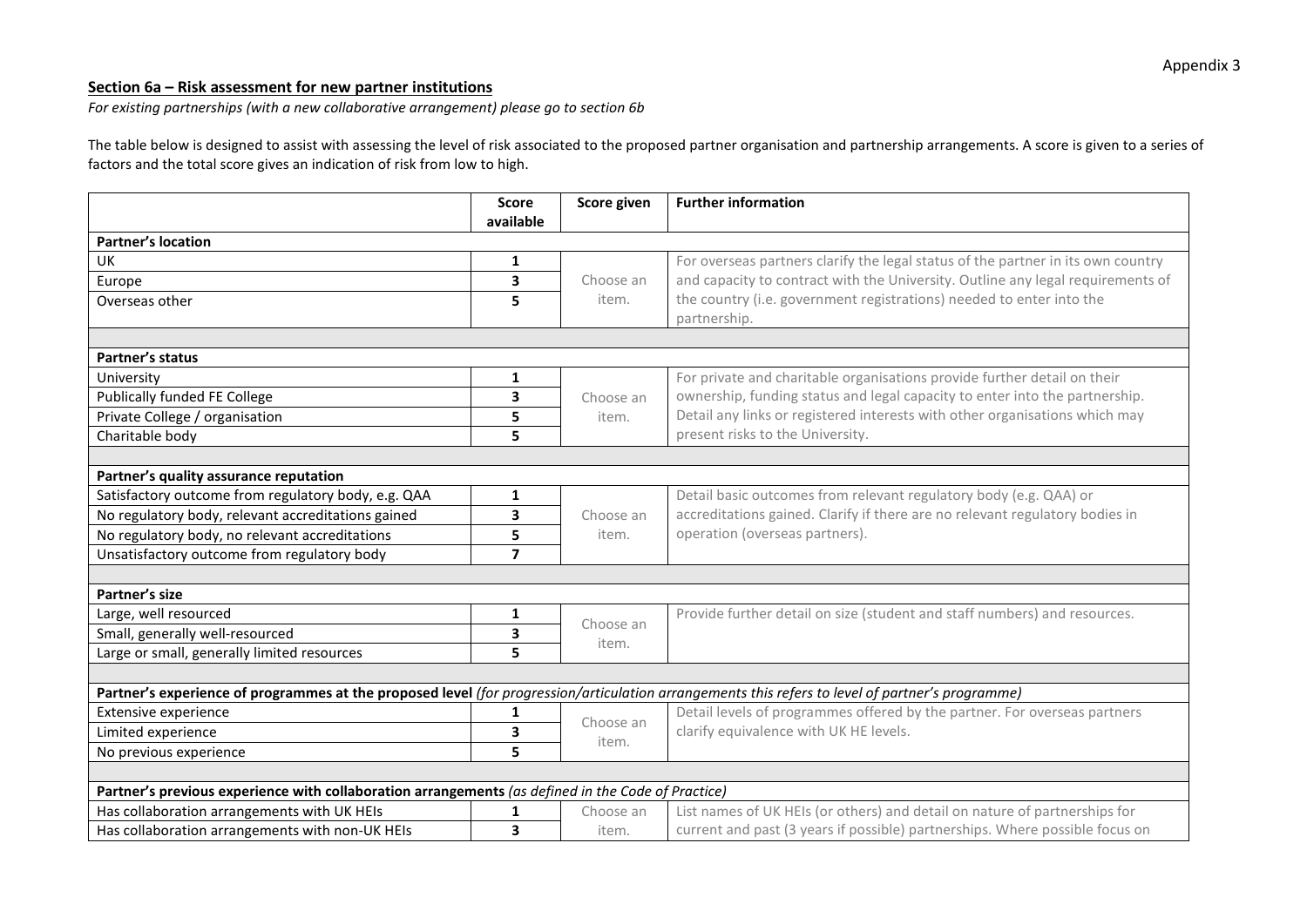Appendix 3

## Section 6a – Risk assessment for new partner institutions

*For existing partnerships (with a new collaborative arrangement) please go to section 6b*

The table below is designed to assist with assessing the level of risk associated to the proposed partner organisation and partnership arrangements. A score is given to a series of factors and the total score gives an indication of risk from low to high.

| | Score available | Score given | Further information |
|---|---|---|---|
| **Partner's location** | | | |
| UK | **1** | Choose an item. | For overseas partners clarify the legal status of the partner in its own country and capacity to contract with the University. Outline any legal requirements of the country (i.e. government registrations) needed to enter into the partnership. |
| Europe | **3** | | |
| Overseas other | **5** | | |
| | | | |
| **Partner's status** | | | |
| University | **1** | Choose an item. | For private and charitable organisations provide further detail on their ownership, funding status and legal capacity to enter into the partnership. Detail any links or registered interests with other organisations which may present risks to the University. |
| Publically funded FE College | **3** | | |
| Private College / organisation | **5** | | |
| Charitable body | **5** | | |
| | | | |
| **Partner's quality assurance reputation** | | | |
| Satisfactory outcome from regulatory body, e.g. QAA | **1** | Choose an item. | Detail basic outcomes from relevant regulatory body (e.g. QAA) or accreditations gained. Clarify if there are no relevant regulatory bodies in operation (overseas partners). |
| No regulatory body, relevant accreditations gained | **3** | | |
| No regulatory body, no relevant accreditations | **5** | | |
| Unsatisfactory outcome from regulatory body | **7** | | |
| | | | |
| **Partner's size** | | | |
| Large, well resourced | **1** | Choose an item. | Provide further detail on size (student and staff numbers) and resources. |
| Small, generally well-resourced | **3** | | |
| Large or small, generally limited resources | **5** | | |
| | | | |
| **Partner's experience of programmes at the proposed level** *(for progression/articulation arrangements this refers to level of partner's programme)* | | | |
| Extensive experience | **1** | Choose an item. | Detail levels of programmes offered by the partner. For overseas partners clarify equivalence with UK HE levels. |
| Limited experience | **3** | | |
| No previous experience | **5** | | |
| | | | |
| **Partner's previous experience with collaboration arrangements** *(as defined in the Code of Practice)* | | | |
| Has collaboration arrangements with UK HEIs | **1** | Choose an item. | List names of UK HEIs (or others) and detail on nature of partnerships for current and past (3 years if possible) partnerships. Where possible focus on |
| Has collaboration arrangements with non-UK HEIs | **3** | | |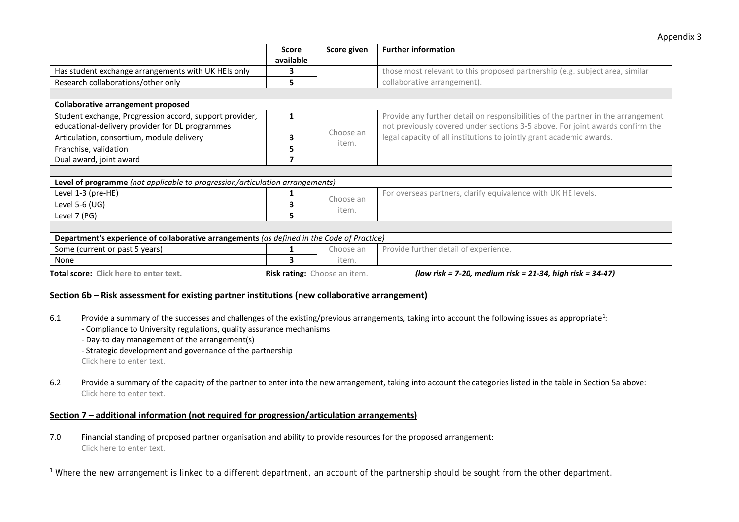| | Score available | Score given | Further information |
|---|---|---|---|
| Has student exchange arrangements with UK HEIs only | 3 | | those most relevant to this proposed partnership (e.g. subject area, similar collaborative arrangement). |
| Research collaborations/other only | 5 | | |
| | | | |
| **Collaborative arrangement proposed** | | | |
| Student exchange, Progression accord, support provider, educational-delivery provider for DL programmes | 1 | Choose an item. | Provide any further detail on responsibilities of the partner in the arrangement not previously covered under sections 3-5 above. For joint awards confirm the legal capacity of all institutions to jointly grant academic awards. |
| Articulation, consortium, module delivery | 3 | | |
| Franchise, validation | 5 | | |
| Dual award, joint award | 7 | | |
| | | | |
| **Level of programme** *(not applicable to progression/articulation arrangements)* | | | |
| Level 1-3 (pre-HE) | 1 | Choose an item. | For overseas partners, clarify equivalence with UK HE levels. |
| Level 5-6 (UG) | 3 | | |
| Level 7 (PG) | 5 | | |
| | | | |
| **Department's experience of collaborative arrangements** *(as defined in the Code of Practice)* | | | |
| Some (current or past 5 years) | 1 | Choose an item. | Provide further detail of experience. |
| None | 3 | | |

**Total score:** Click here to enter text. **Risk rating:** Choose an item. ***(low risk = 7-20, medium risk = 21-34, high risk = 34-47)***

## Section 6b – Risk assessment for existing partner institutions (new collaborative arrangement)

6.1 Provide a summary of the successes and challenges of the existing/previous arrangements, taking into account the following issues as appropriate[1]:
- Compliance to University regulations, quality assurance mechanisms
- Day-to day management of the arrangement(s)
- Strategic development and governance of the partnership

Click here to enter text.

6.2 Provide a summary of the capacity of the partner to enter into the new arrangement, taking into account the categories listed in the table in Section 5a above:
Click here to enter text.

## Section 7 – additional information (not required for progression/articulation arrangements)

7.0 Financial standing of proposed partner organisation and ability to provide resources for the proposed arrangement:
Click here to enter text.

[1] Where the new arrangement is linked to a different department, an account of the partnership should be sought from the other department.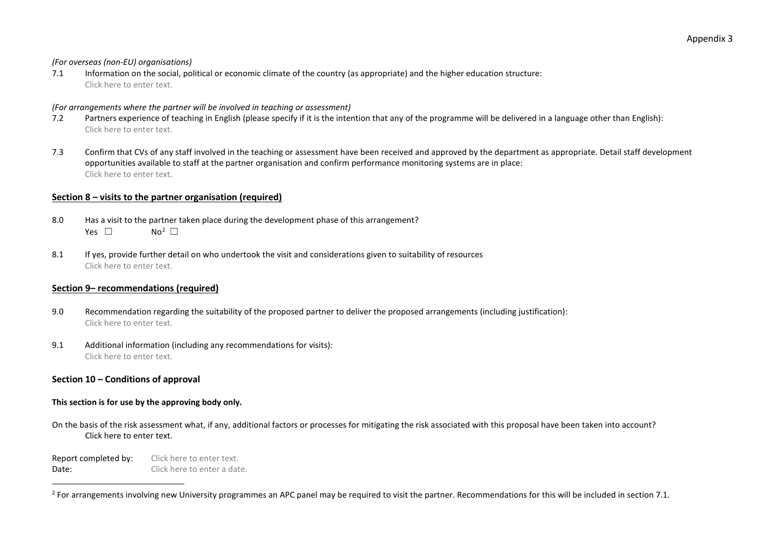*(For overseas (non-EU) organisations)*

7.1 Information on the social, political or economic climate of the country (as appropriate) and the higher education structure:
Click here to enter text.

*(For arrangements where the partner will be involved in teaching or assessment)*

7.2 Partners experience of teaching in English (please specify if it is the intention that any of the programme will be delivered in a language other than English):
Click here to enter text.

7.3 Confirm that CVs of any staff involved in the teaching or assessment have been received and approved by the department as appropriate. Detail staff development opportunities available to staff at the partner organisation and confirm performance monitoring systems are in place:
Click here to enter text.

## Section 8 – visits to the partner organisation (required)

8.0 Has a visit to the partner taken place during the development phase of this arrangement?
Yes ☐ No[2] ☐

8.1 If yes, provide further detail on who undertook the visit and considerations given to suitability of resources
Click here to enter text.

## Section 9– recommendations (required)

9.0 Recommendation regarding the suitability of the proposed partner to deliver the proposed arrangements (including justification):
Click here to enter text.

9.1 Additional information (including any recommendations for visits):
Click here to enter text.

## Section 10 – Conditions of approval

**This section is for use by the approving body only.**

On the basis of the risk assessment what, if any, additional factors or processes for mitigating the risk associated with this proposal have been taken into account?
Click here to enter text.

Report completed by: Click here to enter text.
Date: Click here to enter a date.

[2] For arrangements involving new University programmes an APC panel may be required to visit the partner. Recommendations for this will be included in section 7.1.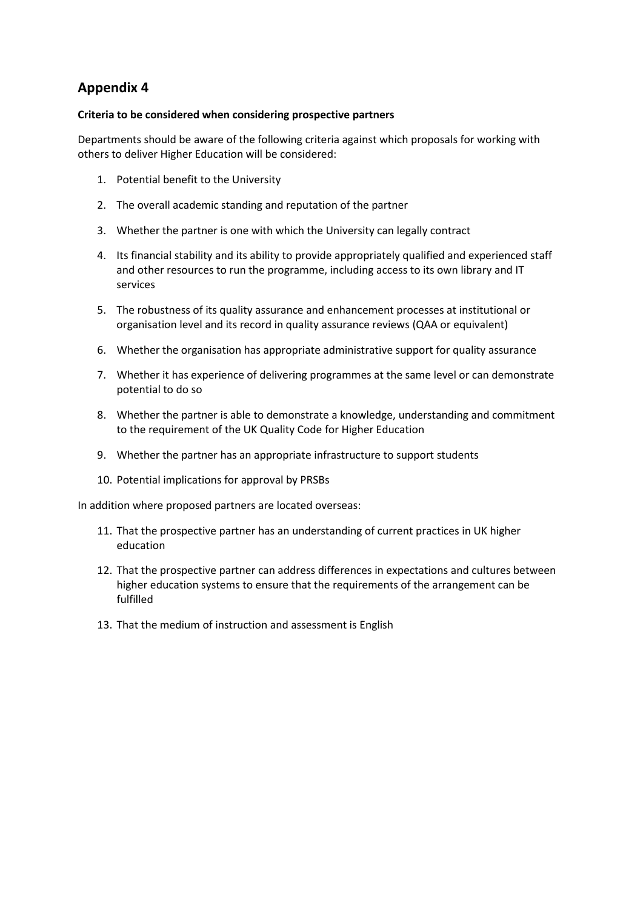# Appendix 4

**Criteria to be considered when considering prospective partners**

Departments should be aware of the following criteria against which proposals for working with others to deliver Higher Education will be considered:

1. Potential benefit to the University
2. The overall academic standing and reputation of the partner
3. Whether the partner is one with which the University can legally contract
4. Its financial stability and its ability to provide appropriately qualified and experienced staff and other resources to run the programme, including access to its own library and IT services
5. The robustness of its quality assurance and enhancement processes at institutional or organisation level and its record in quality assurance reviews (QAA or equivalent)
6. Whether the organisation has appropriate administrative support for quality assurance
7. Whether it has experience of delivering programmes at the same level or can demonstrate potential to do so
8. Whether the partner is able to demonstrate a knowledge, understanding and commitment to the requirement of the UK Quality Code for Higher Education
9. Whether the partner has an appropriate infrastructure to support students
10. Potential implications for approval by PRSBs

In addition where proposed partners are located overseas:

11. That the prospective partner has an understanding of current practices in UK higher education
12. That the prospective partner can address differences in expectations and cultures between higher education systems to ensure that the requirements of the arrangement can be fulfilled
13. That the medium of instruction and assessment is English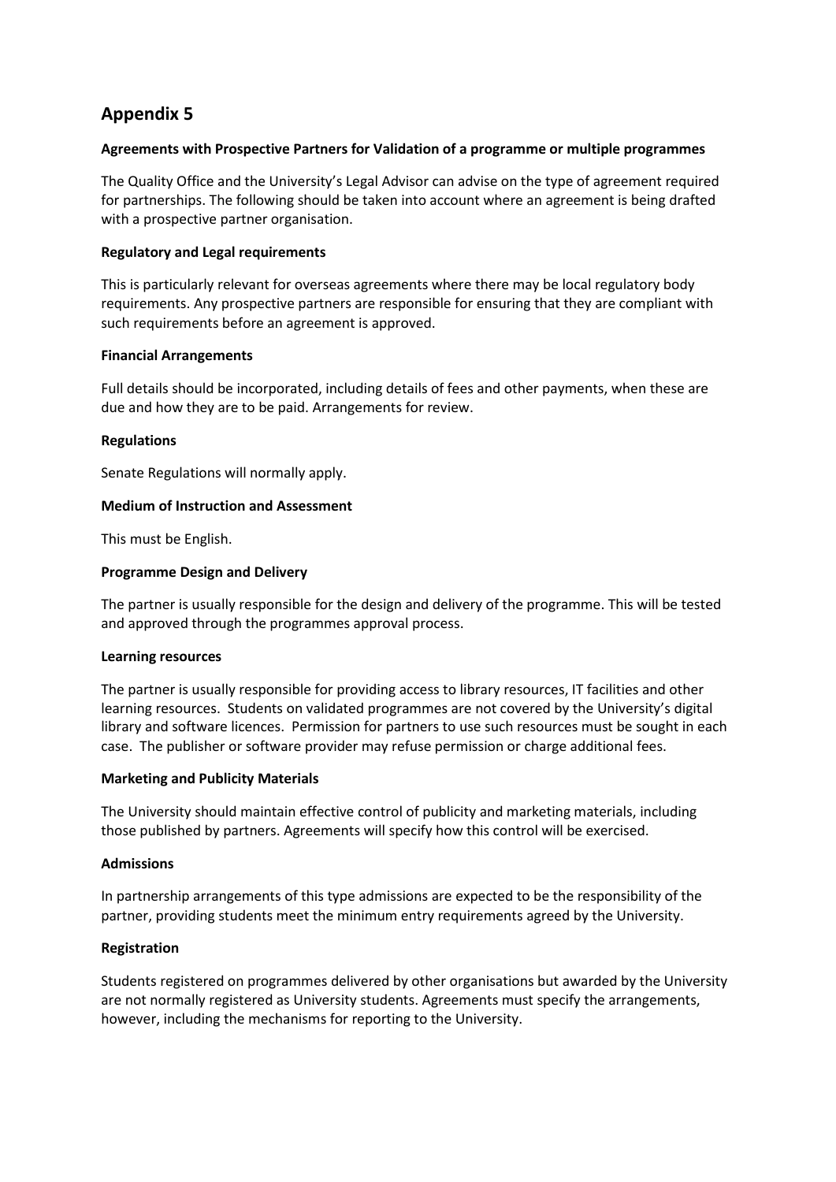# Appendix 5

**Agreements with Prospective Partners for Validation of a programme or multiple programmes**

The Quality Office and the University's Legal Advisor can advise on the type of agreement required for partnerships. The following should be taken into account where an agreement is being drafted with a prospective partner organisation.

**Regulatory and Legal requirements**

This is particularly relevant for overseas agreements where there may be local regulatory body requirements. Any prospective partners are responsible for ensuring that they are compliant with such requirements before an agreement is approved.

**Financial Arrangements**

Full details should be incorporated, including details of fees and other payments, when these are due and how they are to be paid. Arrangements for review.

**Regulations**

Senate Regulations will normally apply.

**Medium of Instruction and Assessment**

This must be English.

**Programme Design and Delivery**

The partner is usually responsible for the design and delivery of the programme. This will be tested and approved through the programmes approval process.

**Learning resources**

The partner is usually responsible for providing access to library resources, IT facilities and other learning resources. Students on validated programmes are not covered by the University's digital library and software licences. Permission for partners to use such resources must be sought in each case. The publisher or software provider may refuse permission or charge additional fees.

**Marketing and Publicity Materials**

The University should maintain effective control of publicity and marketing materials, including those published by partners. Agreements will specify how this control will be exercised.

**Admissions**

In partnership arrangements of this type admissions are expected to be the responsibility of the partner, providing students meet the minimum entry requirements agreed by the University.

**Registration**

Students registered on programmes delivered by other organisations but awarded by the University are not normally registered as University students. Agreements must specify the arrangements, however, including the mechanisms for reporting to the University.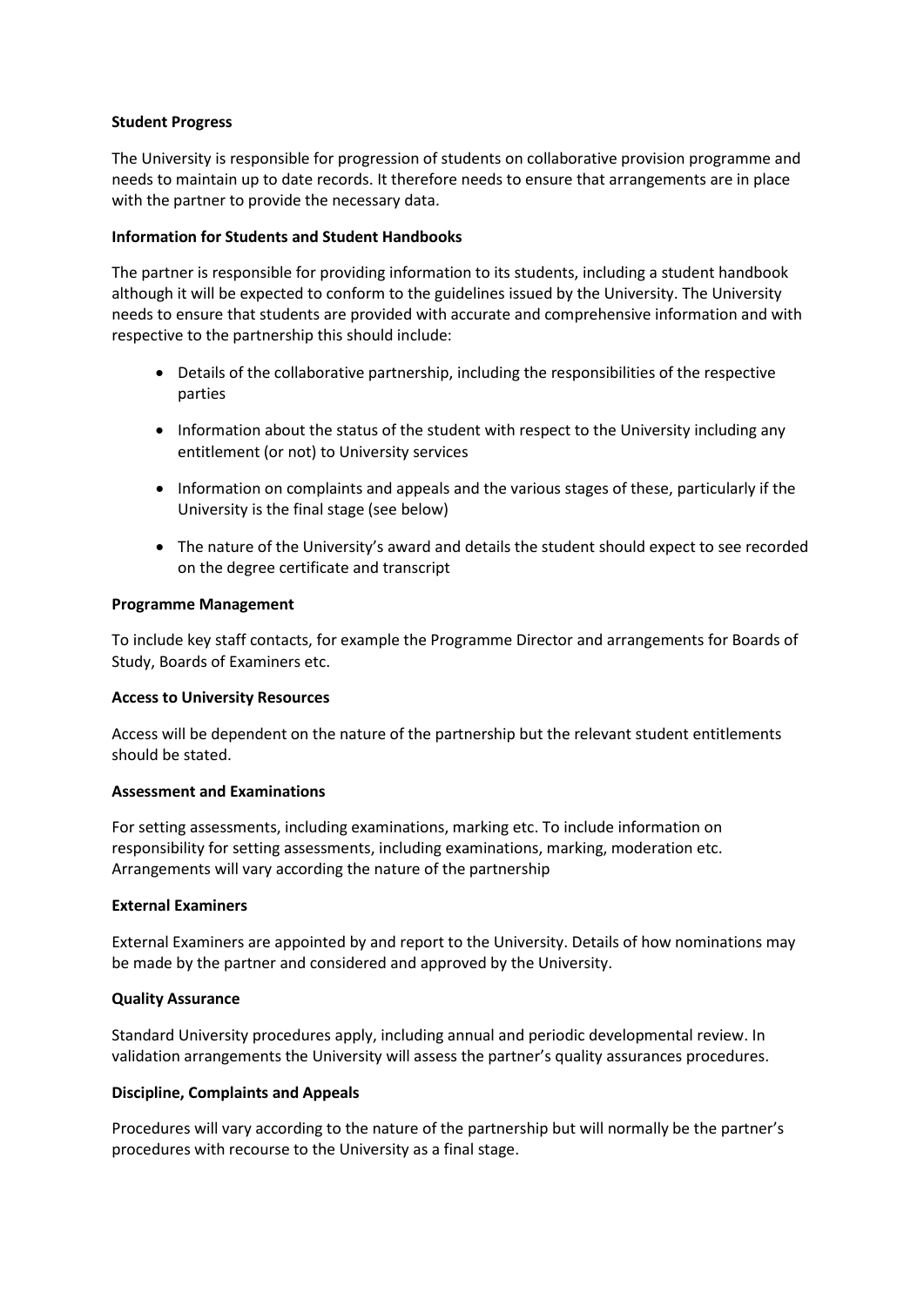**Student Progress**

The University is responsible for progression of students on collaborative provision programme and needs to maintain up to date records. It therefore needs to ensure that arrangements are in place with the partner to provide the necessary data.

**Information for Students and Student Handbooks**

The partner is responsible for providing information to its students, including a student handbook although it will be expected to conform to the guidelines issued by the University. The University needs to ensure that students are provided with accurate and comprehensive information and with respective to the partnership this should include:

- Details of the collaborative partnership, including the responsibilities of the respective parties
- Information about the status of the student with respect to the University including any entitlement (or not) to University services
- Information on complaints and appeals and the various stages of these, particularly if the University is the final stage (see below)
- The nature of the University's award and details the student should expect to see recorded on the degree certificate and transcript

**Programme Management**

To include key staff contacts, for example the Programme Director and arrangements for Boards of Study, Boards of Examiners etc.

**Access to University Resources**

Access will be dependent on the nature of the partnership but the relevant student entitlements should be stated.

**Assessment and Examinations**

For setting assessments, including examinations, marking etc. To include information on responsibility for setting assessments, including examinations, marking, moderation etc. Arrangements will vary according the nature of the partnership

**External Examiners**

External Examiners are appointed by and report to the University. Details of how nominations may be made by the partner and considered and approved by the University.

**Quality Assurance**

Standard University procedures apply, including annual and periodic developmental review. In validation arrangements the University will assess the partner's quality assurances procedures.

**Discipline, Complaints and Appeals**

Procedures will vary according to the nature of the partnership but will normally be the partner's procedures with recourse to the University as a final stage.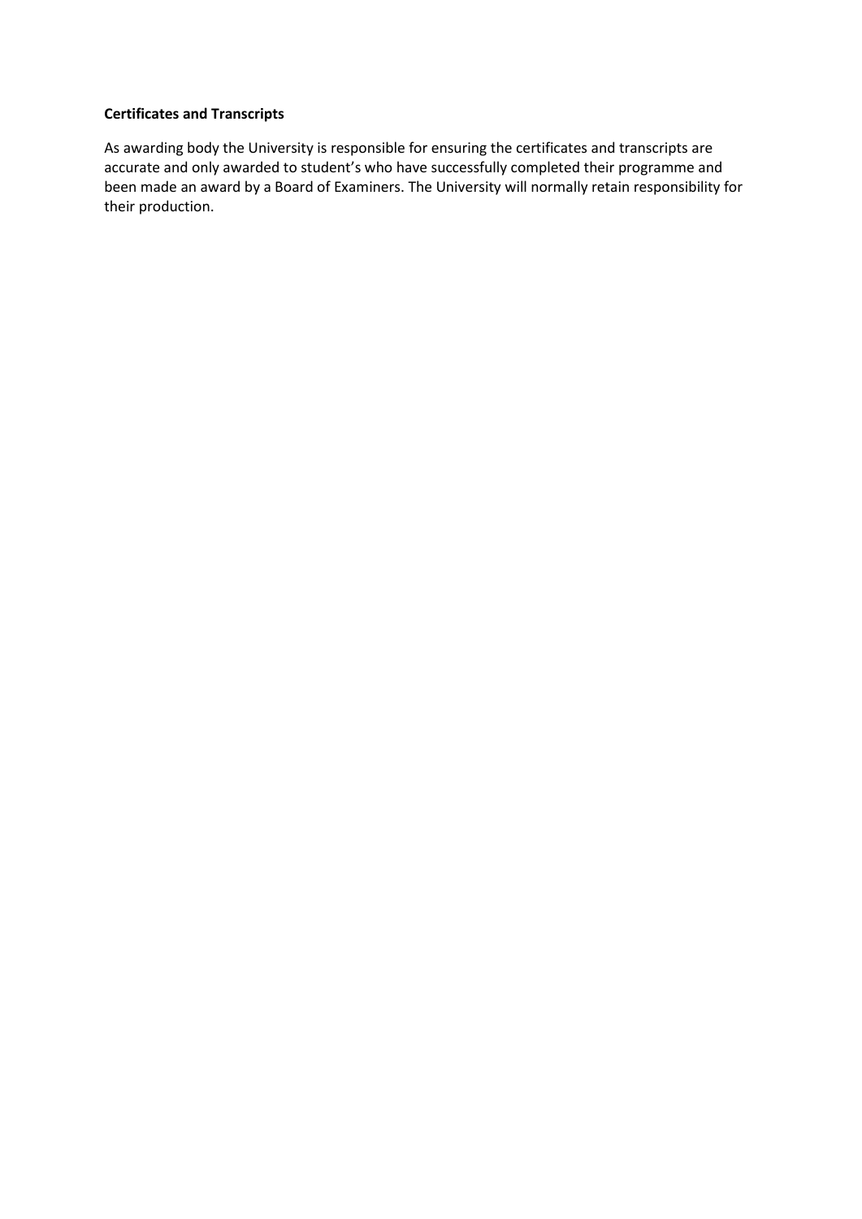**Certificates and Transcripts**

As awarding body the University is responsible for ensuring the certificates and transcripts are accurate and only awarded to student's who have successfully completed their programme and been made an award by a Board of Examiners. The University will normally retain responsibility for their production.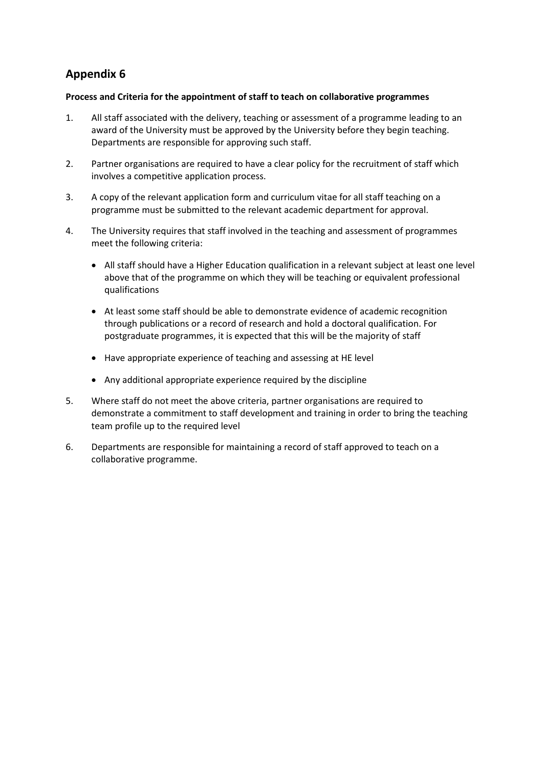# Appendix 6

**Process and Criteria for the appointment of staff to teach on collaborative programmes**

1. All staff associated with the delivery, teaching or assessment of a programme leading to an award of the University must be approved by the University before they begin teaching. Departments are responsible for approving such staff.

2. Partner organisations are required to have a clear policy for the recruitment of staff which involves a competitive application process.

3. A copy of the relevant application form and curriculum vitae for all staff teaching on a programme must be submitted to the relevant academic department for approval.

4. The University requires that staff involved in the teaching and assessment of programmes meet the following criteria:

   - All staff should have a Higher Education qualification in a relevant subject at least one level above that of the programme on which they will be teaching or equivalent professional qualifications
   - At least some staff should be able to demonstrate evidence of academic recognition through publications or a record of research and hold a doctoral qualification. For postgraduate programmes, it is expected that this will be the majority of staff
   - Have appropriate experience of teaching and assessing at HE level
   - Any additional appropriate experience required by the discipline

5. Where staff do not meet the above criteria, partner organisations are required to demonstrate a commitment to staff development and training in order to bring the teaching team profile up to the required level

6. Departments are responsible for maintaining a record of staff approved to teach on a collaborative programme.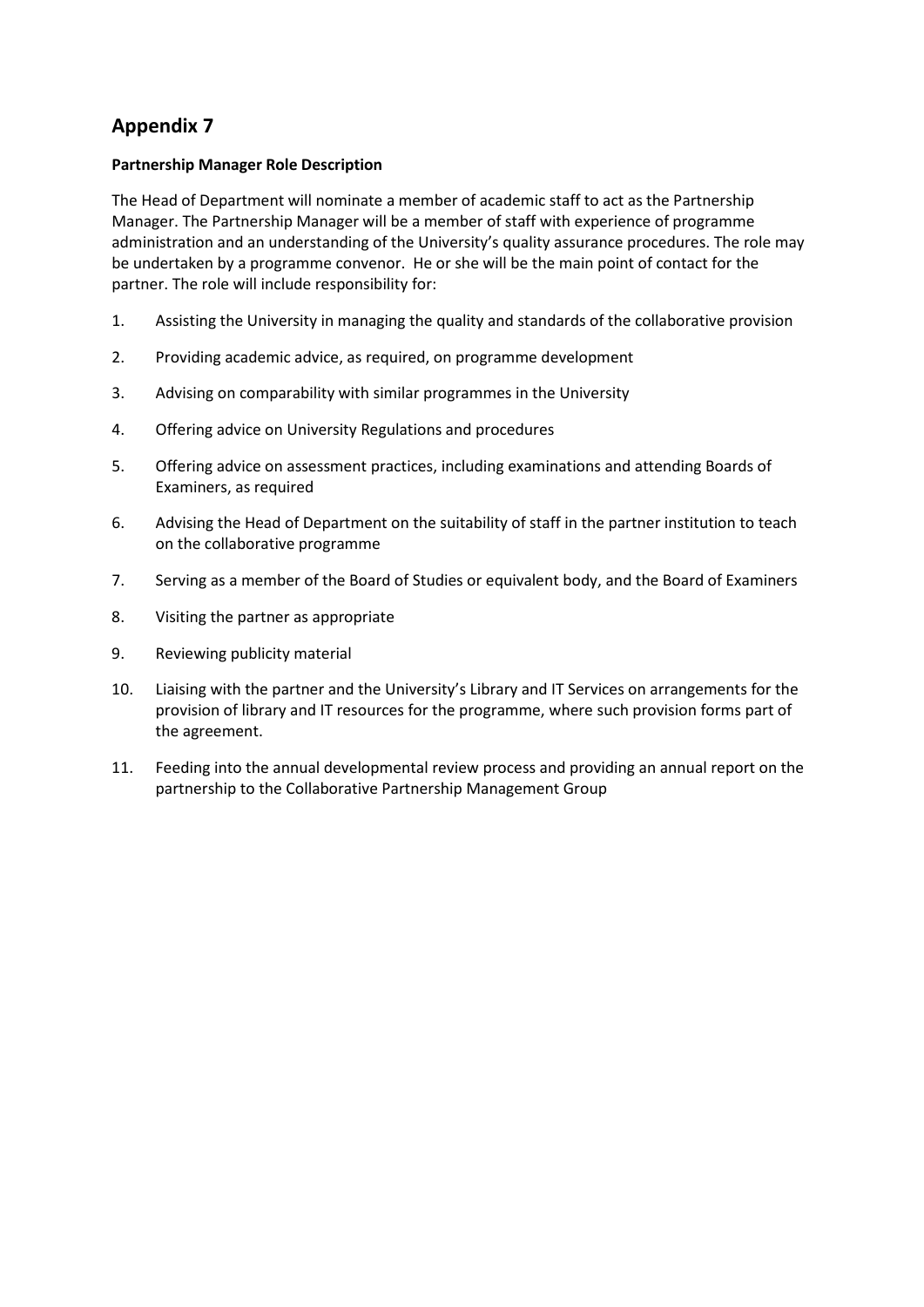# Appendix 7

**Partnership Manager Role Description**

The Head of Department will nominate a member of academic staff to act as the Partnership Manager. The Partnership Manager will be a member of staff with experience of programme administration and an understanding of the University's quality assurance procedures. The role may be undertaken by a programme convenor. He or she will be the main point of contact for the partner. The role will include responsibility for:

1. Assisting the University in managing the quality and standards of the collaborative provision
2. Providing academic advice, as required, on programme development
3. Advising on comparability with similar programmes in the University
4. Offering advice on University Regulations and procedures
5. Offering advice on assessment practices, including examinations and attending Boards of Examiners, as required
6. Advising the Head of Department on the suitability of staff in the partner institution to teach on the collaborative programme
7. Serving as a member of the Board of Studies or equivalent body, and the Board of Examiners
8. Visiting the partner as appropriate
9. Reviewing publicity material
10. Liaising with the partner and the University's Library and IT Services on arrangements for the provision of library and IT resources for the programme, where such provision forms part of the agreement.
11. Feeding into the annual developmental review process and providing an annual report on the partnership to the Collaborative Partnership Management Group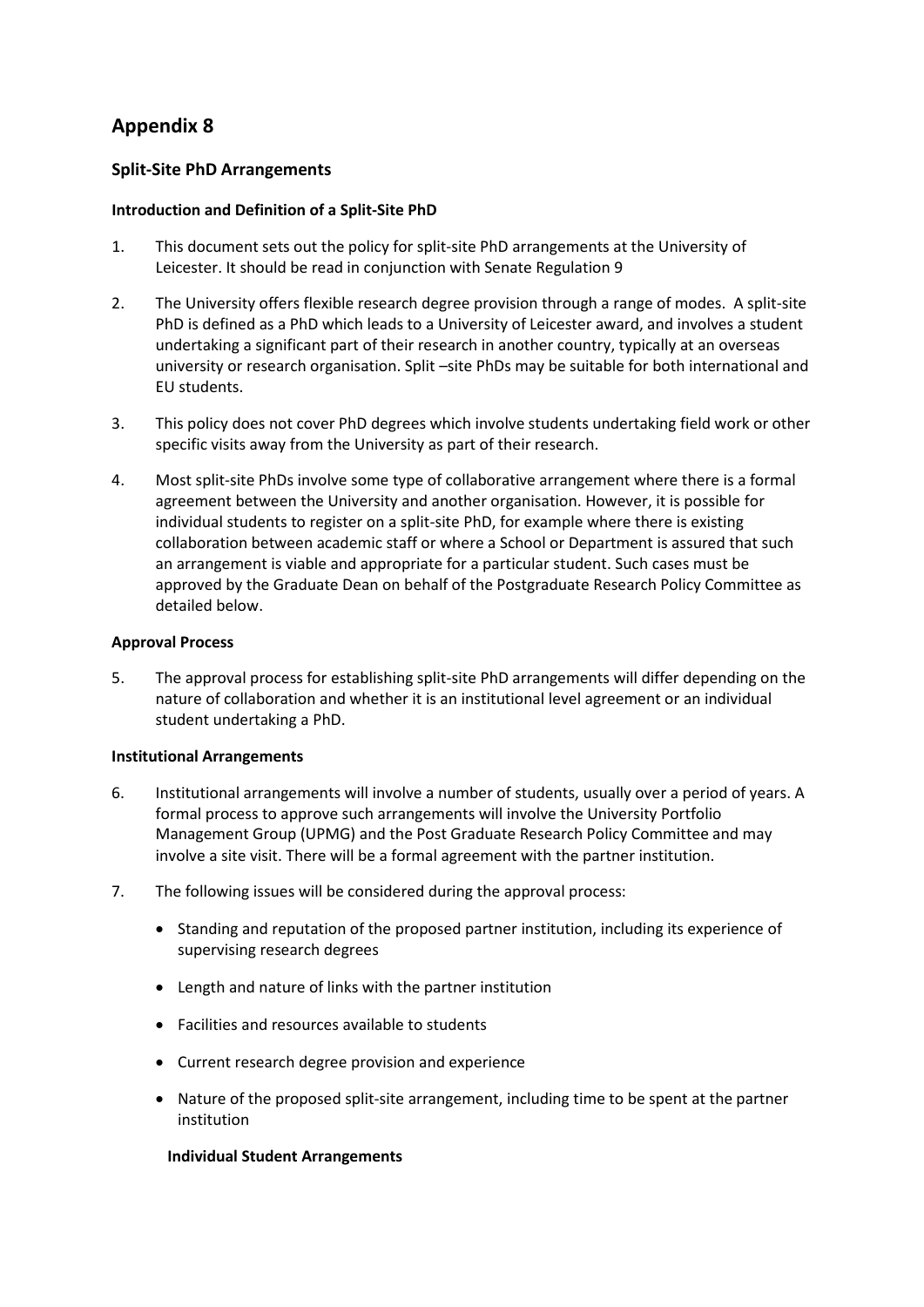# Appendix 8

## Split-Site PhD Arrangements

### Introduction and Definition of a Split-Site PhD

1. This document sets out the policy for split-site PhD arrangements at the University of Leicester. It should be read in conjunction with Senate Regulation 9

2. The University offers flexible research degree provision through a range of modes. A split-site PhD is defined as a PhD which leads to a University of Leicester award, and involves a student undertaking a significant part of their research in another country, typically at an overseas university or research organisation. Split –site PhDs may be suitable for both international and EU students.

3. This policy does not cover PhD degrees which involve students undertaking field work or other specific visits away from the University as part of their research.

4. Most split-site PhDs involve some type of collaborative arrangement where there is a formal agreement between the University and another organisation. However, it is possible for individual students to register on a split-site PhD, for example where there is existing collaboration between academic staff or where a School or Department is assured that such an arrangement is viable and appropriate for a particular student. Such cases must be approved by the Graduate Dean on behalf of the Postgraduate Research Policy Committee as detailed below.

### Approval Process

5. The approval process for establishing split-site PhD arrangements will differ depending on the nature of collaboration and whether it is an institutional level agreement or an individual student undertaking a PhD.

### Institutional Arrangements

6. Institutional arrangements will involve a number of students, usually over a period of years. A formal process to approve such arrangements will involve the University Portfolio Management Group (UPMG) and the Post Graduate Research Policy Committee and may involve a site visit. There will be a formal agreement with the partner institution.

7. The following issues will be considered during the approval process:

   - Standing and reputation of the proposed partner institution, including its experience of supervising research degrees
   - Length and nature of links with the partner institution
   - Facilities and resources available to students
   - Current research degree provision and experience
   - Nature of the proposed split-site arrangement, including time to be spent at the partner institution

### Individual Student Arrangements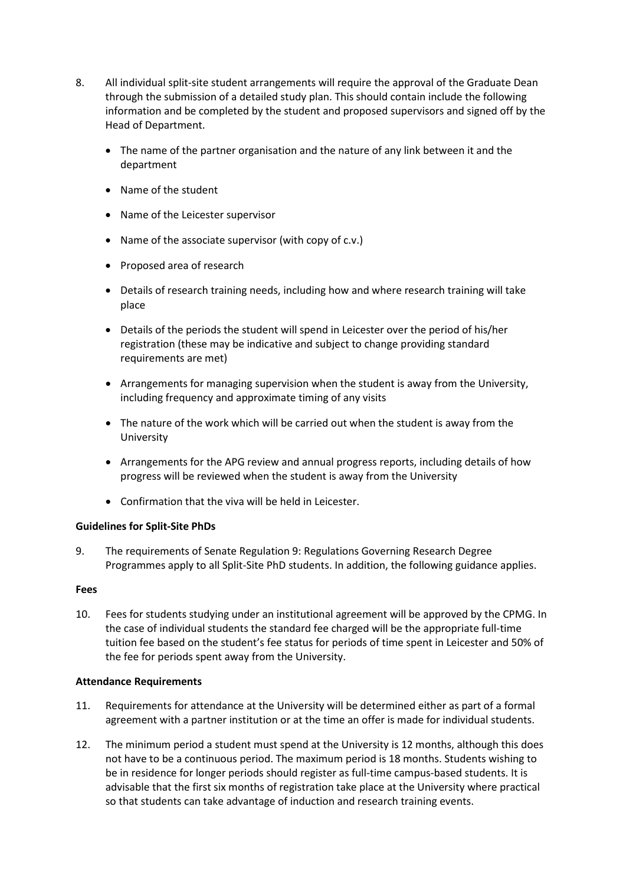8. All individual split-site student arrangements will require the approval of the Graduate Dean through the submission of a detailed study plan. This should contain include the following information and be completed by the student and proposed supervisors and signed off by the Head of Department.

    - The name of the partner organisation and the nature of any link between it and the department
    - Name of the student
    - Name of the Leicester supervisor
    - Name of the associate supervisor (with copy of c.v.)
    - Proposed area of research
    - Details of research training needs, including how and where research training will take place
    - Details of the periods the student will spend in Leicester over the period of his/her registration (these may be indicative and subject to change providing standard requirements are met)
    - Arrangements for managing supervision when the student is away from the University, including frequency and approximate timing of any visits
    - The nature of the work which will be carried out when the student is away from the University
    - Arrangements for the APG review and annual progress reports, including details of how progress will be reviewed when the student is away from the University
    - Confirmation that the viva will be held in Leicester.

**Guidelines for Split-Site PhDs**

9. The requirements of Senate Regulation 9: Regulations Governing Research Degree Programmes apply to all Split-Site PhD students. In addition, the following guidance applies.

**Fees**

10. Fees for students studying under an institutional agreement will be approved by the CPMG. In the case of individual students the standard fee charged will be the appropriate full-time tuition fee based on the student's fee status for periods of time spent in Leicester and 50% of the fee for periods spent away from the University.

**Attendance Requirements**

11. Requirements for attendance at the University will be determined either as part of a formal agreement with a partner institution or at the time an offer is made for individual students.

12. The minimum period a student must spend at the University is 12 months, although this does not have to be a continuous period. The maximum period is 18 months. Students wishing to be in residence for longer periods should register as full-time campus-based students. It is advisable that the first six months of registration take place at the University where practical so that students can take advantage of induction and research training events.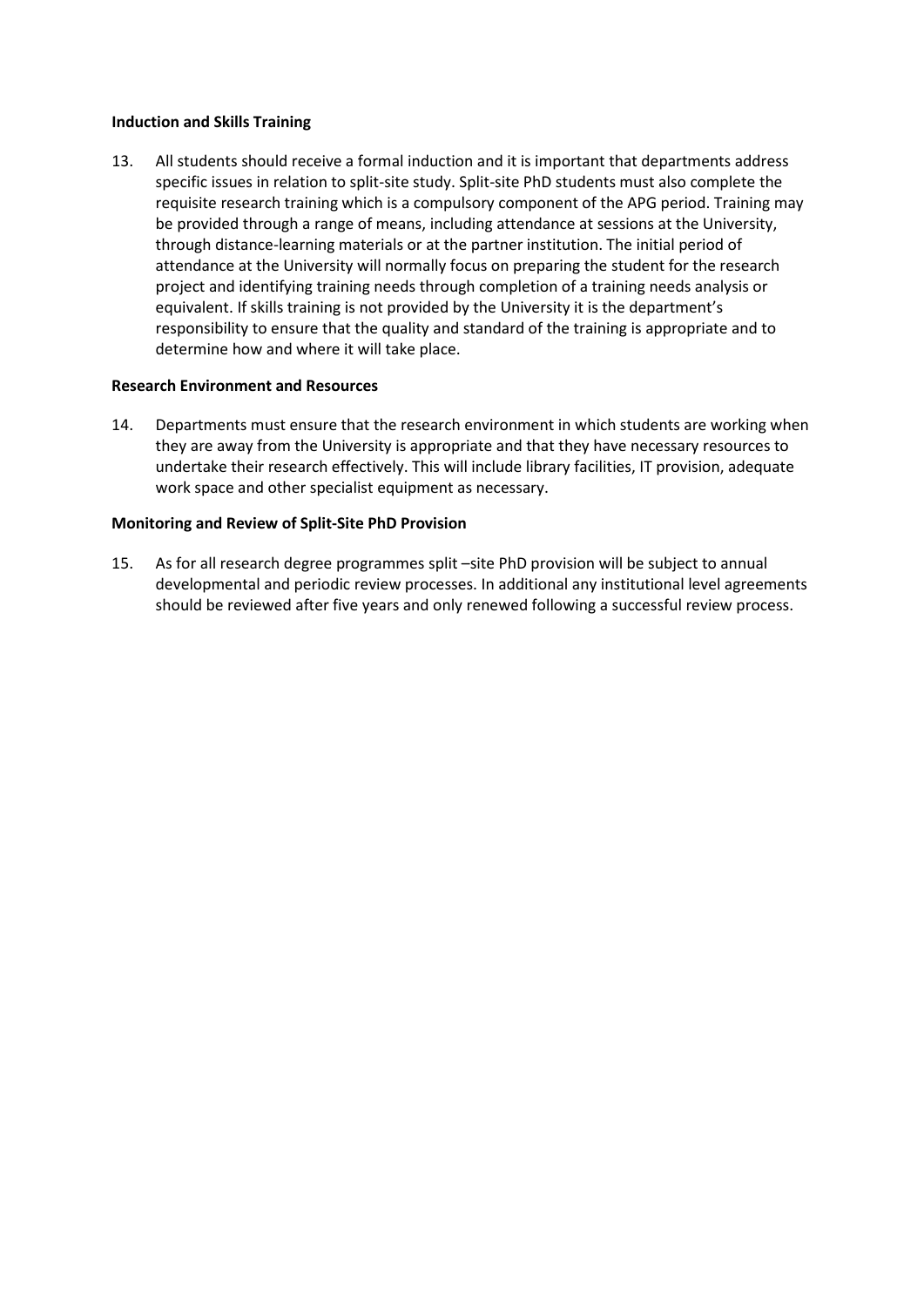**Induction and Skills Training**

13. All students should receive a formal induction and it is important that departments address specific issues in relation to split-site study. Split-site PhD students must also complete the requisite research training which is a compulsory component of the APG period. Training may be provided through a range of means, including attendance at sessions at the University, through distance-learning materials or at the partner institution. The initial period of attendance at the University will normally focus on preparing the student for the research project and identifying training needs through completion of a training needs analysis or equivalent. If skills training is not provided by the University it is the department's responsibility to ensure that the quality and standard of the training is appropriate and to determine how and where it will take place.

**Research Environment and Resources**

14. Departments must ensure that the research environment in which students are working when they are away from the University is appropriate and that they have necessary resources to undertake their research effectively. This will include library facilities, IT provision, adequate work space and other specialist equipment as necessary.

**Monitoring and Review of Split-Site PhD Provision**

15. As for all research degree programmes split –site PhD provision will be subject to annual developmental and periodic review processes. In additional any institutional level agreements should be reviewed after five years and only renewed following a successful review process.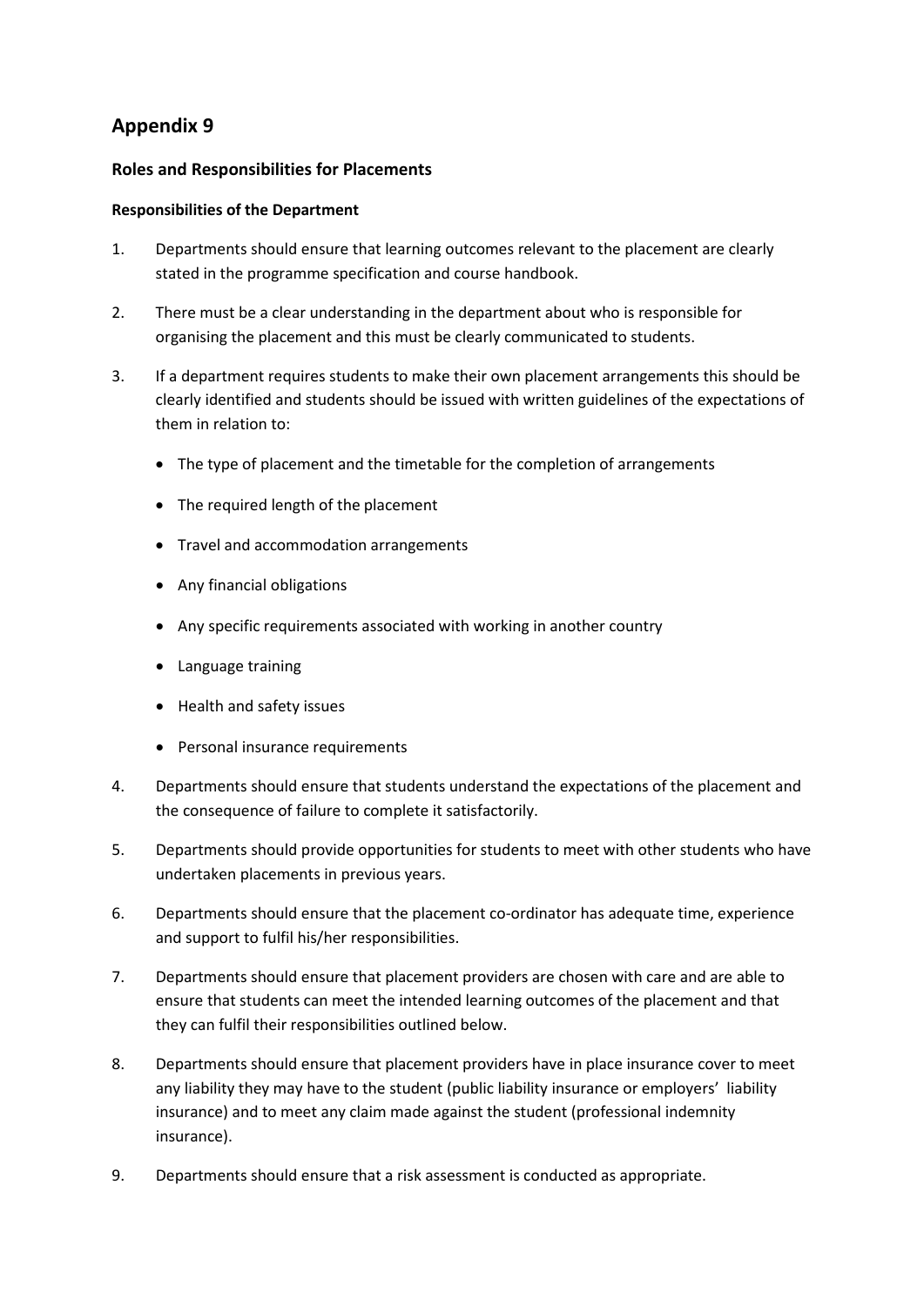# Appendix 9

### Roles and Responsibilities for Placements

#### Responsibilities of the Department

1. Departments should ensure that learning outcomes relevant to the placement are clearly stated in the programme specification and course handbook.
2. There must be a clear understanding in the department about who is responsible for organising the placement and this must be clearly communicated to students.
3. If a department requires students to make their own placement arrangements this should be clearly identified and students should be issued with written guidelines of the expectations of them in relation to:
   - The type of placement and the timetable for the completion of arrangements
   - The required length of the placement
   - Travel and accommodation arrangements
   - Any financial obligations
   - Any specific requirements associated with working in another country
   - Language training
   - Health and safety issues
   - Personal insurance requirements
4. Departments should ensure that students understand the expectations of the placement and the consequence of failure to complete it satisfactorily.
5. Departments should provide opportunities for students to meet with other students who have undertaken placements in previous years.
6. Departments should ensure that the placement co-ordinator has adequate time, experience and support to fulfil his/her responsibilities.
7. Departments should ensure that placement providers are chosen with care and are able to ensure that students can meet the intended learning outcomes of the placement and that they can fulfil their responsibilities outlined below.
8. Departments should ensure that placement providers have in place insurance cover to meet any liability they may have to the student (public liability insurance or employers' liability insurance) and to meet any claim made against the student (professional indemnity insurance).
9. Departments should ensure that a risk assessment is conducted as appropriate.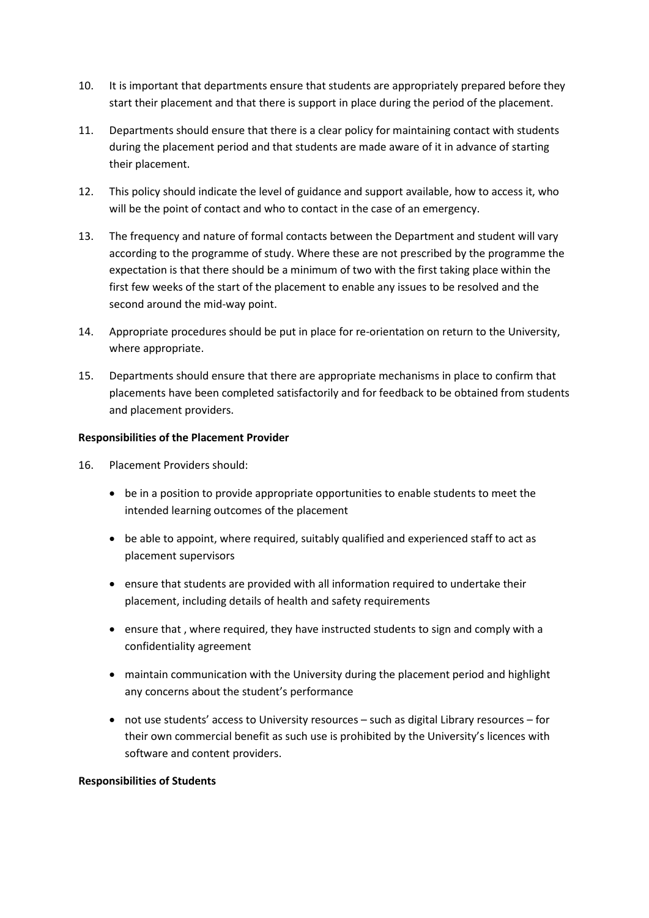10. It is important that departments ensure that students are appropriately prepared before they start their placement and that there is support in place during the period of the placement.

11. Departments should ensure that there is a clear policy for maintaining contact with students during the placement period and that students are made aware of it in advance of starting their placement.

12. This policy should indicate the level of guidance and support available, how to access it, who will be the point of contact and who to contact in the case of an emergency.

13. The frequency and nature of formal contacts between the Department and student will vary according to the programme of study. Where these are not prescribed by the programme the expectation is that there should be a minimum of two with the first taking place within the first few weeks of the start of the placement to enable any issues to be resolved and the second around the mid-way point.

14. Appropriate procedures should be put in place for re-orientation on return to the University, where appropriate.

15. Departments should ensure that there are appropriate mechanisms in place to confirm that placements have been completed satisfactorily and for feedback to be obtained from students and placement providers.

**Responsibilities of the Placement Provider**

16. Placement Providers should:

    - be in a position to provide appropriate opportunities to enable students to meet the intended learning outcomes of the placement
    - be able to appoint, where required, suitably qualified and experienced staff to act as placement supervisors
    - ensure that students are provided with all information required to undertake their placement, including details of health and safety requirements
    - ensure that , where required, they have instructed students to sign and comply with a confidentiality agreement
    - maintain communication with the University during the placement period and highlight any concerns about the student's performance
    - not use students' access to University resources – such as digital Library resources – for their own commercial benefit as such use is prohibited by the University's licences with software and content providers.

**Responsibilities of Students**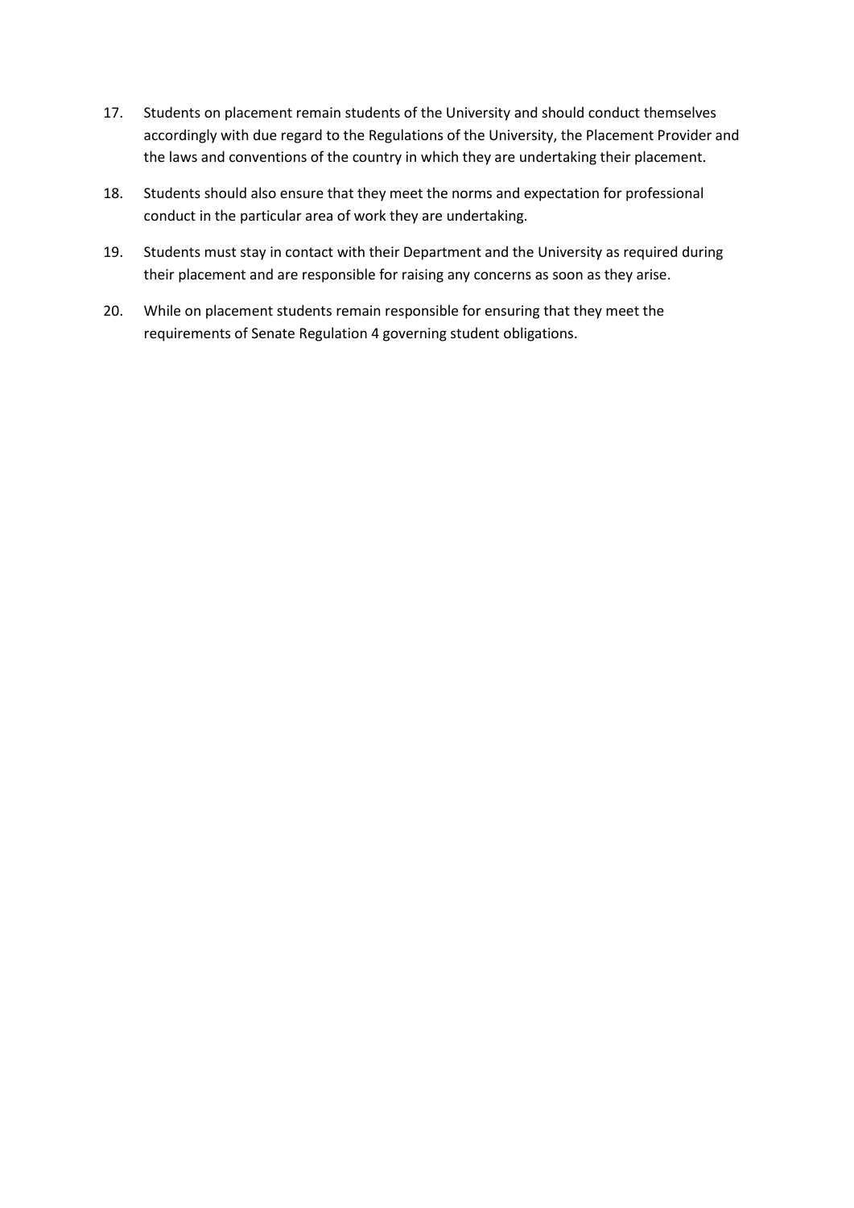17. Students on placement remain students of the University and should conduct themselves accordingly with due regard to the Regulations of the University, the Placement Provider and the laws and conventions of the country in which they are undertaking their placement.

18. Students should also ensure that they meet the norms and expectation for professional conduct in the particular area of work they are undertaking.

19. Students must stay in contact with their Department and the University as required during their placement and are responsible for raising any concerns as soon as they arise.

20. While on placement students remain responsible for ensuring that they meet the requirements of Senate Regulation 4 governing student obligations.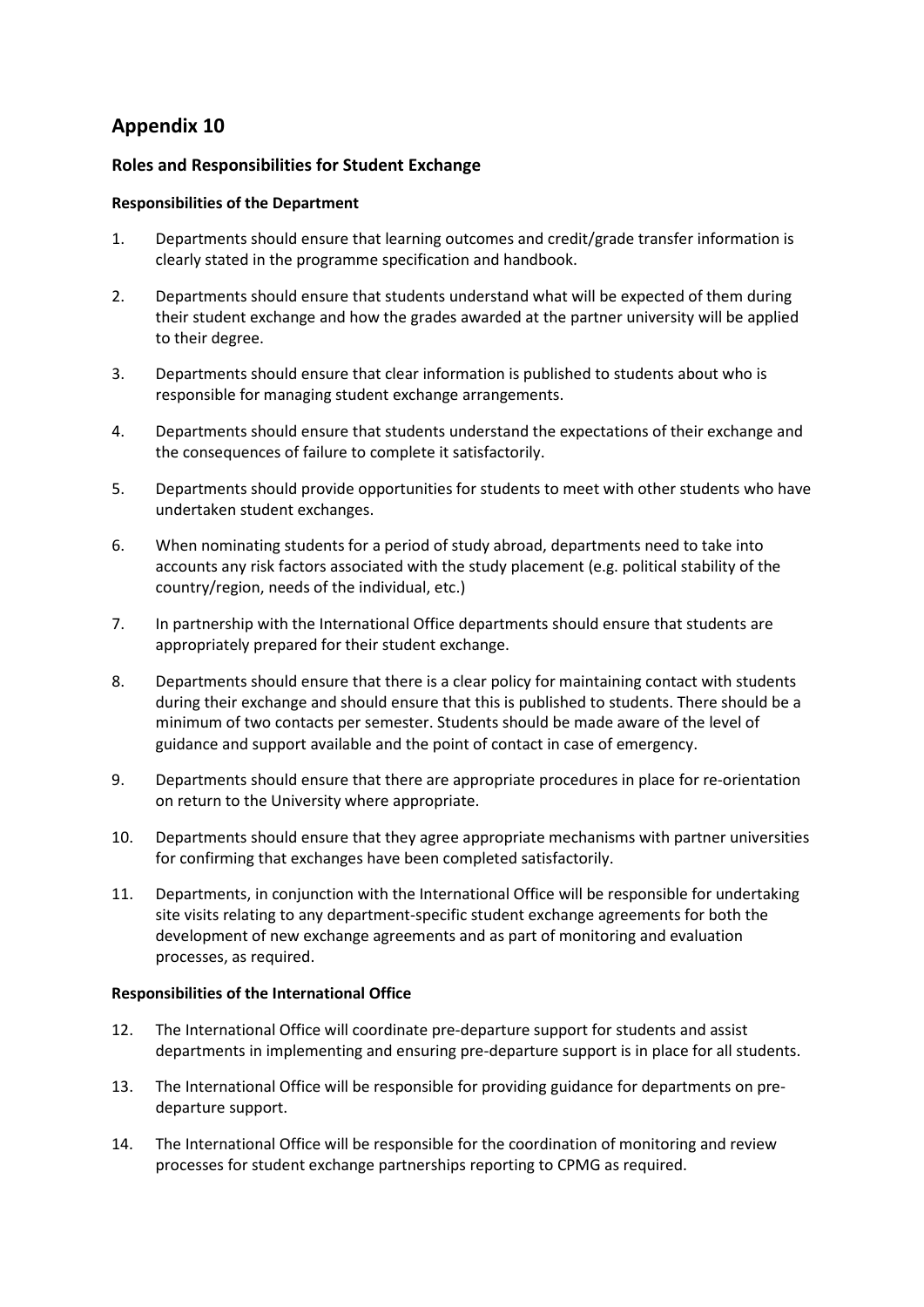# Appendix 10

### Roles and Responsibilities for Student Exchange

#### Responsibilities of the Department

1. Departments should ensure that learning outcomes and credit/grade transfer information is clearly stated in the programme specification and handbook.
2. Departments should ensure that students understand what will be expected of them during their student exchange and how the grades awarded at the partner university will be applied to their degree.
3. Departments should ensure that clear information is published to students about who is responsible for managing student exchange arrangements.
4. Departments should ensure that students understand the expectations of their exchange and the consequences of failure to complete it satisfactorily.
5. Departments should provide opportunities for students to meet with other students who have undertaken student exchanges.
6. When nominating students for a period of study abroad, departments need to take into accounts any risk factors associated with the study placement (e.g. political stability of the country/region, needs of the individual, etc.)
7. In partnership with the International Office departments should ensure that students are appropriately prepared for their student exchange.
8. Departments should ensure that there is a clear policy for maintaining contact with students during their exchange and should ensure that this is published to students. There should be a minimum of two contacts per semester. Students should be made aware of the level of guidance and support available and the point of contact in case of emergency.
9. Departments should ensure that there are appropriate procedures in place for re-orientation on return to the University where appropriate.
10. Departments should ensure that they agree appropriate mechanisms with partner universities for confirming that exchanges have been completed satisfactorily.
11. Departments, in conjunction with the International Office will be responsible for undertaking site visits relating to any department-specific student exchange agreements for both the development of new exchange agreements and as part of monitoring and evaluation processes, as required.

#### Responsibilities of the International Office

12. The International Office will coordinate pre-departure support for students and assist departments in implementing and ensuring pre-departure support is in place for all students.
13. The International Office will be responsible for providing guidance for departments on pre-departure support.
14. The International Office will be responsible for the coordination of monitoring and review processes for student exchange partnerships reporting to CPMG as required.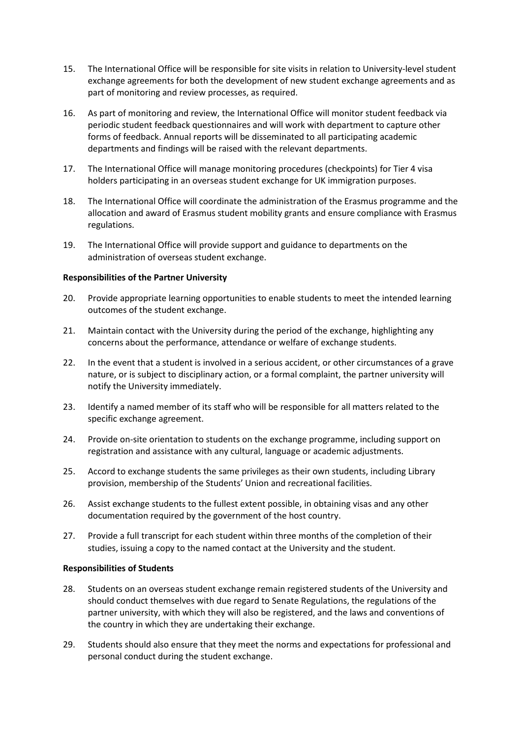15. The International Office will be responsible for site visits in relation to University-level student exchange agreements for both the development of new student exchange agreements and as part of monitoring and review processes, as required.

16. As part of monitoring and review, the International Office will monitor student feedback via periodic student feedback questionnaires and will work with department to capture other forms of feedback. Annual reports will be disseminated to all participating academic departments and findings will be raised with the relevant departments.

17. The International Office will manage monitoring procedures (checkpoints) for Tier 4 visa holders participating in an overseas student exchange for UK immigration purposes.

18. The International Office will coordinate the administration of the Erasmus programme and the allocation and award of Erasmus student mobility grants and ensure compliance with Erasmus regulations.

19. The International Office will provide support and guidance to departments on the administration of overseas student exchange.

**Responsibilities of the Partner University**

20. Provide appropriate learning opportunities to enable students to meet the intended learning outcomes of the student exchange.

21. Maintain contact with the University during the period of the exchange, highlighting any concerns about the performance, attendance or welfare of exchange students.

22. In the event that a student is involved in a serious accident, or other circumstances of a grave nature, or is subject to disciplinary action, or a formal complaint, the partner university will notify the University immediately.

23. Identify a named member of its staff who will be responsible for all matters related to the specific exchange agreement.

24. Provide on-site orientation to students on the exchange programme, including support on registration and assistance with any cultural, language or academic adjustments.

25. Accord to exchange students the same privileges as their own students, including Library provision, membership of the Students' Union and recreational facilities.

26. Assist exchange students to the fullest extent possible, in obtaining visas and any other documentation required by the government of the host country.

27. Provide a full transcript for each student within three months of the completion of their studies, issuing a copy to the named contact at the University and the student.

**Responsibilities of Students**

28. Students on an overseas student exchange remain registered students of the University and should conduct themselves with due regard to Senate Regulations, the regulations of the partner university, with which they will also be registered, and the laws and conventions of the country in which they are undertaking their exchange.

29. Students should also ensure that they meet the norms and expectations for professional and personal conduct during the student exchange.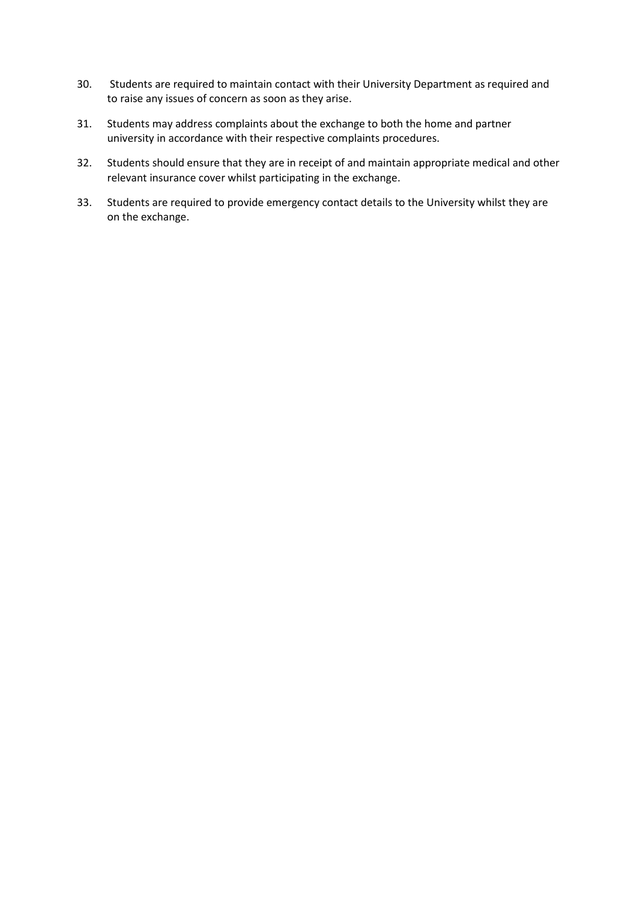30. Students are required to maintain contact with their University Department as required and to raise any issues of concern as soon as they arise.

31. Students may address complaints about the exchange to both the home and partner university in accordance with their respective complaints procedures.

32. Students should ensure that they are in receipt of and maintain appropriate medical and other relevant insurance cover whilst participating in the exchange.

33. Students are required to provide emergency contact details to the University whilst they are on the exchange.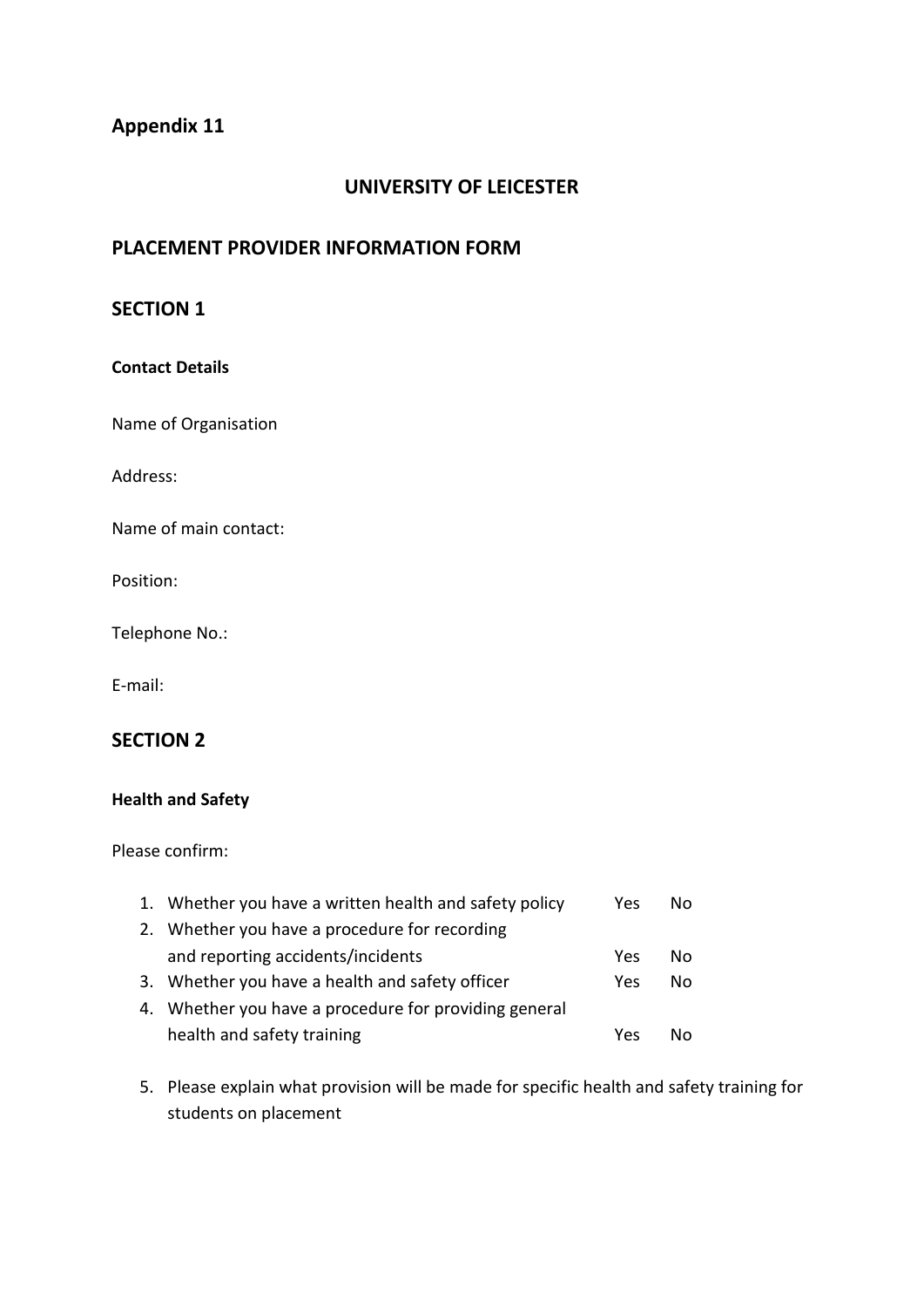## Appendix 11

**UNIVERSITY OF LEICESTER**

## PLACEMENT PROVIDER INFORMATION FORM

## SECTION 1

**Contact Details**

Name of Organisation

Address:

Name of main contact:

Position:

Telephone No.:

E-mail:

## SECTION 2

**Health and Safety**

Please confirm:

1. Whether you have a written health and safety policy Yes No
2. Whether you have a procedure for recording and reporting accidents/incidents Yes No
3. Whether you have a health and safety officer Yes No
4. Whether you have a procedure for providing general health and safety training Yes No
5. Please explain what provision will be made for specific health and safety training for students on placement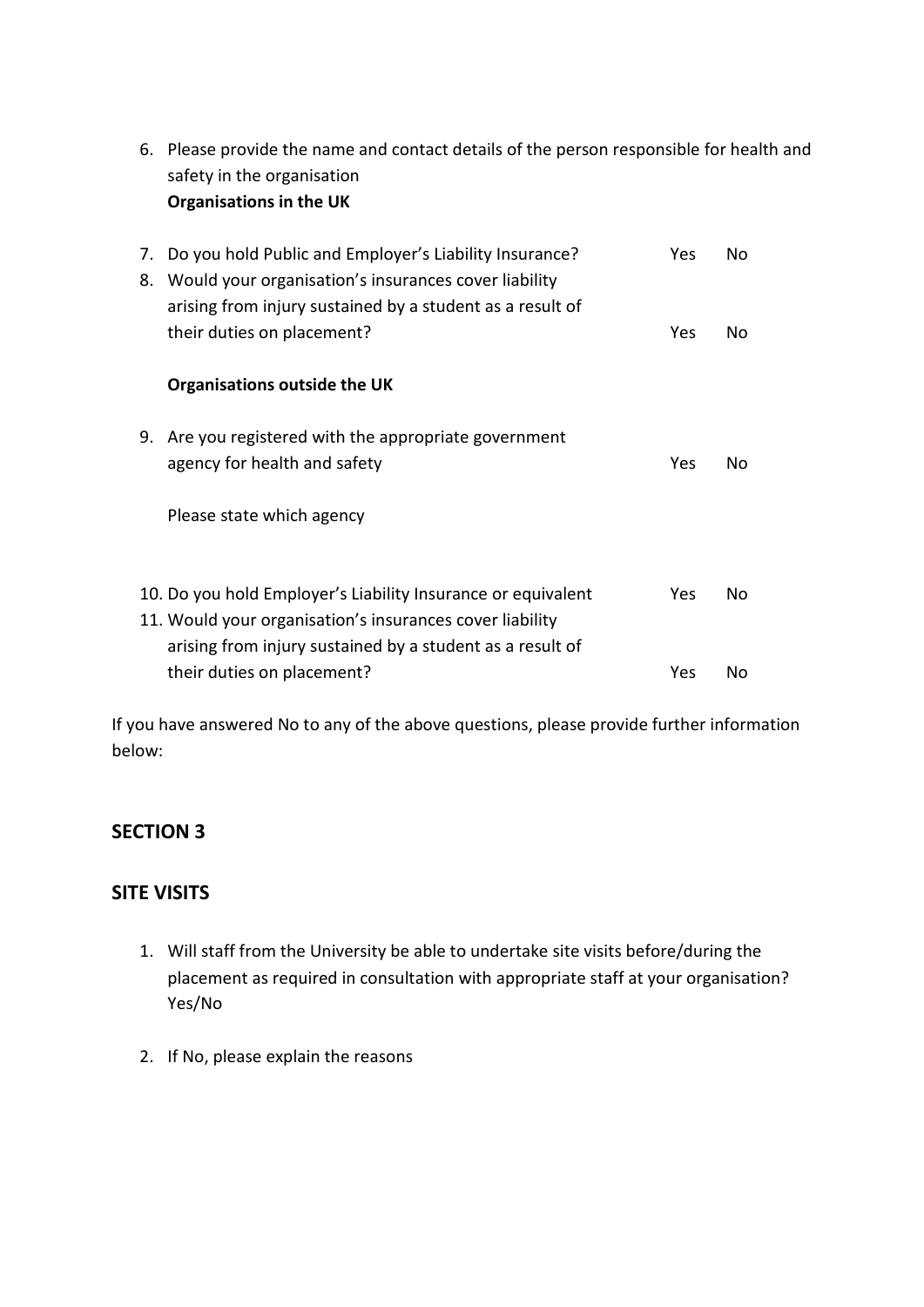6. Please provide the name and contact details of the person responsible for health and safety in the organisation

**Organisations in the UK**

7. Do you hold Public and Employer's Liability Insurance? Yes No
8. Would your organisation's insurances cover liability arising from injury sustained by a student as a result of their duties on placement? Yes No

**Organisations outside the UK**

9. Are you registered with the appropriate government agency for health and safety Yes No

   Please state which agency

10. Do you hold Employer's Liability Insurance or equivalent Yes No
11. Would your organisation's insurances cover liability arising from injury sustained by a student as a result of their duties on placement? Yes No

If you have answered No to any of the above questions, please provide further information below:

## SECTION 3

## SITE VISITS

1. Will staff from the University be able to undertake site visits before/during the placement as required in consultation with appropriate staff at your organisation? Yes/No
2. If No, please explain the reasons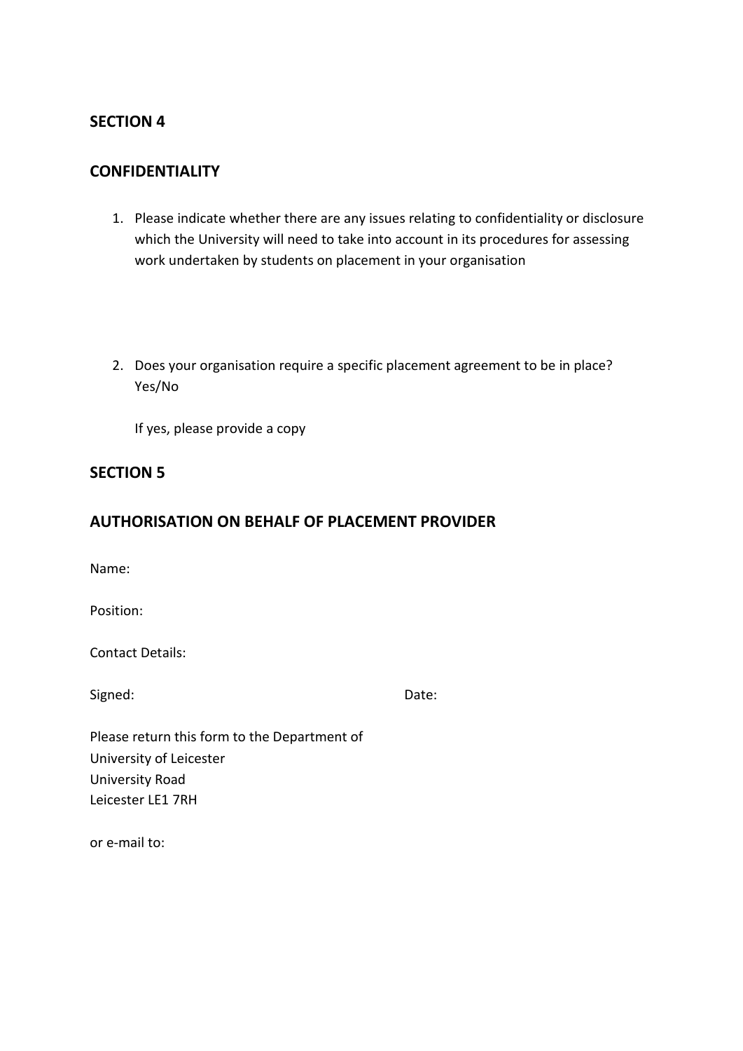## SECTION 4

## CONFIDENTIALITY

1. Please indicate whether there are any issues relating to confidentiality or disclosure which the University will need to take into account in its procedures for assessing work undertaken by students on placement in your organisation

2. Does your organisation require a specific placement agreement to be in place? Yes/No

   If yes, please provide a copy

## SECTION 5

## AUTHORISATION ON BEHALF OF PLACEMENT PROVIDER

Name:

Position:

Contact Details:

Signed: Date:

Please return this form to the Department of
University of Leicester
University Road
Leicester LE1 7RH

or e-mail to: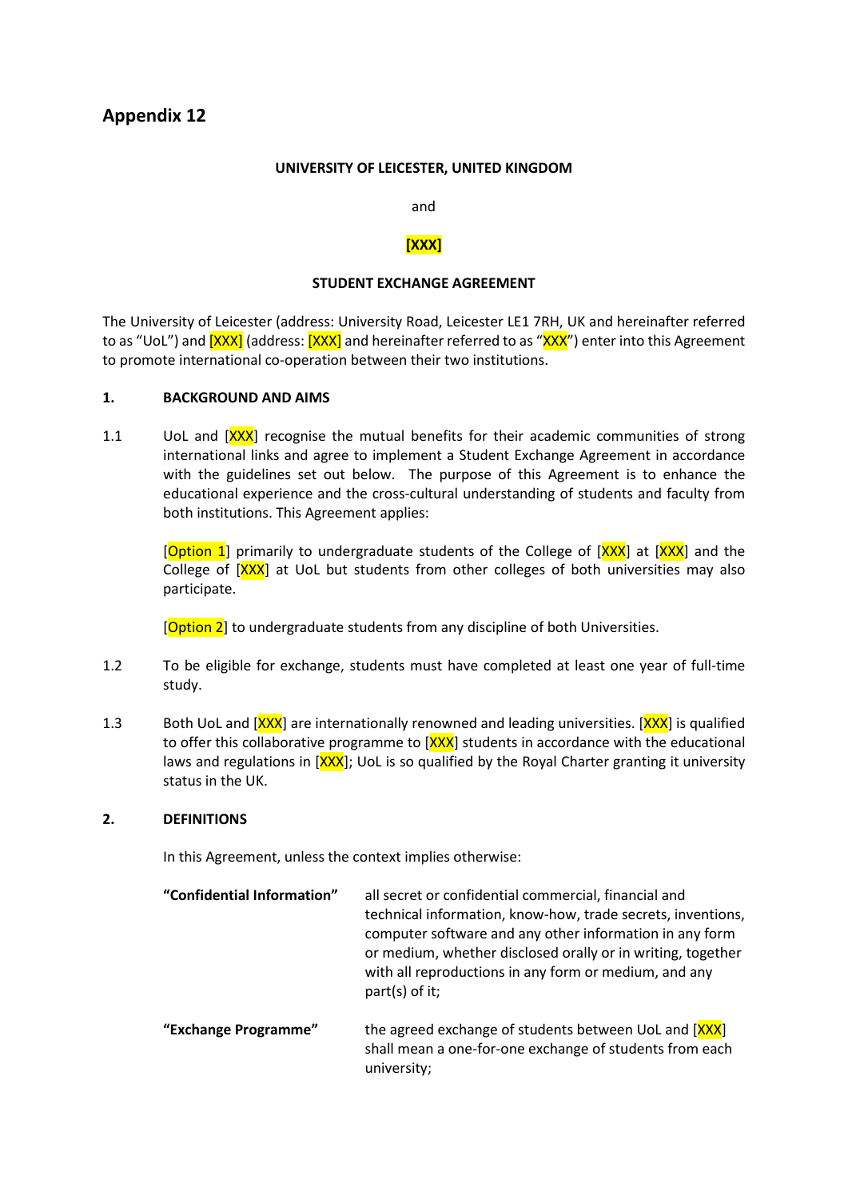# Appendix 12

**UNIVERSITY OF LEICESTER, UNITED KINGDOM**

and

**[XXX]**

**STUDENT EXCHANGE AGREEMENT**

The University of Leicester (address: University Road, Leicester LE1 7RH, UK and hereinafter referred to as "UoL") and [XXX] (address: [XXX] and hereinafter referred to as "XXX") enter into this Agreement to promote international co-operation between their two institutions.

## 1. BACKGROUND AND AIMS

1.1 UoL and [XXX] recognise the mutual benefits for their academic communities of strong international links and agree to implement a Student Exchange Agreement in accordance with the guidelines set out below. The purpose of this Agreement is to enhance the educational experience and the cross-cultural understanding of students and faculty from both institutions. This Agreement applies:

[Option 1] primarily to undergraduate students of the College of [XXX] at [XXX] and the College of [XXX] at UoL but students from other colleges of both universities may also participate.

[Option 2] to undergraduate students from any discipline of both Universities.

1.2 To be eligible for exchange, students must have completed at least one year of full-time study.

1.3 Both UoL and [XXX] are internationally renowned and leading universities. [XXX] is qualified to offer this collaborative programme to [XXX] students in accordance with the educational laws and regulations in [XXX]; UoL is so qualified by the Royal Charter granting it university status in the UK.

## 2. DEFINITIONS

In this Agreement, unless the context implies otherwise:

**"Confidential Information"** all secret or confidential commercial, financial and technical information, know-how, trade secrets, inventions, computer software and any other information in any form or medium, whether disclosed orally or in writing, together with all reproductions in any form or medium, and any part(s) of it;

**"Exchange Programme"** the agreed exchange of students between UoL and [XXX] shall mean a one-for-one exchange of students from each university;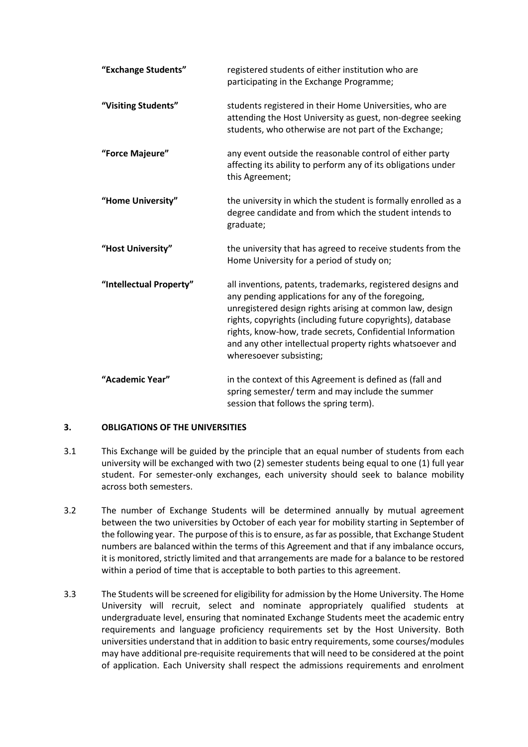| | |
|---|---|
| **"Exchange Students"** | registered students of either institution who are participating in the Exchange Programme; |
| **"Visiting Students"** | students registered in their Home Universities, who are attending the Host University as guest, non-degree seeking students, who otherwise are not part of the Exchange; |
| **"Force Majeure"** | any event outside the reasonable control of either party affecting its ability to perform any of its obligations under this Agreement; |
| **"Home University"** | the university in which the student is formally enrolled as a degree candidate and from which the student intends to graduate; |
| **"Host University"** | the university that has agreed to receive students from the Home University for a period of study on; |
| **"Intellectual Property"** | all inventions, patents, trademarks, registered designs and any pending applications for any of the foregoing, unregistered design rights arising at common law, design rights, copyrights (including future copyrights), database rights, know-how, trade secrets, Confidential Information and any other intellectual property rights whatsoever and wheresoever subsisting; |
| **"Academic Year"** | in the context of this Agreement is defined as (fall and spring semester/ term and may include the summer session that follows the spring term). |

## 3. OBLIGATIONS OF THE UNIVERSITIES

3.1 This Exchange will be guided by the principle that an equal number of students from each university will be exchanged with two (2) semester students being equal to one (1) full year student. For semester-only exchanges, each university should seek to balance mobility across both semesters.

3.2 The number of Exchange Students will be determined annually by mutual agreement between the two universities by October of each year for mobility starting in September of the following year. The purpose of this is to ensure, as far as possible, that Exchange Student numbers are balanced within the terms of this Agreement and that if any imbalance occurs, it is monitored, strictly limited and that arrangements are made for a balance to be restored within a period of time that is acceptable to both parties to this agreement.

3.3 The Students will be screened for eligibility for admission by the Home University. The Home University will recruit, select and nominate appropriately qualified students at undergraduate level, ensuring that nominated Exchange Students meet the academic entry requirements and language proficiency requirements set by the Host University. Both universities understand that in addition to basic entry requirements, some courses/modules may have additional pre-requisite requirements that will need to be considered at the point of application. Each University shall respect the admissions requirements and enrolment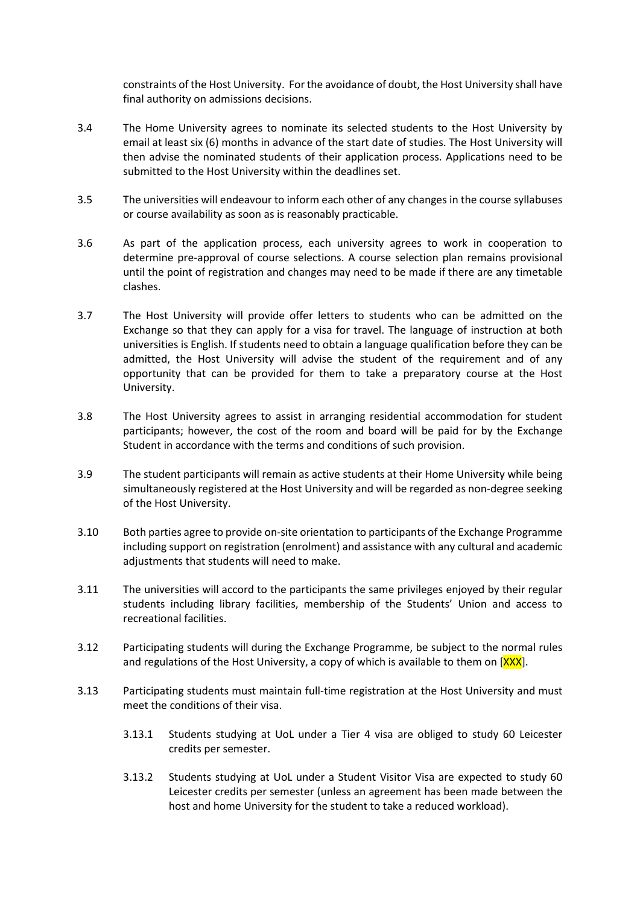constraints of the Host University. For the avoidance of doubt, the Host University shall have final authority on admissions decisions.

3.4 The Home University agrees to nominate its selected students to the Host University by email at least six (6) months in advance of the start date of studies. The Host University will then advise the nominated students of their application process. Applications need to be submitted to the Host University within the deadlines set.

3.5 The universities will endeavour to inform each other of any changes in the course syllabuses or course availability as soon as is reasonably practicable.

3.6 As part of the application process, each university agrees to work in cooperation to determine pre-approval of course selections. A course selection plan remains provisional until the point of registration and changes may need to be made if there are any timetable clashes.

3.7 The Host University will provide offer letters to students who can be admitted on the Exchange so that they can apply for a visa for travel. The language of instruction at both universities is English. If students need to obtain a language qualification before they can be admitted, the Host University will advise the student of the requirement and of any opportunity that can be provided for them to take a preparatory course at the Host University.

3.8 The Host University agrees to assist in arranging residential accommodation for student participants; however, the cost of the room and board will be paid for by the Exchange Student in accordance with the terms and conditions of such provision.

3.9 The student participants will remain as active students at their Home University while being simultaneously registered at the Host University and will be regarded as non-degree seeking of the Host University.

3.10 Both parties agree to provide on-site orientation to participants of the Exchange Programme including support on registration (enrolment) and assistance with any cultural and academic adjustments that students will need to make.

3.11 The universities will accord to the participants the same privileges enjoyed by their regular students including library facilities, membership of the Students' Union and access to recreational facilities.

3.12 Participating students will during the Exchange Programme, be subject to the normal rules and regulations of the Host University, a copy of which is available to them on [XXX].

3.13 Participating students must maintain full-time registration at the Host University and must meet the conditions of their visa.

3.13.1 Students studying at UoL under a Tier 4 visa are obliged to study 60 Leicester credits per semester.

3.13.2 Students studying at UoL under a Student Visitor Visa are expected to study 60 Leicester credits per semester (unless an agreement has been made between the host and home University for the student to take a reduced workload).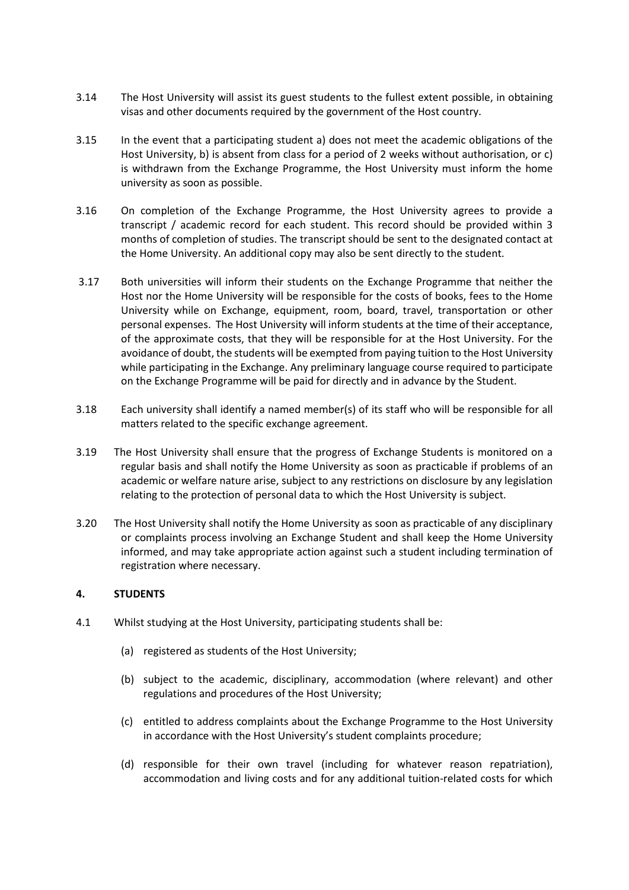3.14 The Host University will assist its guest students to the fullest extent possible, in obtaining visas and other documents required by the government of the Host country.

3.15 In the event that a participating student a) does not meet the academic obligations of the Host University, b) is absent from class for a period of 2 weeks without authorisation, or c) is withdrawn from the Exchange Programme, the Host University must inform the home university as soon as possible.

3.16 On completion of the Exchange Programme, the Host University agrees to provide a transcript / academic record for each student. This record should be provided within 3 months of completion of studies. The transcript should be sent to the designated contact at the Home University. An additional copy may also be sent directly to the student.

3.17 Both universities will inform their students on the Exchange Programme that neither the Host nor the Home University will be responsible for the costs of books, fees to the Home University while on Exchange, equipment, room, board, travel, transportation or other personal expenses. The Host University will inform students at the time of their acceptance, of the approximate costs, that they will be responsible for at the Host University. For the avoidance of doubt, the students will be exempted from paying tuition to the Host University while participating in the Exchange. Any preliminary language course required to participate on the Exchange Programme will be paid for directly and in advance by the Student.

3.18 Each university shall identify a named member(s) of its staff who will be responsible for all matters related to the specific exchange agreement.

3.19 The Host University shall ensure that the progress of Exchange Students is monitored on a regular basis and shall notify the Home University as soon as practicable if problems of an academic or welfare nature arise, subject to any restrictions on disclosure by any legislation relating to the protection of personal data to which the Host University is subject.

3.20 The Host University shall notify the Home University as soon as practicable of any disciplinary or complaints process involving an Exchange Student and shall keep the Home University informed, and may take appropriate action against such a student including termination of registration where necessary.

**4. STUDENTS**

4.1 Whilst studying at the Host University, participating students shall be:

(a) registered as students of the Host University;

(b) subject to the academic, disciplinary, accommodation (where relevant) and other regulations and procedures of the Host University;

(c) entitled to address complaints about the Exchange Programme to the Host University in accordance with the Host University's student complaints procedure;

(d) responsible for their own travel (including for whatever reason repatriation), accommodation and living costs and for any additional tuition-related costs for which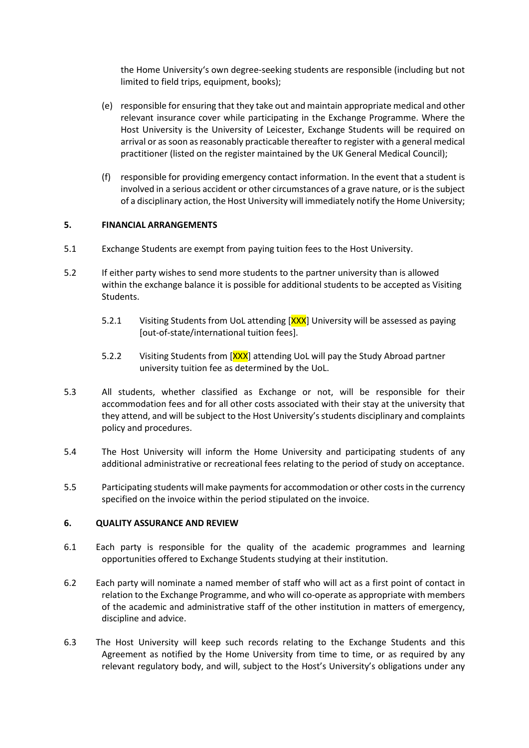the Home University's own degree-seeking students are responsible (including but not limited to field trips, equipment, books);

(e) responsible for ensuring that they take out and maintain appropriate medical and other relevant insurance cover while participating in the Exchange Programme. Where the Host University is the University of Leicester, Exchange Students will be required on arrival or as soon as reasonably practicable thereafter to register with a general medical practitioner (listed on the register maintained by the UK General Medical Council);

(f) responsible for providing emergency contact information. In the event that a student is involved in a serious accident or other circumstances of a grave nature, or is the subject of a disciplinary action, the Host University will immediately notify the Home University;

**5. FINANCIAL ARRANGEMENTS**

5.1 Exchange Students are exempt from paying tuition fees to the Host University.

5.2 If either party wishes to send more students to the partner university than is allowed within the exchange balance it is possible for additional students to be accepted as Visiting Students.

5.2.1 Visiting Students from UoL attending [XXX] University will be assessed as paying [out-of-state/international tuition fees].

5.2.2 Visiting Students from [XXX] attending UoL will pay the Study Abroad partner university tuition fee as determined by the UoL.

5.3 All students, whether classified as Exchange or not, will be responsible for their accommodation fees and for all other costs associated with their stay at the university that they attend, and will be subject to the Host University's students disciplinary and complaints policy and procedures.

5.4 The Host University will inform the Home University and participating students of any additional administrative or recreational fees relating to the period of study on acceptance.

5.5 Participating students will make payments for accommodation or other costs in the currency specified on the invoice within the period stipulated on the invoice.

**6. QUALITY ASSURANCE AND REVIEW**

6.1 Each party is responsible for the quality of the academic programmes and learning opportunities offered to Exchange Students studying at their institution.

6.2 Each party will nominate a named member of staff who will act as a first point of contact in relation to the Exchange Programme, and who will co-operate as appropriate with members of the academic and administrative staff of the other institution in matters of emergency, discipline and advice.

6.3 The Host University will keep such records relating to the Exchange Students and this Agreement as notified by the Home University from time to time, or as required by any relevant regulatory body, and will, subject to the Host's University's obligations under any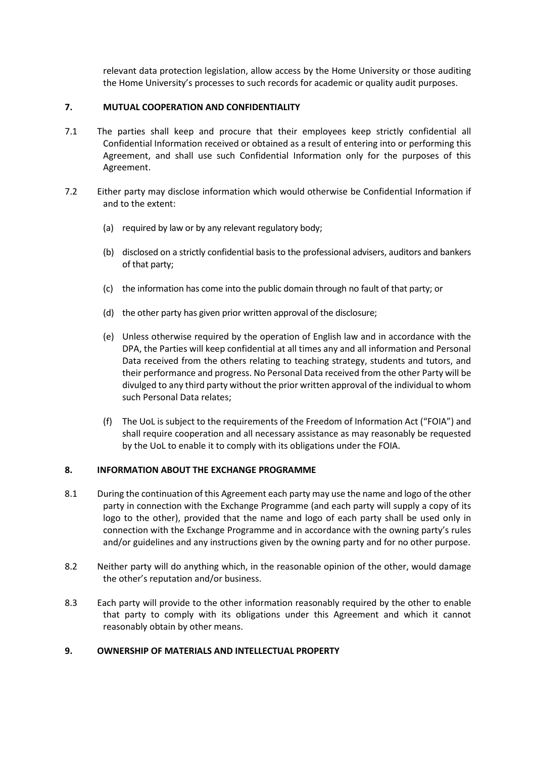relevant data protection legislation, allow access by the Home University or those auditing the Home University's processes to such records for academic or quality audit purposes.

## 7. MUTUAL COOPERATION AND CONFIDENTIALITY

7.1 The parties shall keep and procure that their employees keep strictly confidential all Confidential Information received or obtained as a result of entering into or performing this Agreement, and shall use such Confidential Information only for the purposes of this Agreement.

7.2 Either party may disclose information which would otherwise be Confidential Information if and to the extent:

(a) required by law or by any relevant regulatory body;

(b) disclosed on a strictly confidential basis to the professional advisers, auditors and bankers of that party;

(c) the information has come into the public domain through no fault of that party; or

(d) the other party has given prior written approval of the disclosure;

(e) Unless otherwise required by the operation of English law and in accordance with the DPA, the Parties will keep confidential at all times any and all information and Personal Data received from the others relating to teaching strategy, students and tutors, and their performance and progress. No Personal Data received from the other Party will be divulged to any third party without the prior written approval of the individual to whom such Personal Data relates;

(f) The UoL is subject to the requirements of the Freedom of Information Act ("FOIA") and shall require cooperation and all necessary assistance as may reasonably be requested by the UoL to enable it to comply with its obligations under the FOIA.

## 8. INFORMATION ABOUT THE EXCHANGE PROGRAMME

8.1 During the continuation of this Agreement each party may use the name and logo of the other party in connection with the Exchange Programme (and each party will supply a copy of its logo to the other), provided that the name and logo of each party shall be used only in connection with the Exchange Programme and in accordance with the owning party's rules and/or guidelines and any instructions given by the owning party and for no other purpose.

8.2 Neither party will do anything which, in the reasonable opinion of the other, would damage the other's reputation and/or business.

8.3 Each party will provide to the other information reasonably required by the other to enable that party to comply with its obligations under this Agreement and which it cannot reasonably obtain by other means.

## 9. OWNERSHIP OF MATERIALS AND INTELLECTUAL PROPERTY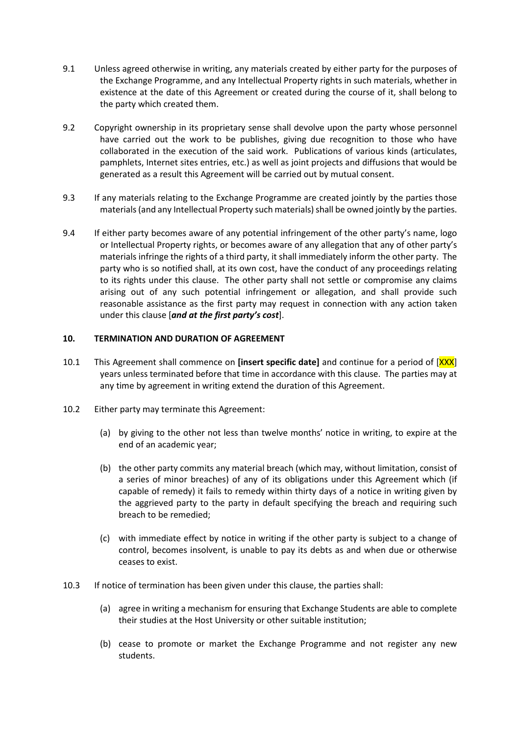9.1 Unless agreed otherwise in writing, any materials created by either party for the purposes of the Exchange Programme, and any Intellectual Property rights in such materials, whether in existence at the date of this Agreement or created during the course of it, shall belong to the party which created them.

9.2 Copyright ownership in its proprietary sense shall devolve upon the party whose personnel have carried out the work to be publishes, giving due recognition to those who have collaborated in the execution of the said work. Publications of various kinds (articulates, pamphlets, Internet sites entries, etc.) as well as joint projects and diffusions that would be generated as a result this Agreement will be carried out by mutual consent.

9.3 If any materials relating to the Exchange Programme are created jointly by the parties those materials (and any Intellectual Property such materials) shall be owned jointly by the parties.

9.4 If either party becomes aware of any potential infringement of the other party's name, logo or Intellectual Property rights, or becomes aware of any allegation that any of other party's materials infringe the rights of a third party, it shall immediately inform the other party. The party who is so notified shall, at its own cost, have the conduct of any proceedings relating to its rights under this clause. The other party shall not settle or compromise any claims arising out of any such potential infringement or allegation, and shall provide such reasonable assistance as the first party may request in connection with any action taken under this clause [***and at the first party's cost***].

**10. TERMINATION AND DURATION OF AGREEMENT**

10.1 This Agreement shall commence on **[insert specific date]** and continue for a period of [XXX] years unless terminated before that time in accordance with this clause. The parties may at any time by agreement in writing extend the duration of this Agreement.

10.2 Either party may terminate this Agreement:

(a) by giving to the other not less than twelve months' notice in writing, to expire at the end of an academic year;

(b) the other party commits any material breach (which may, without limitation, consist of a series of minor breaches) of any of its obligations under this Agreement which (if capable of remedy) it fails to remedy within thirty days of a notice in writing given by the aggrieved party to the party in default specifying the breach and requiring such breach to be remedied;

(c) with immediate effect by notice in writing if the other party is subject to a change of control, becomes insolvent, is unable to pay its debts as and when due or otherwise ceases to exist.

10.3 If notice of termination has been given under this clause, the parties shall:

(a) agree in writing a mechanism for ensuring that Exchange Students are able to complete their studies at the Host University or other suitable institution;

(b) cease to promote or market the Exchange Programme and not register any new students.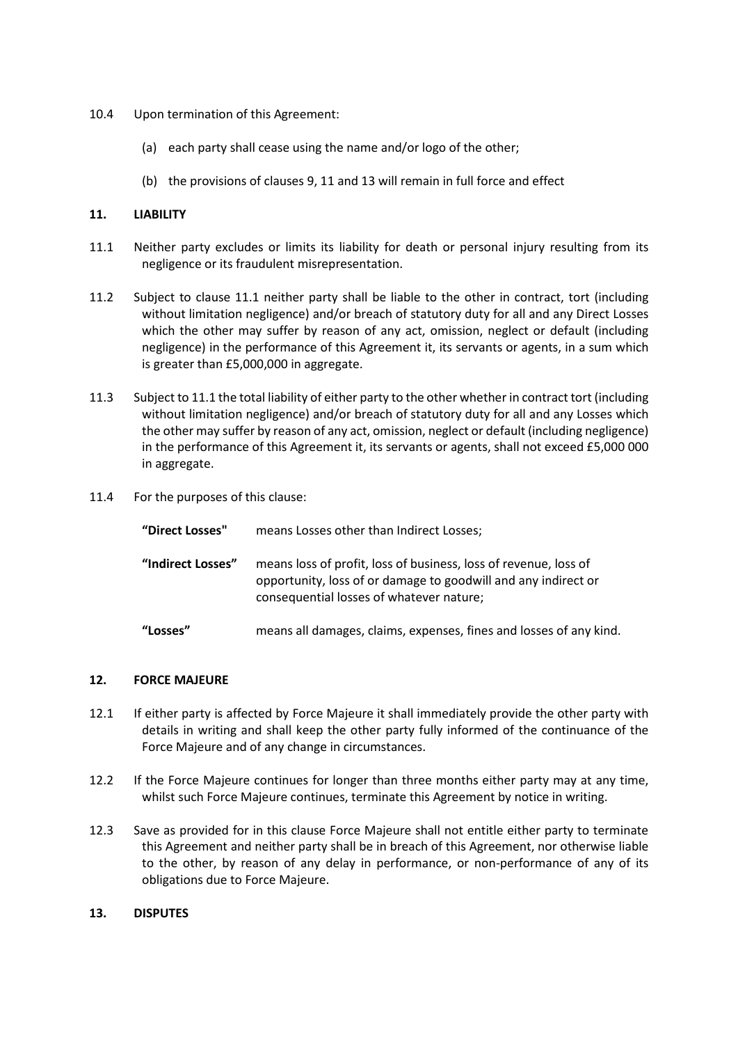10.4 Upon termination of this Agreement:

(a) each party shall cease using the name and/or logo of the other;

(b) the provisions of clauses 9, 11 and 13 will remain in full force and effect

## 11. LIABILITY

11.1 Neither party excludes or limits its liability for death or personal injury resulting from its negligence or its fraudulent misrepresentation.

11.2 Subject to clause 11.1 neither party shall be liable to the other in contract, tort (including without limitation negligence) and/or breach of statutory duty for all and any Direct Losses which the other may suffer by reason of any act, omission, neglect or default (including negligence) in the performance of this Agreement it, its servants or agents, in a sum which is greater than £5,000,000 in aggregate.

11.3 Subject to 11.1 the total liability of either party to the other whether in contract tort (including without limitation negligence) and/or breach of statutory duty for all and any Losses which the other may suffer by reason of any act, omission, neglect or default (including negligence) in the performance of this Agreement it, its servants or agents, shall not exceed £5,000 000 in aggregate.

11.4 For the purposes of this clause:

**"Direct Losses"** means Losses other than Indirect Losses;

**"Indirect Losses"** means loss of profit, loss of business, loss of revenue, loss of opportunity, loss of or damage to goodwill and any indirect or consequential losses of whatever nature;

**"Losses"** means all damages, claims, expenses, fines and losses of any kind.

## 12. FORCE MAJEURE

12.1 If either party is affected by Force Majeure it shall immediately provide the other party with details in writing and shall keep the other party fully informed of the continuance of the Force Majeure and of any change in circumstances.

12.2 If the Force Majeure continues for longer than three months either party may at any time, whilst such Force Majeure continues, terminate this Agreement by notice in writing.

12.3 Save as provided for in this clause Force Majeure shall not entitle either party to terminate this Agreement and neither party shall be in breach of this Agreement, nor otherwise liable to the other, by reason of any delay in performance, or non-performance of any of its obligations due to Force Majeure.

## 13. DISPUTES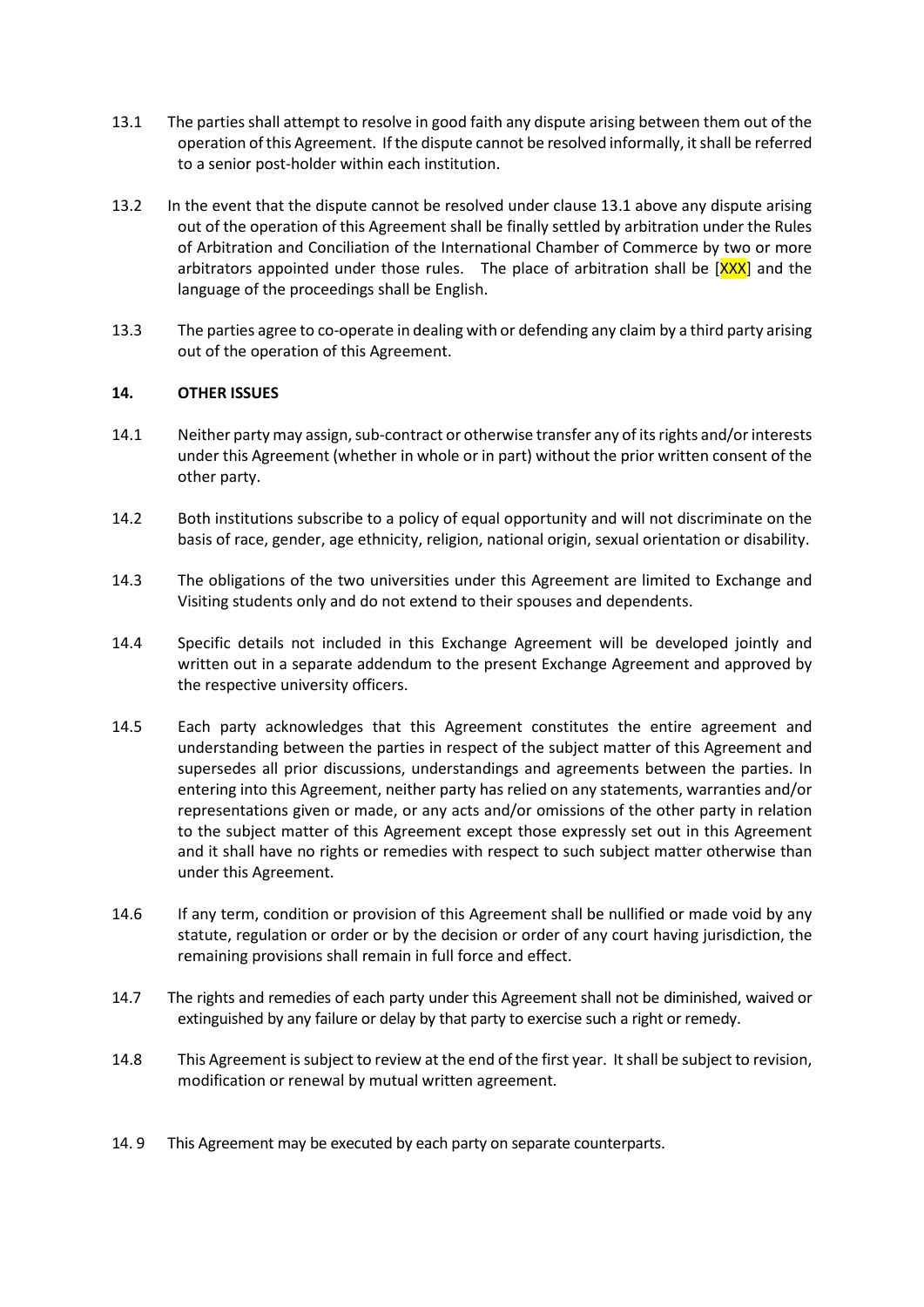13.1 The parties shall attempt to resolve in good faith any dispute arising between them out of the operation of this Agreement. If the dispute cannot be resolved informally, it shall be referred to a senior post-holder within each institution.

13.2 In the event that the dispute cannot be resolved under clause 13.1 above any dispute arising out of the operation of this Agreement shall be finally settled by arbitration under the Rules of Arbitration and Conciliation of the International Chamber of Commerce by two or more arbitrators appointed under those rules. The place of arbitration shall be [XXX] and the language of the proceedings shall be English.

13.3 The parties agree to co-operate in dealing with or defending any claim by a third party arising out of the operation of this Agreement.

**14. OTHER ISSUES**

14.1 Neither party may assign, sub-contract or otherwise transfer any of its rights and/or interests under this Agreement (whether in whole or in part) without the prior written consent of the other party.

14.2 Both institutions subscribe to a policy of equal opportunity and will not discriminate on the basis of race, gender, age ethnicity, religion, national origin, sexual orientation or disability.

14.3 The obligations of the two universities under this Agreement are limited to Exchange and Visiting students only and do not extend to their spouses and dependents.

14.4 Specific details not included in this Exchange Agreement will be developed jointly and written out in a separate addendum to the present Exchange Agreement and approved by the respective university officers.

14.5 Each party acknowledges that this Agreement constitutes the entire agreement and understanding between the parties in respect of the subject matter of this Agreement and supersedes all prior discussions, understandings and agreements between the parties. In entering into this Agreement, neither party has relied on any statements, warranties and/or representations given or made, or any acts and/or omissions of the other party in relation to the subject matter of this Agreement except those expressly set out in this Agreement and it shall have no rights or remedies with respect to such subject matter otherwise than under this Agreement.

14.6 If any term, condition or provision of this Agreement shall be nullified or made void by any statute, regulation or order or by the decision or order of any court having jurisdiction, the remaining provisions shall remain in full force and effect.

14.7 The rights and remedies of each party under this Agreement shall not be diminished, waived or extinguished by any failure or delay by that party to exercise such a right or remedy.

14.8 This Agreement is subject to review at the end of the first year. It shall be subject to revision, modification or renewal by mutual written agreement.

14.9 This Agreement may be executed by each party on separate counterparts.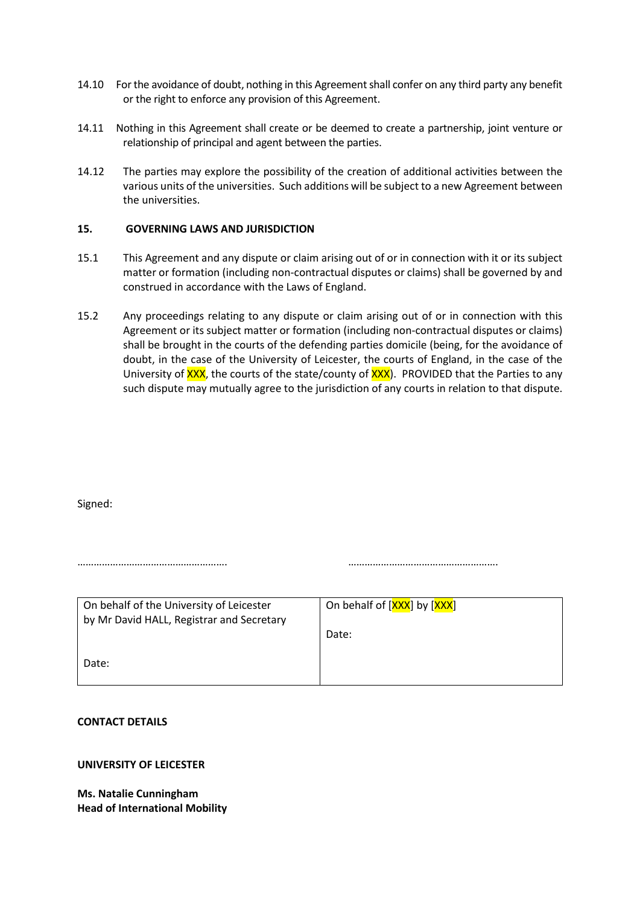14.10 For the avoidance of doubt, nothing in this Agreement shall confer on any third party any benefit or the right to enforce any provision of this Agreement.

14.11 Nothing in this Agreement shall create or be deemed to create a partnership, joint venture or relationship of principal and agent between the parties.

14.12 The parties may explore the possibility of the creation of additional activities between the various units of the universities. Such additions will be subject to a new Agreement between the universities.

**15. GOVERNING LAWS AND JURISDICTION**

15.1 This Agreement and any dispute or claim arising out of or in connection with it or its subject matter or formation (including non-contractual disputes or claims) shall be governed by and construed in accordance with the Laws of England.

15.2 Any proceedings relating to any dispute or claim arising out of or in connection with this Agreement or its subject matter or formation (including non-contractual disputes or claims) shall be brought in the courts of the defending parties domicile (being, for the avoidance of doubt, in the case of the University of Leicester, the courts of England, in the case of the University of XXX, the courts of the state/county of XXX). PROVIDED that the Parties to any such dispute may mutually agree to the jurisdiction of any courts in relation to that dispute.

Signed:

……………………………………………….                ……………………………………………….

| On behalf of the University of Leicester by Mr David HALL, Registrar and Secretary<br><br>Date: | On behalf of [XXX] by [XXX]<br><br>Date: |
|---|---|

**CONTACT DETAILS**

**UNIVERSITY OF LEICESTER**

**Ms. Natalie Cunningham**
**Head of International Mobility**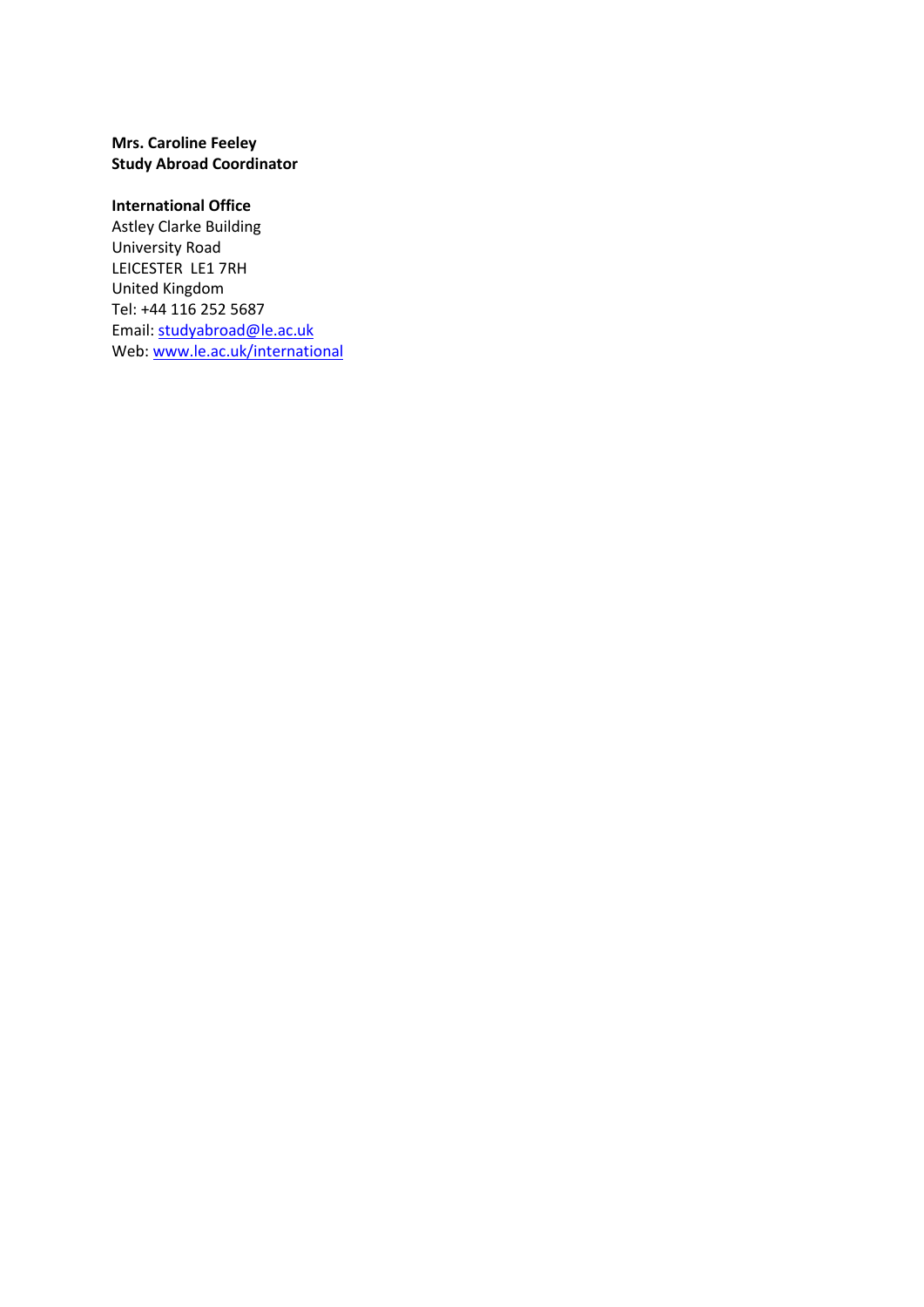**Mrs. Caroline Feeley**
**Study Abroad Coordinator**

**International Office**
Astley Clarke Building
University Road
LEICESTER  LE1 7RH
United Kingdom
Tel: +44 116 252 5687
Email: studyabroad@le.ac.uk
Web: www.le.ac.uk/international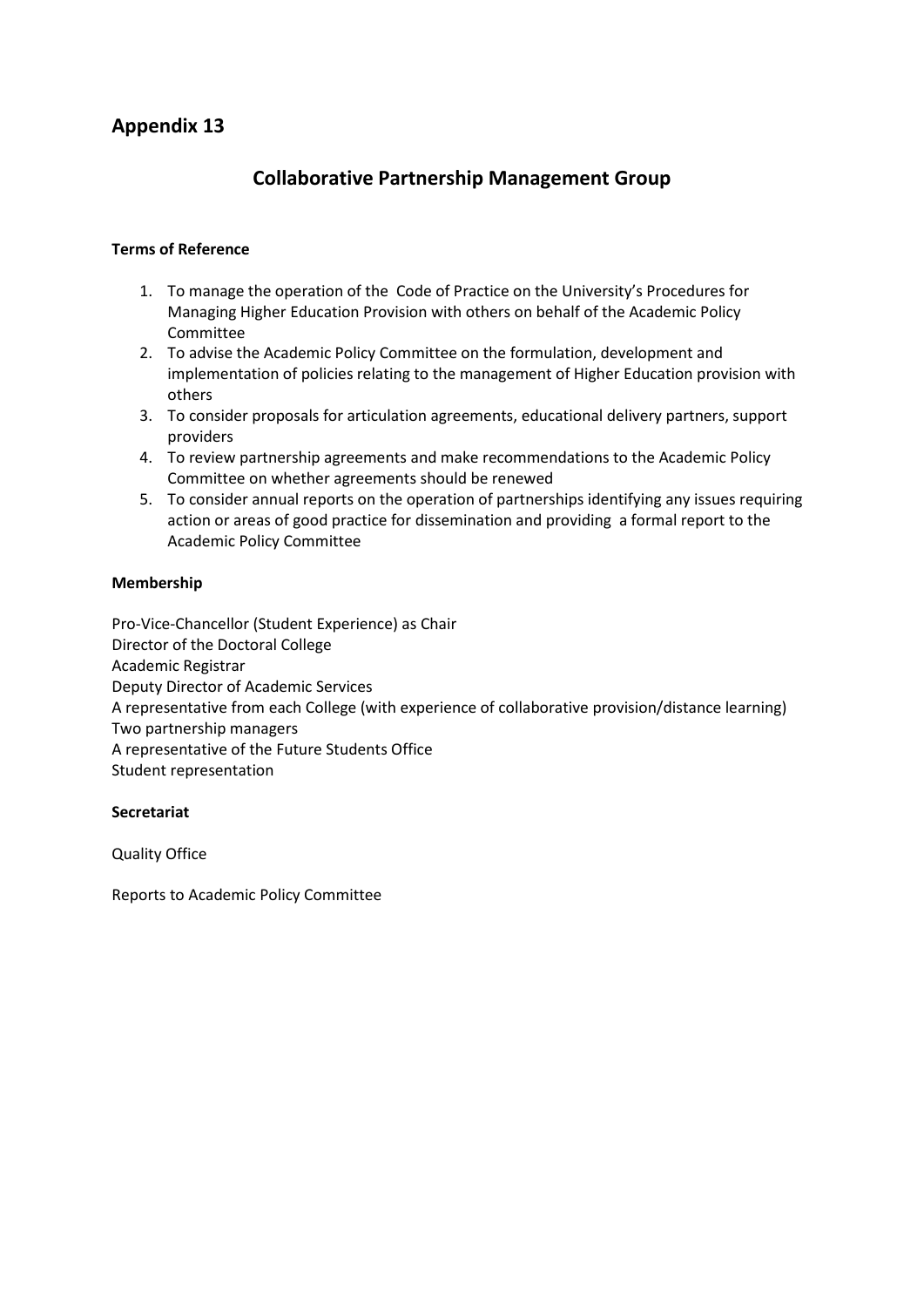## Appendix 13

### Collaborative Partnership Management Group

**Terms of Reference**

1. To manage the operation of the Code of Practice on the University's Procedures for Managing Higher Education Provision with others on behalf of the Academic Policy Committee
2. To advise the Academic Policy Committee on the formulation, development and implementation of policies relating to the management of Higher Education provision with others
3. To consider proposals for articulation agreements, educational delivery partners, support providers
4. To review partnership agreements and make recommendations to the Academic Policy Committee on whether agreements should be renewed
5. To consider annual reports on the operation of partnerships identifying any issues requiring action or areas of good practice for dissemination and providing a formal report to the Academic Policy Committee

**Membership**

Pro-Vice-Chancellor (Student Experience) as Chair
Director of the Doctoral College
Academic Registrar
Deputy Director of Academic Services
A representative from each College (with experience of collaborative provision/distance learning)
Two partnership managers
A representative of the Future Students Office
Student representation

**Secretariat**

Quality Office

Reports to Academic Policy Committee